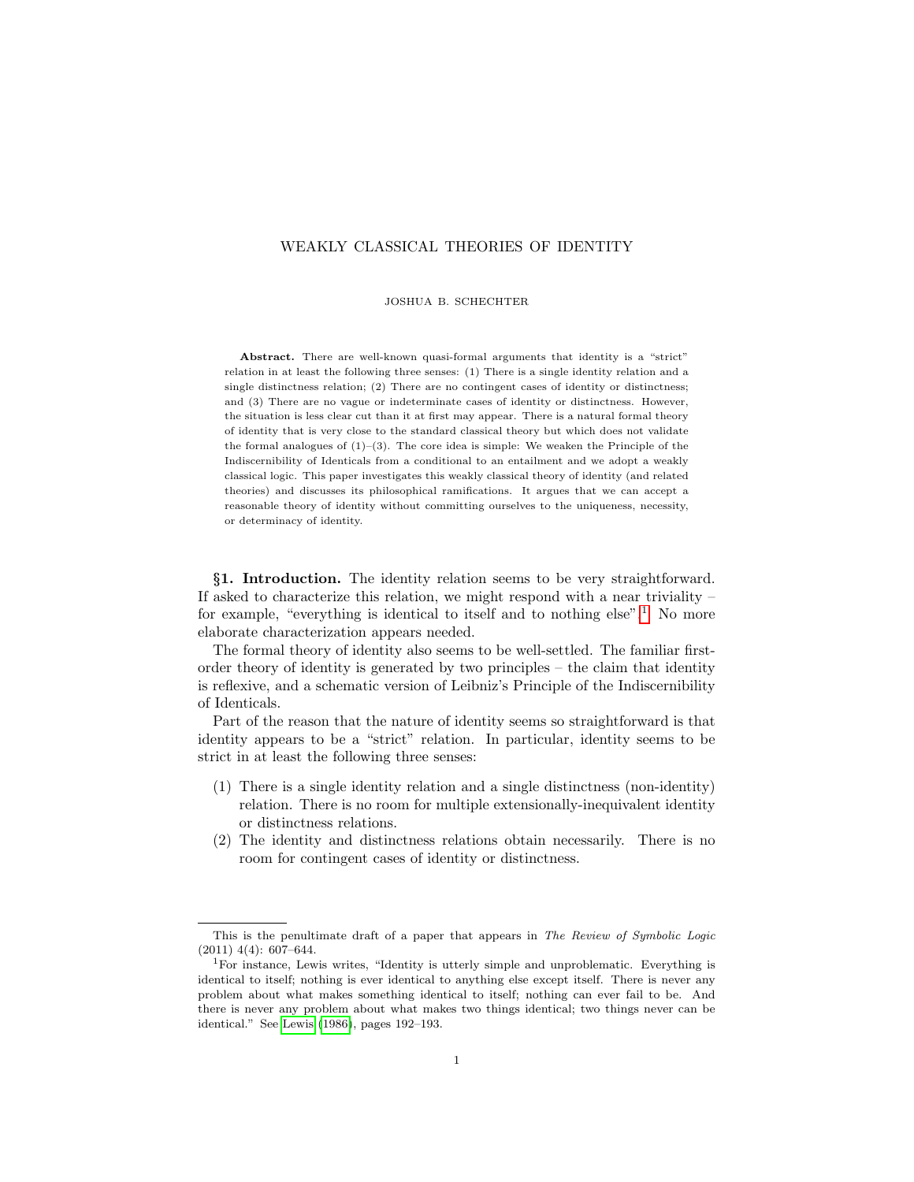# WEAKLY CLASSICAL THEORIES OF IDENTITY

JOSHUA B. SCHECHTER

**Abstract.** There are well-known quasi-formal arguments that identity is a "strict" relation in at least the following three senses: (1) There is a single identity relation and a single distinctness relation; (2) There are no contingent cases of identity or distinctness; and (3) There are no vague or indeterminate cases of identity or distinctness. However, the situation is less clear cut than it at first may appear. There is a natural formal theory of identity that is very close to the standard classical theory but which does not validate the formal analogues of (1)–(3). The core idea is simple: We weaken the Principle of the Indiscernibility of Identicals from a conditional to an entailment and we adopt a weakly classical logic. This paper investigates this weakly classical theory of identity (and related theories) and discusses its philosophical ramifications. It argues that we can accept a reasonable theory of identity without committing ourselves to the uniqueness, necessity, or determinacy of identity.

**§1. Introduction.** The identity relation seems to be very straightforward. If asked to characterize this relation, we might respond with a near triviality – for example, "everything is identical to itself and to nothing else".[1] No more elaborate characterization appears needed.

The formal theory of identity also seems to be well-settled. The familiar first-order theory of identity is generated by two principles – the claim that identity is reflexive, and a schematic version of Leibniz's Principle of the Indiscernibility of Identicals.

Part of the reason that the nature of identity seems so straightforward is that identity appears to be a "strict" relation. In particular, identity seems to be strict in at least the following three senses:

(1) There is a single identity relation and a single distinctness (non-identity) relation. There is no room for multiple extensionally-inequivalent identity or distinctness relations.
(2) The identity and distinctness relations obtain necessarily. There is no room for contingent cases of identity or distinctness.

---

This is the penultimate draft of a paper that appears in *The Review of Symbolic Logic* (2011) 4(4): 607–644.

[1] For instance, Lewis writes, "Identity is utterly simple and unproblematic. Everything is identical to itself; nothing is ever identical to anything else except itself. There is never any problem about what makes something identical to itself; nothing can ever fail to be. And there is never any problem about what makes two things identical; two things never can be identical." See Lewis (1986), pages 192–193.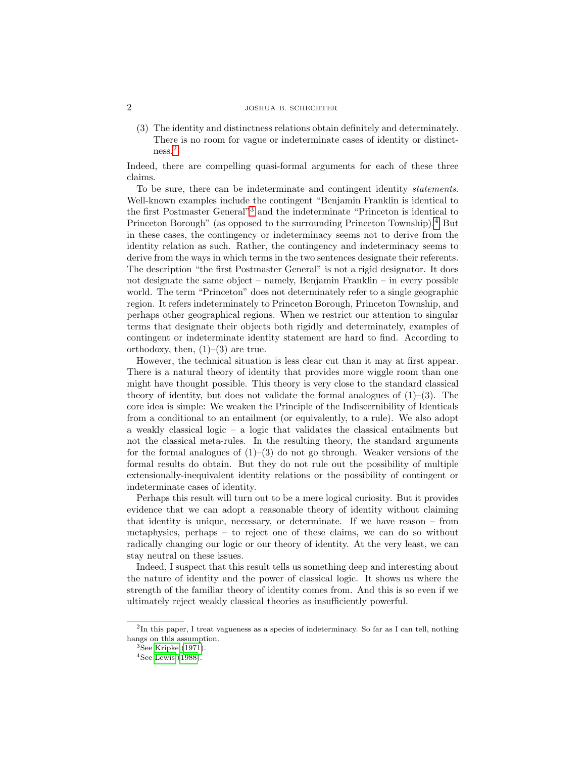(3) The identity and distinctness relations obtain definitely and determinately. There is no room for vague or indeterminate cases of identity or distinctness.[2]

Indeed, there are compelling quasi-formal arguments for each of these three claims.

To be sure, there can be indeterminate and contingent identity *statements*. Well-known examples include the contingent "Benjamin Franklin is identical to the first Postmaster General"[3] and the indeterminate "Princeton is identical to Princeton Borough" (as opposed to the surrounding Princeton Township).[4] But in these cases, the contingency or indeterminacy seems not to derive from the identity relation as such. Rather, the contingency and indeterminacy seems to derive from the ways in which terms in the two sentences designate their referents. The description "the first Postmaster General" is not a rigid designator. It does not designate the same object – namely, Benjamin Franklin – in every possible world. The term "Princeton" does not determinately refer to a single geographic region. It refers indeterminately to Princeton Borough, Princeton Township, and perhaps other geographical regions. When we restrict our attention to singular terms that designate their objects both rigidly and determinately, examples of contingent or indeterminate identity statement are hard to find. According to orthodoxy, then, (1)–(3) are true.

However, the technical situation is less clear cut than it may at first appear. There is a natural theory of identity that provides more wiggle room than one might have thought possible. This theory is very close to the standard classical theory of identity, but does not validate the formal analogues of (1)–(3). The core idea is simple: We weaken the Principle of the Indiscernibility of Identicals from a conditional to an entailment (or equivalently, to a rule). We also adopt a weakly classical logic – a logic that validates the classical entailments but not the classical meta-rules. In the resulting theory, the standard arguments for the formal analogues of (1)–(3) do not go through. Weaker versions of the formal results do obtain. But they do not rule out the possibility of multiple extensionally-inequivalent identity relations or the possibility of contingent or indeterminate cases of identity.

Perhaps this result will turn out to be a mere logical curiosity. But it provides evidence that we can adopt a reasonable theory of identity without claiming that identity is unique, necessary, or determinate. If we have reason – from metaphysics, perhaps – to reject one of these claims, we can do so without radically changing our logic or our theory of identity. At the very least, we can stay neutral on these issues.

Indeed, I suspect that this result tells us something deep and interesting about the nature of identity and the power of classical logic. It shows us where the strength of the familiar theory of identity comes from. And this is so even if we ultimately reject weakly classical theories as insufficiently powerful.

---

[2] In this paper, I treat vagueness as a species of indeterminacy. So far as I can tell, nothing hangs on this assumption.

[3] See Kripke (1971).

[4] See Lewis (1988).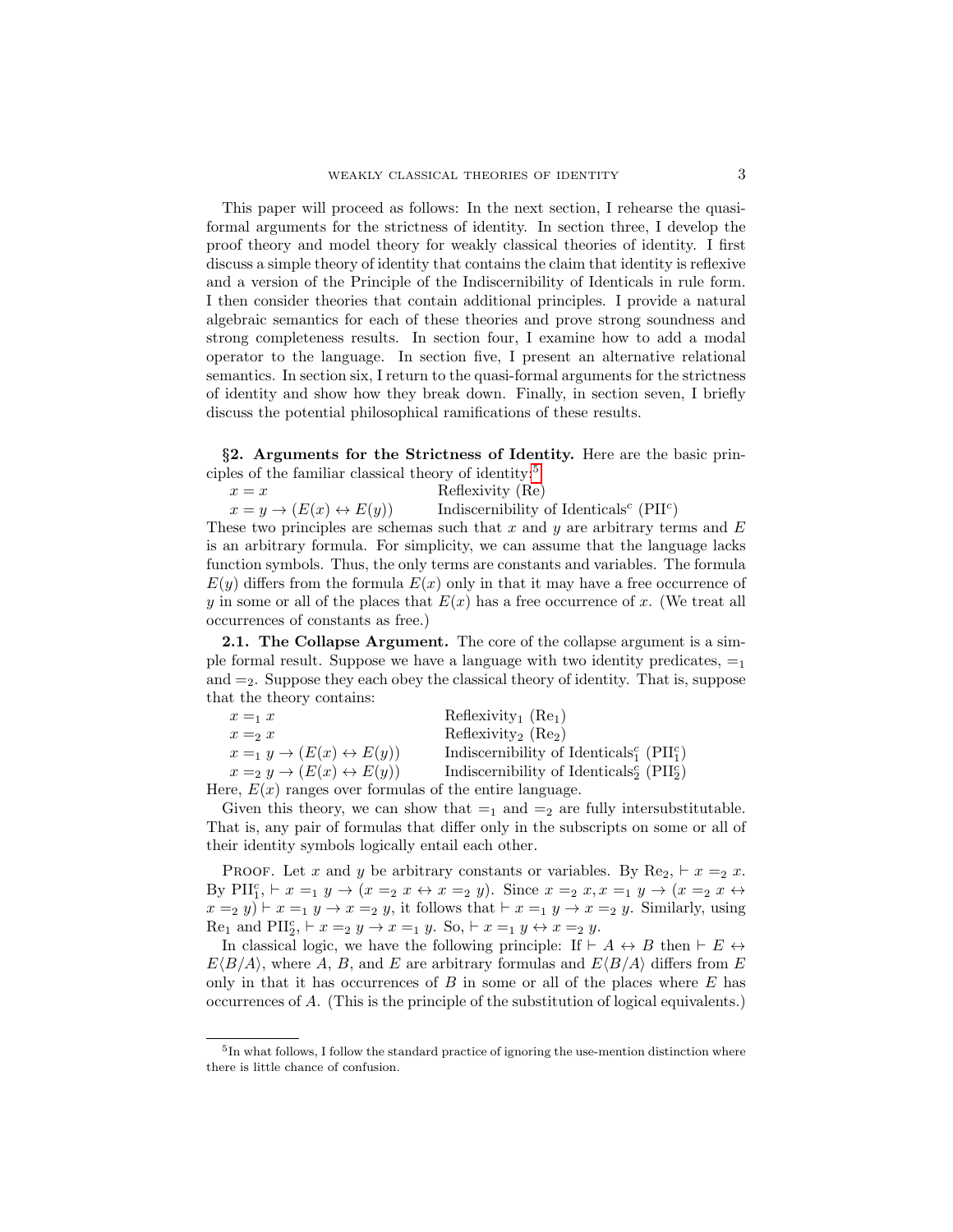This paper will proceed as follows: In the next section, I rehearse the quasi-formal arguments for the strictness of identity. In section three, I develop the proof theory and model theory for weakly classical theories of identity. I first discuss a simple theory of identity that contains the claim that identity is reflexive and a version of the Principle of the Indiscernibility of Identicals in rule form. I then consider theories that contain additional principles. I provide a natural algebraic semantics for each of these theories and prove strong soundness and strong completeness results. In section four, I examine how to add a modal operator to the language. In section five, I present an alternative relational semantics. In section six, I return to the quasi-formal arguments for the strictness of identity and show how they break down. Finally, in section seven, I briefly discuss the potential philosophical ramifications of these results.

**§2. Arguments for the Strictness of Identity.** Here are the basic principles of the familiar classical theory of identity:[5]

| | |
|---|---|
| $x = x$ | Reflexivity (Re) |
| $x = y \rightarrow (E(x) \leftrightarrow E(y))$ | Indiscernibility of Identicals$^c$ (PII$^c$) |

These two principles are schemas such that $x$ and $y$ are arbitrary terms and $E$ is an arbitrary formula. For simplicity, we can assume that the language lacks function symbols. Thus, the only terms are constants and variables. The formula $E(y)$ differs from the formula $E(x)$ only in that it may have a free occurrence of $y$ in some or all of the places that $E(x)$ has a free occurrence of $x$. (We treat all occurrences of constants as free.)

**2.1. The Collapse Argument.** The core of the collapse argument is a simple formal result. Suppose we have a language with two identity predicates, $=_1$ and $=_2$. Suppose they each obey the classical theory of identity. That is, suppose that the theory contains:

| | |
|---|---|
| $x =_1 x$ | Reflexivity$_1$ (Re$_1$) |
| $x =_2 x$ | Reflexivity$_2$ (Re$_2$) |
| $x =_1 y \rightarrow (E(x) \leftrightarrow E(y))$ | Indiscernibility of Identicals$^c_1$ (PII$^c_1$) |
| $x =_2 y \rightarrow (E(x) \leftrightarrow E(y))$ | Indiscernibility of Identicals$^c_2$ (PII$^c_2$) |

Here, $E(x)$ ranges over formulas of the entire language.

Given this theory, we can show that $=_1$ and $=_2$ are fully intersubstitutable. That is, any pair of formulas that differ only in the subscripts on some or all of their identity symbols logically entail each other.

Proof. Let $x$ and $y$ be arbitrary constants or variables. By Re$_2$, $\vdash x =_2 x$. By PII$^c_1$, $\vdash x =_1 y \rightarrow (x =_2 x \leftrightarrow x =_2 y)$. Since $x =_2 x, x =_1 y \rightarrow (x =_2 x \leftrightarrow x =_2 y) \vdash x =_1 y \rightarrow x =_2 y$, it follows that $\vdash x =_1 y \rightarrow x =_2 y$. Similarly, using Re$_1$ and PII$^c_2$, $\vdash x =_2 y \rightarrow x =_1 y$. So, $\vdash x =_1 y \leftrightarrow x =_2 y$.

In classical logic, we have the following principle: If $\vdash A \leftrightarrow B$ then $\vdash E \leftrightarrow E\langle B/A\rangle$, where $A$, $B$, and $E$ are arbitrary formulas and $E\langle B/A\rangle$ differs from $E$ only in that it has occurrences of $B$ in some or all of the places where $E$ has occurrences of $A$. (This is the principle of the substitution of logical equivalents.)

[5] In what follows, I follow the standard practice of ignoring the use-mention distinction where there is little chance of confusion.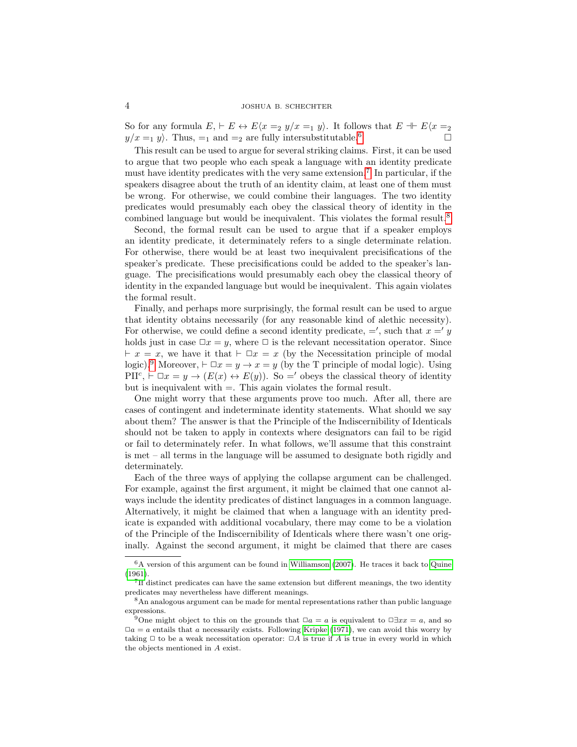So for any formula $E$, $\vdash E \leftrightarrow E\langle x =_2 y / x =_1 y\rangle$. It follows that $E \dashv\vdash E\langle x =_2 y / x =_1 y\rangle$. Thus, $=_1$ and $=_2$ are fully intersubstitutable.[6] $\square$

This result can be used to argue for several striking claims. First, it can be used to argue that two people who each speak a language with an identity predicate must have identity predicates with the very same extension.[7] In particular, if the speakers disagree about the truth of an identity claim, at least one of them must be wrong. For otherwise, we could combine their languages. The two identity predicates would presumably each obey the classical theory of identity in the combined language but would be inequivalent. This violates the formal result.[8]

Second, the formal result can be used to argue that if a speaker employs an identity predicate, it determinately refers to a single determinate relation. For otherwise, there would be at least two inequivalent precisifications of the speaker's predicate. These precisifications could be added to the speaker's language. The precisifications would presumably each obey the classical theory of identity in the expanded language but would be inequivalent. This again violates the formal result.

Finally, and perhaps more surprisingly, the formal result can be used to argue that identity obtains necessarily (for any reasonable kind of alethic necessity). For otherwise, we could define a second identity predicate, $='$, such that $x =' y$ holds just in case $\Box x = y$, where $\Box$ is the relevant necessitation operator. Since $\vdash x = x$, we have that $\vdash \Box x = x$ (by the Necessitation principle of modal logic).[9] Moreover, $\vdash \Box x = y \rightarrow x = y$ (by the T principle of modal logic). Using PII$^c$, $\vdash \Box x = y \rightarrow (E(x) \leftrightarrow E(y))$. So $='$ obeys the classical theory of identity but is inequivalent with $=$. This again violates the formal result.

One might worry that these arguments prove too much. After all, there are cases of contingent and indeterminate identity statements. What should we say about them? The answer is that the Principle of the Indiscernibility of Identicals should not be taken to apply in contexts where designators can fail to be rigid or fail to determinately refer. In what follows, we'll assume that this constraint is met – all terms in the language will be assumed to designate both rigidly and determinately.

Each of the three ways of applying the collapse argument can be challenged. For example, against the first argument, it might be claimed that one cannot always include the identity predicates of distinct languages in a common language. Alternatively, it might be claimed that when a language with an identity predicate is expanded with additional vocabulary, there may come to be a violation of the Principle of the Indiscernibility of Identicals where there wasn't one originally. Against the second argument, it might be claimed that there are cases

---

[6] A version of this argument can be found in Williamson (2007). He traces it back to Quine (1961).

[7] If distinct predicates can have the same extension but different meanings, the two identity predicates may nevertheless have different meanings.

[8] An analogous argument can be made for mental representations rather than public language expressions.

[9] One might object to this on the grounds that $\Box a = a$ is equivalent to $\Box \exists x x = a$, and so $\Box a = a$ entails that $a$ necessarily exists. Following Kripke (1971), we can avoid this worry by taking $\Box$ to be a weak necessitation operator: $\Box A$ is true if $A$ is true in every world in which the objects mentioned in $A$ exist.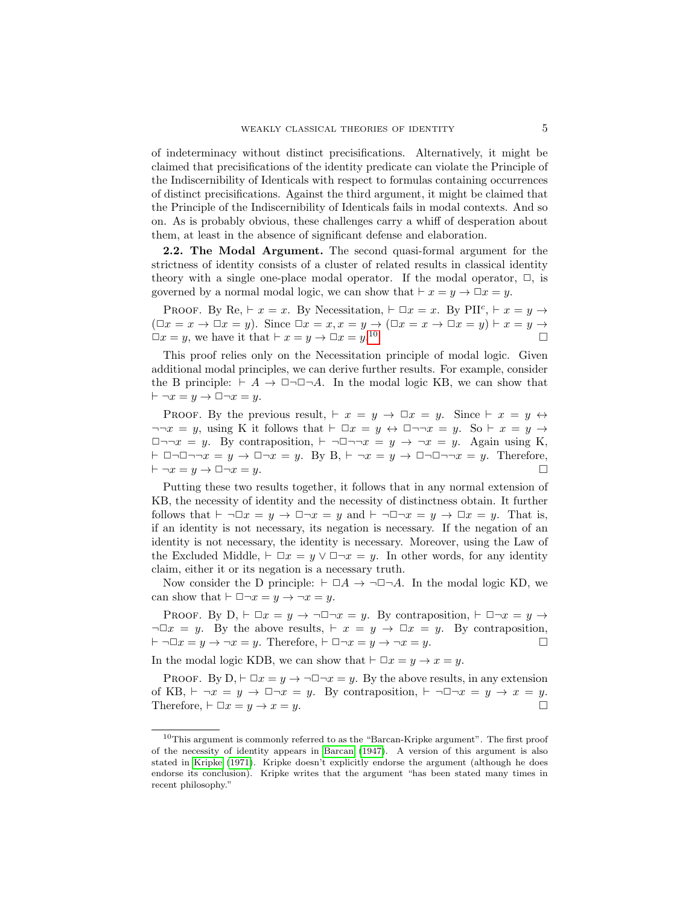of indeterminacy without distinct precisifications. Alternatively, it might be claimed that precisifications of the identity predicate can violate the Principle of the Indiscernibility of Identicals with respect to formulas containing occurrences of distinct precisifications. Against the third argument, it might be claimed that the Principle of the Indiscernibility of Identicals fails in modal contexts. And so on. As is probably obvious, these challenges carry a whiff of desperation about them, at least in the absence of significant defense and elaboration.

**2.2. The Modal Argument.** The second quasi-formal argument for the strictness of identity consists of a cluster of related results in classical identity theory with a single one-place modal operator. If the modal operator, $\Box$, is governed by a normal modal logic, we can show that $\vdash x = y \to \Box x = y$.

Proof. By Re, $\vdash x = x$. By Necessitation, $\vdash \Box x = x$. By PII$^c$, $\vdash x = y \to (\Box x = x \to \Box x = y)$. Since $\Box x = x, x = y \to (\Box x = x \to \Box x = y) \vdash x = y \to \Box x = y$, we have it that $\vdash x = y \to \Box x = y$.[10] $\Box$

This proof relies only on the Necessitation principle of modal logic. Given additional modal principles, we can derive further results. For example, consider the B principle: $\vdash A \to \Box\neg\Box\neg A$. In the modal logic KB, we can show that $\vdash \neg x = y \to \Box\neg x = y$.

Proof. By the previous result, $\vdash x = y \to \Box x = y$. Since $\vdash x = y \leftrightarrow \neg\neg x = y$, using K it follows that $\vdash \Box x = y \leftrightarrow \Box\neg\neg x = y$. So $\vdash x = y \to \Box\neg\neg x = y$. By contraposition, $\vdash \neg\Box\neg\neg x = y \to \neg x = y$. Again using K, $\vdash \Box\neg\Box\neg\neg x = y \to \Box\neg x = y$. By B, $\vdash \neg x = y \to \Box\neg\Box\neg\neg x = y$. Therefore, $\vdash \neg x = y \to \Box\neg x = y$. $\Box$

Putting these two results together, it follows that in any normal extension of KB, the necessity of identity and the necessity of distinctness obtain. It further follows that $\vdash \neg\Box x = y \to \Box\neg x = y$ and $\vdash \neg\Box\neg x = y \to \Box x = y$. That is, if an identity is not necessary, its negation is necessary. If the negation of an identity is not necessary, the identity is necessary. Moreover, using the Law of the Excluded Middle, $\vdash \Box x = y \lor \Box\neg x = y$. In other words, for any identity claim, either it or its negation is a necessary truth.

Now consider the D principle: $\vdash \Box A \to \neg\Box\neg A$. In the modal logic KD, we can show that $\vdash \Box\neg x = y \to \neg x = y$.

Proof. By D, $\vdash \Box x = y \to \neg\Box\neg x = y$. By contraposition, $\vdash \Box\neg x = y \to \neg\Box x = y$. By the above results, $\vdash x = y \to \Box x = y$. By contraposition, $\vdash \neg\Box x = y \to \neg x = y$. Therefore, $\vdash \Box\neg x = y \to \neg x = y$. $\Box$

In the modal logic KDB, we can show that $\vdash \Box x = y \to x = y$.

Proof. By D, $\vdash \Box x = y \to \neg\Box\neg x = y$. By the above results, in any extension of KB, $\vdash \neg x = y \to \Box\neg x = y$. By contraposition, $\vdash \neg\Box\neg x = y \to x = y$. Therefore, $\vdash \Box x = y \to x = y$. $\Box$

[10] This argument is commonly referred to as the "Barcan-Kripke argument". The first proof of the necessity of identity appears in Barcan (1947). A version of this argument is also stated in Kripke (1971). Kripke doesn't explicitly endorse the argument (although he does endorse its conclusion). Kripke writes that the argument "has been stated many times in recent philosophy."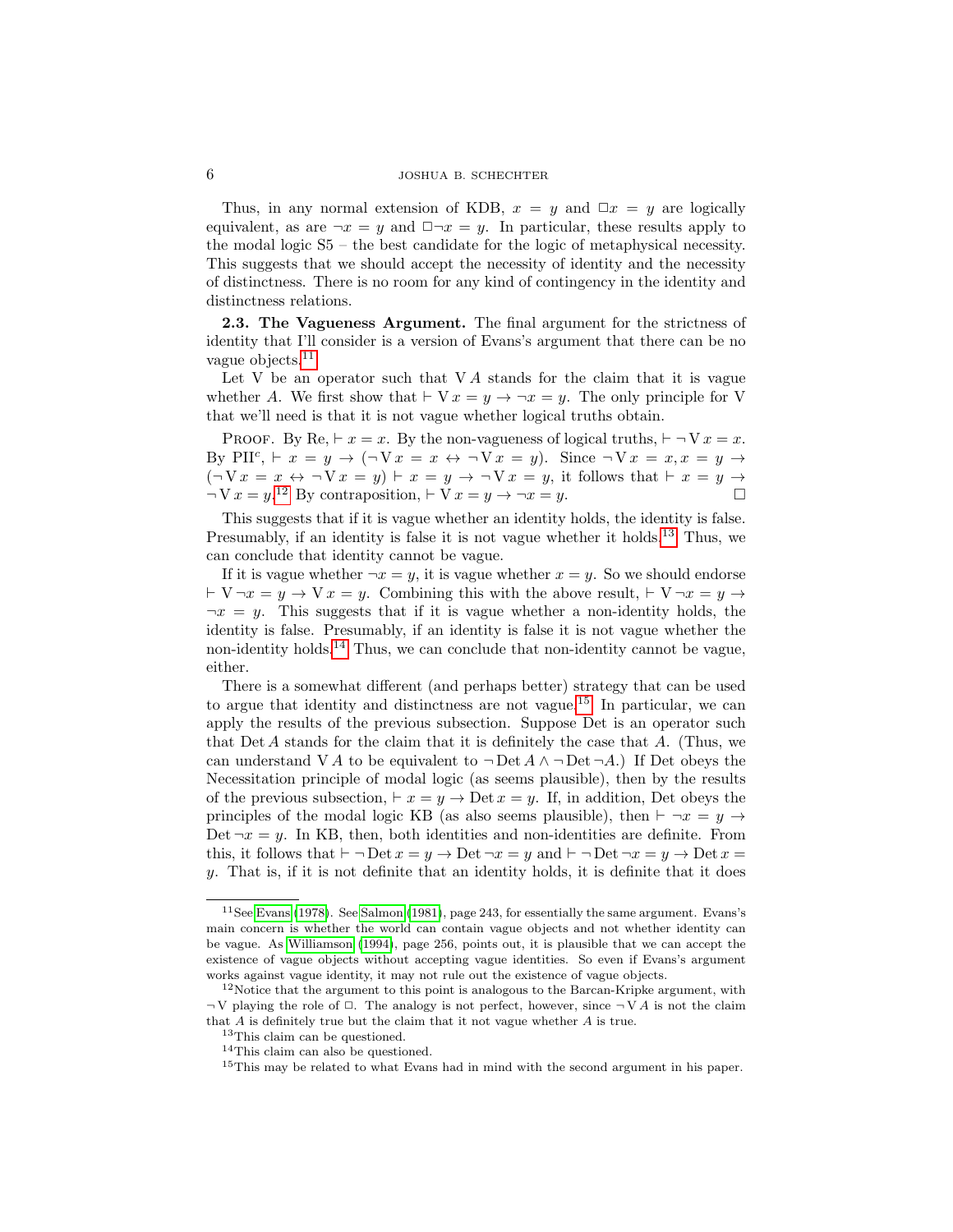Thus, in any normal extension of KDB, $x = y$ and $\Box x = y$ are logically equivalent, as are $\neg x = y$ and $\Box\neg x = y$. In particular, these results apply to the modal logic S5 – the best candidate for the logic of metaphysical necessity. This suggests that we should accept the necessity of identity and the necessity of distinctness. There is no room for any kind of contingency in the identity and distinctness relations.

**2.3. The Vagueness Argument.** The final argument for the strictness of identity that I'll consider is a version of Evans's argument that there can be no vague objects.[11]

Let V be an operator such that $\mathrm{V}\,A$ stands for the claim that it is vague whether $A$. We first show that $\vdash \mathrm{V}\,x = y \to \neg x = y$. The only principle for V that we'll need is that it is not vague whether logical truths obtain.

Proof. By Re, $\vdash x = x$. By the non-vagueness of logical truths, $\vdash \neg\,\mathrm{V}\,x = x$. By PII$^c$, $\vdash x = y \to (\neg\,\mathrm{V}\,x = x \leftrightarrow \neg\,\mathrm{V}\,x = y)$. Since $\neg\,\mathrm{V}\,x = x, x = y \to (\neg\,\mathrm{V}\,x = x \leftrightarrow \neg\,\mathrm{V}\,x = y) \vdash x = y \to \neg\,\mathrm{V}\,x = y$, it follows that $\vdash x = y \to \neg\,\mathrm{V}\,x = y$.[12] By contraposition, $\vdash \mathrm{V}\,x = y \to \neg x = y$. $\Box$

This suggests that if it is vague whether an identity holds, the identity is false. Presumably, if an identity is false it is not vague whether it holds.[13] Thus, we can conclude that identity cannot be vague.

If it is vague whether $\neg x = y$, it is vague whether $x = y$. So we should endorse $\vdash \mathrm{V}\,\neg x = y \to \mathrm{V}\,x = y$. Combining this with the above result, $\vdash \mathrm{V}\,\neg x = y \to \neg x = y$. This suggests that if it is vague whether a non-identity holds, the identity is false. Presumably, if an identity is false it is not vague whether the non-identity holds.[14] Thus, we can conclude that non-identity cannot be vague, either.

There is a somewhat different (and perhaps better) strategy that can be used to argue that identity and distinctness are not vague.[15] In particular, we can apply the results of the previous subsection. Suppose Det is an operator such that $\mathrm{Det}\,A$ stands for the claim that it is definitely the case that $A$. (Thus, we can understand $\mathrm{V}\,A$ to be equivalent to $\neg\,\mathrm{Det}\,A \wedge \neg\,\mathrm{Det}\,\neg A$.) If Det obeys the Necessitation principle of modal logic (as seems plausible), then by the results of the previous subsection, $\vdash x = y \to \mathrm{Det}\,x = y$. If, in addition, Det obeys the principles of the modal logic KB (as also seems plausible), then $\vdash \neg x = y \to \mathrm{Det}\,\neg x = y$. In KB, then, both identities and non-identities are definite. From this, it follows that $\vdash \neg\,\mathrm{Det}\,x = y \to \mathrm{Det}\,\neg x = y$ and $\vdash \neg\,\mathrm{Det}\,\neg x = y \to \mathrm{Det}\,x = y$. That is, if it is not definite that an identity holds, it is definite that it does

---

[11] See Evans (1978). See Salmon (1981), page 243, for essentially the same argument. Evans's main concern is whether the world can contain vague objects and not whether identity can be vague. As Williamson (1994), page 256, points out, it is plausible that we can accept the existence of vague objects without accepting vague identities. So even if Evans's argument works against vague identity, it may not rule out the existence of vague objects.

[12] Notice that the argument to this point is analogous to the Barcan-Kripke argument, with $\neg\,\mathrm{V}$ playing the role of $\Box$. The analogy is not perfect, however, since $\neg\,\mathrm{V}\,A$ is not the claim that $A$ is definitely true but the claim that it not vague whether $A$ is true.

[13] This claim can be questioned.

[14] This claim can also be questioned.

[15] This may be related to what Evans had in mind with the second argument in his paper.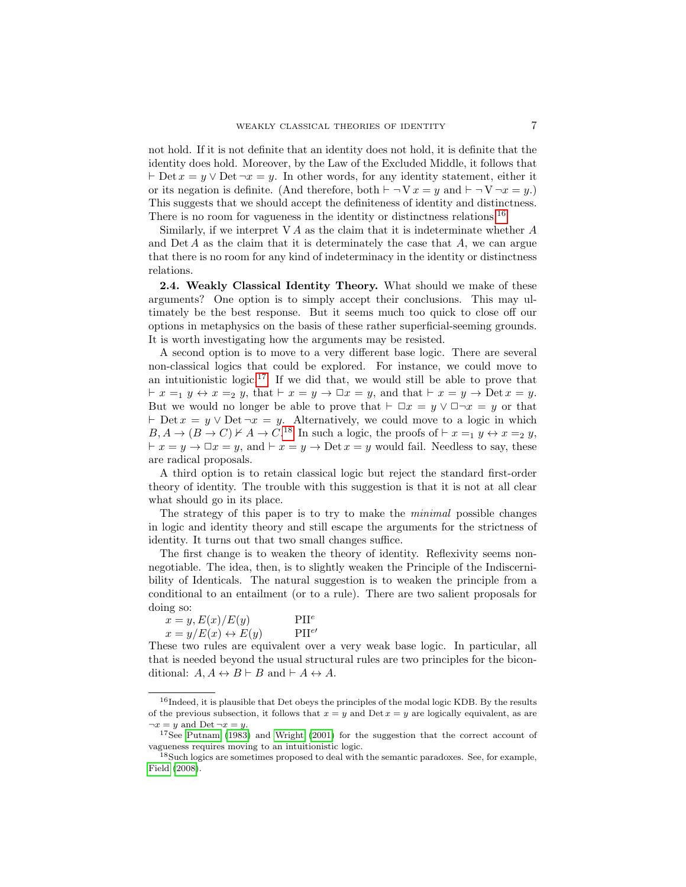not hold. If it is not definite that an identity does not hold, it is definite that the identity does hold. Moreover, by the Law of the Excluded Middle, it follows that $\vdash \mathrm{Det}\, x = y \vee \mathrm{Det}\, \neg x = y$. In other words, for any identity statement, either it or its negation is definite. (And therefore, both $\vdash \neg \mathrm{V}\, x = y$ and $\vdash \neg \mathrm{V}\, \neg x = y$.) This suggests that we should accept the definiteness of identity and distinctness. There is no room for vagueness in the identity or distinctness relations.[16]

Similarly, if we interpret $\mathrm{V}\, A$ as the claim that it is indeterminate whether $A$ and $\mathrm{Det}\, A$ as the claim that it is determinately the case that $A$, we can argue that there is no room for any kind of indeterminacy in the identity or distinctness relations.

**2.4. Weakly Classical Identity Theory.** What should we make of these arguments? One option is to simply accept their conclusions. This may ultimately be the best response. But it seems much too quick to close off our options in metaphysics on the basis of these rather superficial-seeming grounds. It is worth investigating how the arguments may be resisted.

A second option is to move to a very different base logic. There are several non-classical logics that could be explored. For instance, we could move to an intuitionistic logic.[17] If we did that, we would still be able to prove that $\vdash x =_1 y \leftrightarrow x =_2 y$, that $\vdash x = y \to \Box x = y$, and that $\vdash x = y \to \mathrm{Det}\, x = y$. But we would no longer be able to prove that $\vdash \Box x = y \vee \Box \neg x = y$ or that $\vdash \mathrm{Det}\, x = y \vee \mathrm{Det}\, \neg x = y$. Alternatively, we could move to a logic in which $B, A \to (B \to C) \nvdash A \to C$.[18] In such a logic, the proofs of $\vdash x =_1 y \leftrightarrow x =_2 y$, $\vdash x = y \to \Box x = y$, and $\vdash x = y \to \mathrm{Det}\, x = y$ would fail. Needless to say, these are radical proposals.

A third option is to retain classical logic but reject the standard first-order theory of identity. The trouble with this suggestion is that it is not at all clear what should go in its place.

The strategy of this paper is to try to make the *minimal* possible changes in logic and identity theory and still escape the arguments for the strictness of identity. It turns out that two small changes suffice.

The first change is to weaken the theory of identity. Reflexivity seems non-negotiable. The idea, then, is to slightly weaken the Principle of the Indiscernibility of Identicals. The natural suggestion is to weaken the principle from a conditional to an entailment (or to a rule). There are two salient proposals for doing so:

$$x = y, E(x)/E(y) \qquad \mathrm{PII}^e$$

$$x = y/E(x) \leftrightarrow E(y) \qquad \mathrm{PII}^{e\prime}$$

These two rules are equivalent over a very weak base logic. In particular, all that is needed beyond the usual structural rules are two principles for the biconditional: $A, A \leftrightarrow B \vdash B$ and $\vdash A \leftrightarrow A$.

---

[16] Indeed, it is plausible that Det obeys the principles of the modal logic KDB. By the results of the previous subsection, it follows that $x = y$ and $\mathrm{Det}\, x = y$ are logically equivalent, as are $\neg x = y$ and $\mathrm{Det}\, \neg x = y$.

[17] See Putnam (1983) and Wright (2001) for the suggestion that the correct account of vagueness requires moving to an intuitionistic logic.

[18] Such logics are sometimes proposed to deal with the semantic paradoxes. See, for example, Field (2008).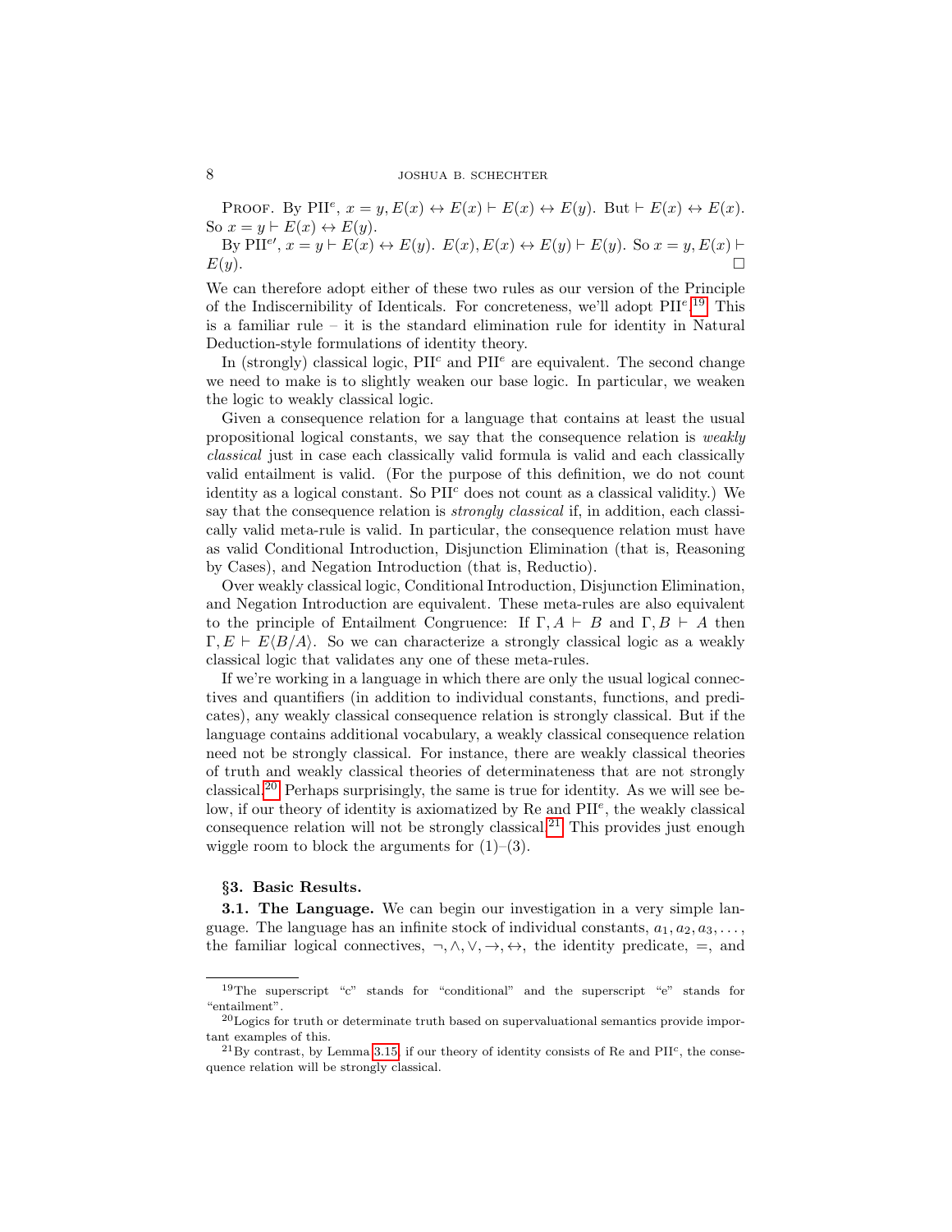PROOF. By $\text{PII}^e$, $x = y, E(x) \leftrightarrow E(x) \vdash E(x) \leftrightarrow E(y)$. But $\vdash E(x) \leftrightarrow E(x)$. So $x = y \vdash E(x) \leftrightarrow E(y)$.

By $\text{PII}^{e\prime}$, $x = y \vdash E(x) \leftrightarrow E(y)$. $E(x), E(x) \leftrightarrow E(y) \vdash E(y)$. So $x = y, E(x) \vdash E(y)$. □

We can therefore adopt either of these two rules as our version of the Principle of the Indiscernibility of Identicals. For concreteness, we'll adopt $\text{PII}^e$.[19] This is a familiar rule – it is the standard elimination rule for identity in Natural Deduction-style formulations of identity theory.

In (strongly) classical logic, $\text{PII}^c$ and $\text{PII}^e$ are equivalent. The second change we need to make is to slightly weaken our base logic. In particular, we weaken the logic to weakly classical logic.

Given a consequence relation for a language that contains at least the usual propositional logical constants, we say that the consequence relation is *weakly classical* just in case each classically valid formula is valid and each classically valid entailment is valid. (For the purpose of this definition, we do not count identity as a logical constant. So $\text{PII}^c$ does not count as a classical validity.) We say that the consequence relation is *strongly classical* if, in addition, each classically valid meta-rule is valid. In particular, the consequence relation must have as valid Conditional Introduction, Disjunction Elimination (that is, Reasoning by Cases), and Negation Introduction (that is, Reductio).

Over weakly classical logic, Conditional Introduction, Disjunction Elimination, and Negation Introduction are equivalent. These meta-rules are also equivalent to the principle of Entailment Congruence: If $\Gamma, A \vdash B$ and $\Gamma, B \vdash A$ then $\Gamma, E \vdash E\langle B/A\rangle$. So we can characterize a strongly classical logic as a weakly classical logic that validates any one of these meta-rules.

If we're working in a language in which there are only the usual logical connectives and quantifiers (in addition to individual constants, functions, and predicates), any weakly classical consequence relation is strongly classical. But if the language contains additional vocabulary, a weakly classical consequence relation need not be strongly classical. For instance, there are weakly classical theories of truth and weakly classical theories of determinateness that are not strongly classical.[20] Perhaps surprisingly, the same is true for identity. As we will see below, if our theory of identity is axiomatized by Re and $\text{PII}^e$, the weakly classical consequence relation will not be strongly classical.[21] This provides just enough wiggle room to block the arguments for (1)–(3).

## §3. Basic Results.

**3.1. The Language.** We can begin our investigation in a very simple language. The language has an infinite stock of individual constants, $a_1, a_2, a_3, \ldots$, the familiar logical connectives, $\neg, \wedge, \vee, \rightarrow, \leftrightarrow$, the identity predicate, $=$, and

---

[19] The superscript "c" stands for "conditional" and the superscript "e" stands for "entailment".

[20] Logics for truth or determinate truth based on supervaluational semantics provide important examples of this.

[21] By contrast, by Lemma 3.15, if our theory of identity consists of Re and $\text{PII}^c$, the consequence relation will be strongly classical.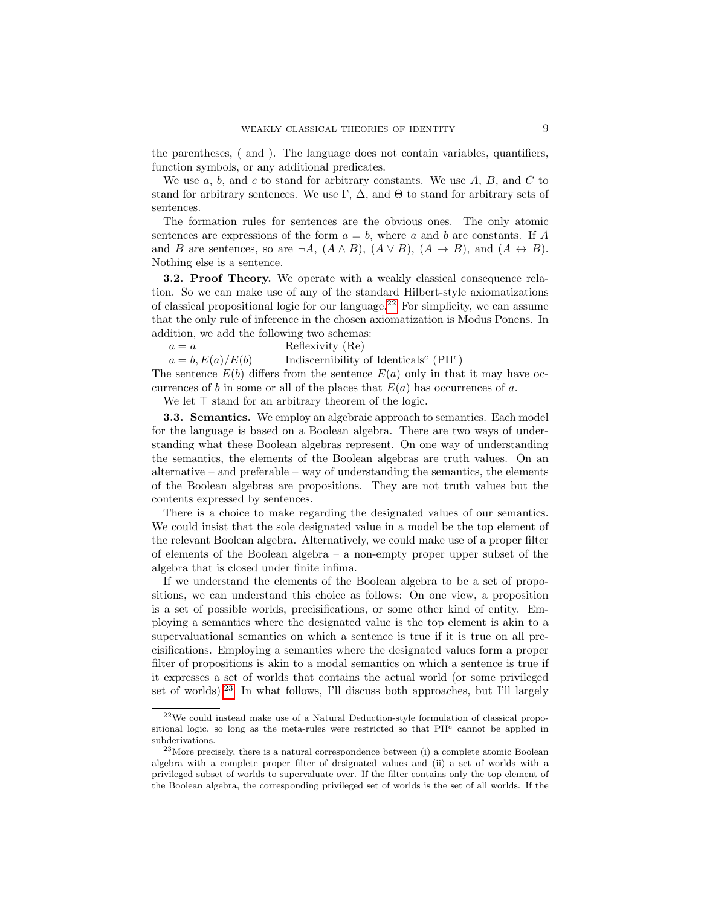the parentheses, ( and ). The language does not contain variables, quantifiers, function symbols, or any additional predicates.

We use $a$, $b$, and $c$ to stand for arbitrary constants. We use $A$, $B$, and $C$ to stand for arbitrary sentences. We use $\Gamma$, $\Delta$, and $\Theta$ to stand for arbitrary sets of sentences.

The formation rules for sentences are the obvious ones. The only atomic sentences are expressions of the form $a = b$, where $a$ and $b$ are constants. If $A$ and $B$ are sentences, so are $\neg A$, $(A \wedge B)$, $(A \vee B)$, $(A \rightarrow B)$, and $(A \leftrightarrow B)$. Nothing else is a sentence.

**3.2. Proof Theory.** We operate with a weakly classical consequence relation. So we can make use of any of the standard Hilbert-style axiomatizations of classical propositional logic for our language.[22] For simplicity, we can assume that the only rule of inference in the chosen axiomatization is Modus Ponens. In addition, we add the following two schemas:

| | |
|---|---|
| $a = a$ | Reflexivity (Re) |
| $a = b, E(a)/E(b)$ | Indiscernibility of Identicals$^e$ (PII$^e$) |

The sentence $E(b)$ differs from the sentence $E(a)$ only in that it may have occurrences of $b$ in some or all of the places that $E(a)$ has occurrences of $a$.

We let $\top$ stand for an arbitrary theorem of the logic.

**3.3. Semantics.** We employ an algebraic approach to semantics. Each model for the language is based on a Boolean algebra. There are two ways of understanding what these Boolean algebras represent. On one way of understanding the semantics, the elements of the Boolean algebras are truth values. On an alternative – and preferable – way of understanding the semantics, the elements of the Boolean algebras are propositions. They are not truth values but the contents expressed by sentences.

There is a choice to make regarding the designated values of our semantics. We could insist that the sole designated value in a model be the top element of the relevant Boolean algebra. Alternatively, we could make use of a proper filter of elements of the Boolean algebra – a non-empty proper upper subset of the algebra that is closed under finite infima.

If we understand the elements of the Boolean algebra to be a set of propositions, we can understand this choice as follows: On one view, a proposition is a set of possible worlds, precisifications, or some other kind of entity. Employing a semantics where the designated value is the top element is akin to a supervaluational semantics on which a sentence is true if it is true on all precisifications. Employing a semantics where the designated values form a proper filter of propositions is akin to a modal semantics on which a sentence is true if it expresses a set of worlds that contains the actual world (or some privileged set of worlds).[23] In what follows, I'll discuss both approaches, but I'll largely

[22] We could instead make use of a Natural Deduction-style formulation of classical propositional logic, so long as the meta-rules were restricted so that PII$^e$ cannot be applied in subderivations.

[23] More precisely, there is a natural correspondence between (i) a complete atomic Boolean algebra with a complete proper filter of designated values and (ii) a set of worlds with a privileged subset of worlds to supervaluate over. If the filter contains only the top element of the Boolean algebra, the corresponding privileged set of worlds is the set of all worlds. If the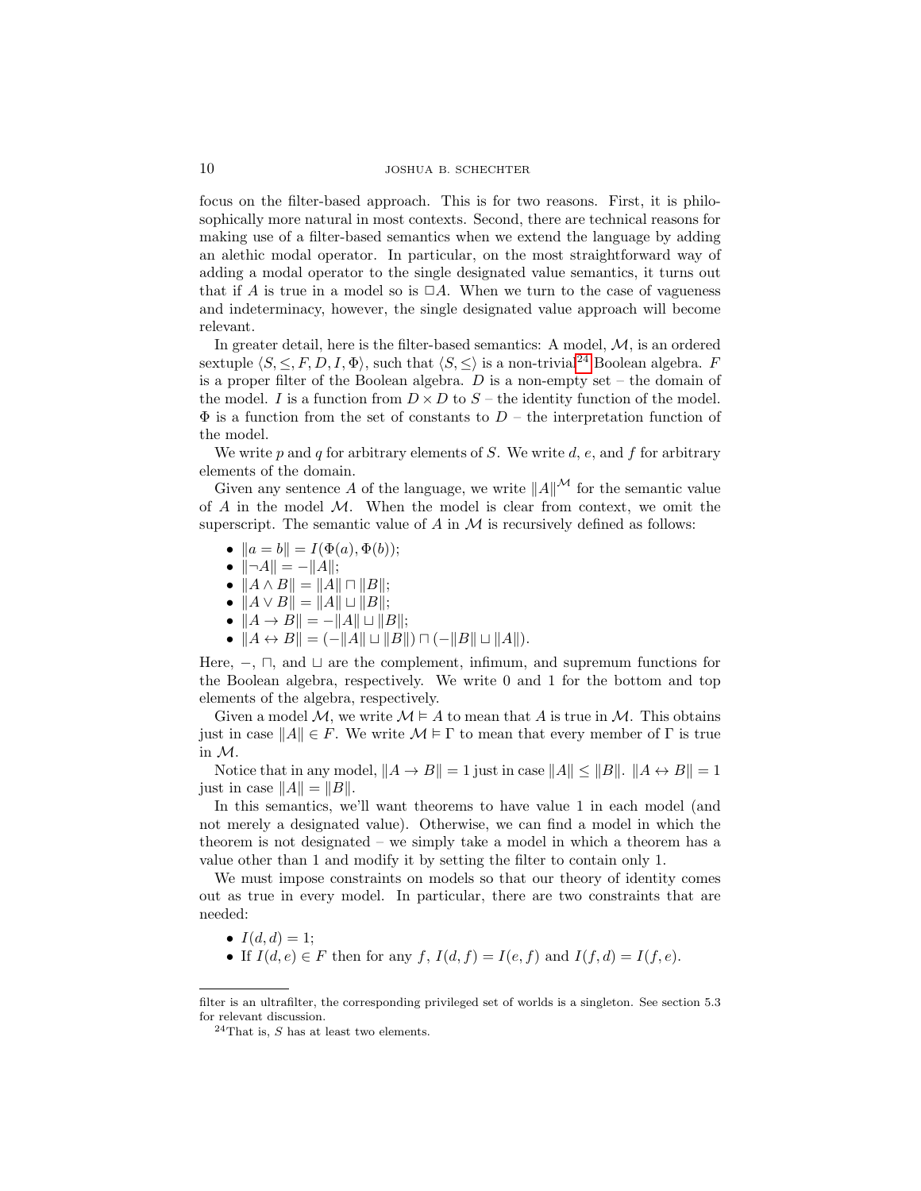focus on the filter-based approach. This is for two reasons. First, it is philosophically more natural in most contexts. Second, there are technical reasons for making use of a filter-based semantics when we extend the language by adding an alethic modal operator. In particular, on the most straightforward way of adding a modal operator to the single designated value semantics, it turns out that if $A$ is true in a model so is $\Box A$. When we turn to the case of vagueness and indeterminacy, however, the single designated value approach will become relevant.

In greater detail, here is the filter-based semantics: A model, $\mathcal{M}$, is an ordered sextuple $\langle S, \leq, F, D, I, \Phi \rangle$, such that $\langle S, \leq \rangle$ is a non-trivial[24] Boolean algebra. $F$ is a proper filter of the Boolean algebra. $D$ is a non-empty set – the domain of the model. $I$ is a function from $D \times D$ to $S$ – the identity function of the model. $\Phi$ is a function from the set of constants to $D$ – the interpretation function of the model.

We write $p$ and $q$ for arbitrary elements of $S$. We write $d$, $e$, and $f$ for arbitrary elements of the domain.

Given any sentence $A$ of the language, we write $\|A\|^{\mathcal{M}}$ for the semantic value of $A$ in the model $\mathcal{M}$. When the model is clear from context, we omit the superscript. The semantic value of $A$ in $\mathcal{M}$ is recursively defined as follows:

- $\|a = b\| = I(\Phi(a), \Phi(b))$;
- $\|\neg A\| = -\|A\|$;
- $\|A \wedge B\| = \|A\| \sqcap \|B\|$;
- $\|A \vee B\| = \|A\| \sqcup \|B\|$;
- $\|A \rightarrow B\| = -\|A\| \sqcup \|B\|$;
- $\|A \leftrightarrow B\| = (-\|A\| \sqcup \|B\|) \sqcap (-\|B\| \sqcup \|A\|)$.

Here, $-$, $\sqcap$, and $\sqcup$ are the complement, infimum, and supremum functions for the Boolean algebra, respectively. We write 0 and 1 for the bottom and top elements of the algebra, respectively.

Given a model $\mathcal{M}$, we write $\mathcal{M} \vDash A$ to mean that $A$ is true in $\mathcal{M}$. This obtains just in case $\|A\| \in F$. We write $\mathcal{M} \vDash \Gamma$ to mean that every member of $\Gamma$ is true in $\mathcal{M}$.

Notice that in any model, $\|A \rightarrow B\| = 1$ just in case $\|A\| \leq \|B\|$. $\|A \leftrightarrow B\| = 1$ just in case $\|A\| = \|B\|$.

In this semantics, we'll want theorems to have value 1 in each model (and not merely a designated value). Otherwise, we can find a model in which the theorem is not designated – we simply take a model in which a theorem has a value other than 1 and modify it by setting the filter to contain only 1.

We must impose constraints on models so that our theory of identity comes out as true in every model. In particular, there are two constraints that are needed:

- $I(d, d) = 1$;
- If $I(d, e) \in F$ then for any $f$, $I(d, f) = I(e, f)$ and $I(f, d) = I(f, e)$.

---

filter is an ultrafilter, the corresponding privileged set of worlds is a singleton. See section 5.3 for relevant discussion.

[24] That is, $S$ has at least two elements.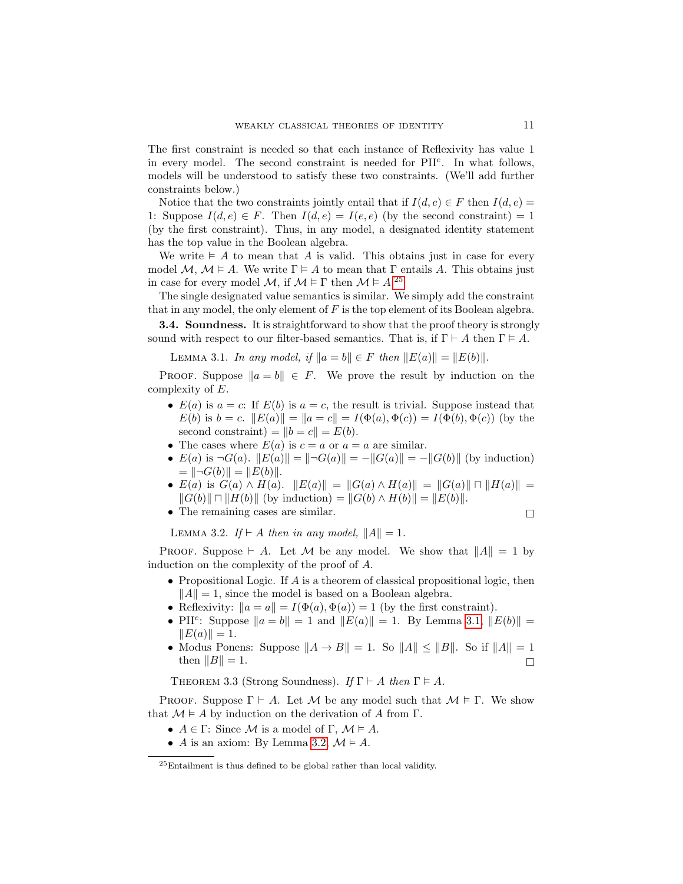The first constraint is needed so that each instance of Reflexivity has value 1 in every model. The second constraint is needed for $\mathrm{PII}^e$. In what follows, models will be understood to satisfy these two constraints. (We'll add further constraints below.)

Notice that the two constraints jointly entail that if $I(d,e) \in F$ then $I(d,e) = 1$: Suppose $I(d,e) \in F$. Then $I(d,e) = I(e,e)$ (by the second constraint) $= 1$ (by the first constraint). Thus, in any model, a designated identity statement has the top value in the Boolean algebra.

We write $\vDash A$ to mean that $A$ is valid. This obtains just in case for every model $\mathcal{M}$, $\mathcal{M} \vDash A$. We write $\Gamma \vDash A$ to mean that $\Gamma$ entails $A$. This obtains just in case for every model $\mathcal{M}$, if $\mathcal{M} \vDash \Gamma$ then $\mathcal{M} \vDash A$.[25]

The single designated value semantics is similar. We simply add the constraint that in any model, the only element of $F$ is the top element of its Boolean algebra.

**3.4. Soundness.** It is straightforward to show that the proof theory is strongly sound with respect to our filter-based semantics. That is, if $\Gamma \vdash A$ then $\Gamma \vDash A$.

Lemma 3.1. *In any model, if $\|a = b\| \in F$ then $\|E(a)\| = \|E(b)\|$.*

Proof. Suppose $\|a = b\| \in F$. We prove the result by induction on the complexity of $E$.

- $E(a)$ is $a = c$: If $E(b)$ is $a = c$, the result is trivial. Suppose instead that $E(b)$ is $b = c$. $\|E(a)\| = \|a = c\| = I(\Phi(a), \Phi(c)) = I(\Phi(b), \Phi(c))$ (by the second constraint) $= \|b = c\| = E(b)$.
- The cases where $E(a)$ is $c = a$ or $a = a$ are similar.
- $E(a)$ is $\neg G(a)$. $\|E(a)\| = \|\neg G(a)\| = -\|G(a)\| = -\|G(b)\|$ (by induction) $= \|\neg G(b)\| = \|E(b)\|$.
- $E(a)$ is $G(a) \wedge H(a)$. $\|E(a)\| = \|G(a) \wedge H(a)\| = \|G(a)\| \sqcap \|H(a)\| = \|G(b)\| \sqcap \|H(b)\|$ (by induction) $= \|G(b) \wedge H(b)\| = \|E(b)\|$.
- The remaining cases are similar. □

Lemma 3.2. *If $\vdash A$ then in any model, $\|A\| = 1$.*

Proof. Suppose $\vdash A$. Let $\mathcal{M}$ be any model. We show that $\|A\| = 1$ by induction on the complexity of the proof of $A$.

- Propositional Logic. If $A$ is a theorem of classical propositional logic, then $\|A\| = 1$, since the model is based on a Boolean algebra.
- Reflexivity: $\|a = a\| = I(\Phi(a), \Phi(a)) = 1$ (by the first constraint).
- $\mathrm{PII}^e$: Suppose $\|a = b\| = 1$ and $\|E(a)\| = 1$. By Lemma 3.1, $\|E(b)\| = \|E(a)\| = 1$.
- Modus Ponens: Suppose $\|A \to B\| = 1$. So $\|A\| \leq \|B\|$. So if $\|A\| = 1$ then $\|B\| = 1$. □

Theorem 3.3 (Strong Soundness). *If $\Gamma \vdash A$ then $\Gamma \vDash A$.*

Proof. Suppose $\Gamma \vdash A$. Let $\mathcal{M}$ be any model such that $\mathcal{M} \vDash \Gamma$. We show that $\mathcal{M} \vDash A$ by induction on the derivation of $A$ from $\Gamma$.

- $A \in \Gamma$: Since $\mathcal{M}$ is a model of $\Gamma$, $\mathcal{M} \vDash A$.
- $A$ is an axiom: By Lemma 3.2, $\mathcal{M} \vDash A$.

[25] Entailment is thus defined to be global rather than local validity.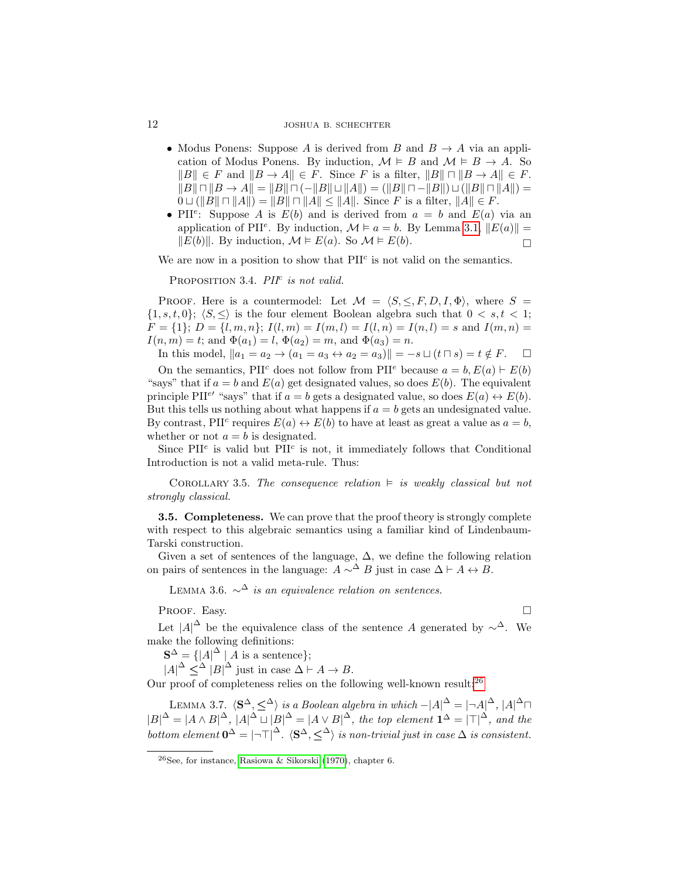- Modus Ponens: Suppose $A$ is derived from $B$ and $B \to A$ via an application of Modus Ponens. By induction, $\mathcal{M} \vDash B$ and $\mathcal{M} \vDash B \to A$. So $\|B\| \in F$ and $\|B \to A\| \in F$. Since $F$ is a filter, $\|B\| \sqcap \|B \to A\| \in F$. $\|B\| \sqcap \|B \to A\| = \|B\| \sqcap (-\|B\| \sqcup \|A\|) = (\|B\| \sqcap -\|B\|) \sqcup (\|B\| \sqcap \|A\|) = 0 \sqcup (\|B\| \sqcap \|A\|) = \|B\| \sqcap \|A\| \leq \|A\|$. Since $F$ is a filter, $\|A\| \in F$.
- PII$^e$: Suppose $A$ is $E(b)$ and is derived from $a = b$ and $E(a)$ via an application of PII$^e$. By induction, $\mathcal{M} \vDash a = b$. By Lemma 3.1, $\|E(a)\| = \|E(b)\|$. By induction, $\mathcal{M} \vDash E(a)$. So $\mathcal{M} \vDash E(b)$. □

We are now in a position to show that PII$^c$ is not valid on the semantics.

Proposition 3.4. *PII$^c$ is not valid.*

Proof. Here is a countermodel: Let $\mathcal{M} = \langle S, \leq, F, D, I, \Phi \rangle$, where $S = \{1, s, t, 0\}$; $\langle S, \leq \rangle$ is the four element Boolean algebra such that $0 < s, t < 1$; $F = \{1\}$; $D = \{l, m, n\}$; $I(l, m) = I(m, l) = I(l, n) = I(n, l) = s$ and $I(m, n) = I(n, m) = t$; and $\Phi(a_1) = l$, $\Phi(a_2) = m$, and $\Phi(a_3) = n$.

In this model, $\|a_1 = a_2 \to (a_1 = a_3 \leftrightarrow a_2 = a_3)\| = -s \sqcup (t \sqcap s) = t \notin F$. □

On the semantics, PII$^c$ does not follow from PII$^e$ because $a = b, E(a) \vdash E(b)$ "says" that if $a = b$ and $E(a)$ get designated values, so does $E(b)$. The equivalent principle PII$^{e\prime}$ "says" that if $a = b$ gets a designated value, so does $E(a) \leftrightarrow E(b)$. But this tells us nothing about what happens if $a = b$ gets an undesignated value. By contrast, PII$^c$ requires $E(a) \leftrightarrow E(b)$ to have at least as great a value as $a = b$, whether or not $a = b$ is designated.

Since PII$^e$ is valid but PII$^c$ is not, it immediately follows that Conditional Introduction is not a valid meta-rule. Thus:

Corollary 3.5. *The consequence relation $\vDash$ is weakly classical but not strongly classical.*

**3.5. Completeness.** We can prove that the proof theory is strongly complete with respect to this algebraic semantics using a familiar kind of Lindenbaum-Tarski construction.

Given a set of sentences of the language, $\Delta$, we define the following relation on pairs of sentences in the language: $A \sim^\Delta B$ just in case $\Delta \vdash A \leftrightarrow B$.

Lemma 3.6. *$\sim^\Delta$ is an equivalence relation on sentences.*

Proof. Easy. □

Let $|A|^\Delta$ be the equivalence class of the sentence $A$ generated by $\sim^\Delta$. We make the following definitions:

$\mathbf{S}^\Delta = \{|A|^\Delta \mid A \text{ is a sentence}\}$;

$|A|^\Delta \leq^\Delta |B|^\Delta$ just in case $\Delta \vdash A \to B$.

Our proof of completeness relies on the following well-known result:[26]

Lemma 3.7. *$\langle \mathbf{S}^\Delta, \leq^\Delta \rangle$ is a Boolean algebra in which $-|A|^\Delta = |\neg A|^\Delta$, $|A|^\Delta \sqcap |B|^\Delta = |A \wedge B|^\Delta$, $|A|^\Delta \sqcup |B|^\Delta = |A \vee B|^\Delta$, the top element $\mathbf{1}^\Delta = |\top|^\Delta$, and the bottom element $\mathbf{0}^\Delta = |\neg\top|^\Delta$. $\langle \mathbf{S}^\Delta, \leq^\Delta \rangle$ is non-trivial just in case $\Delta$ is consistent.*

---

[26] See, for instance, Rasiowa & Sikorski (1970), chapter 6.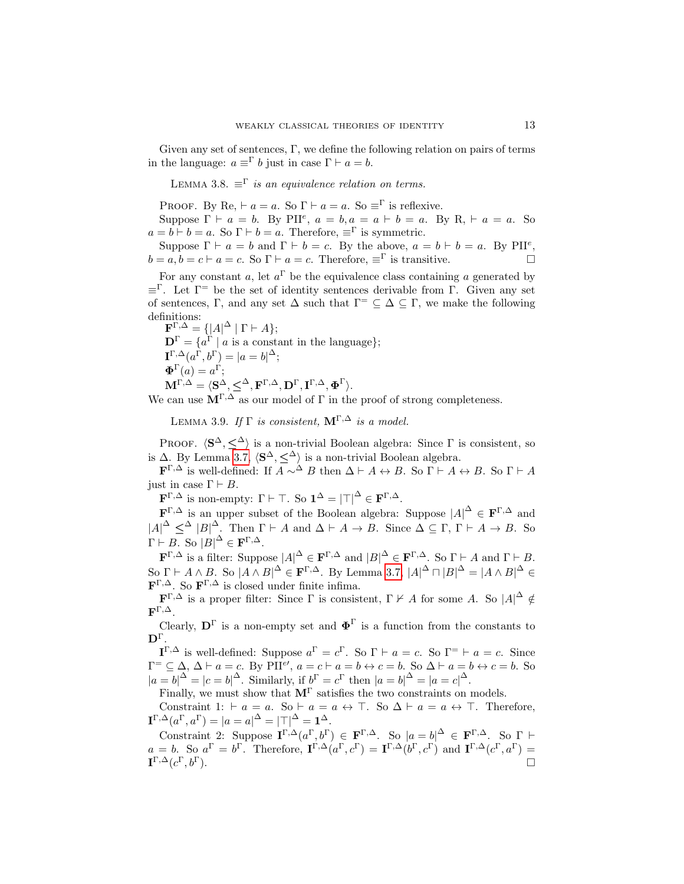Given any set of sentences, $\Gamma$, we define the following relation on pairs of terms in the language: $a \equiv^{\Gamma} b$ just in case $\Gamma \vdash a = b$.

Lemma 3.8. *$\equiv^{\Gamma}$ is an equivalence relation on terms.*

Proof. By Re, $\vdash a = a$. So $\Gamma \vdash a = a$. So $\equiv^{\Gamma}$ is reflexive.

Suppose $\Gamma \vdash a = b$. By PII$^e$, $a = b, a = a \vdash b = a$. By R, $\vdash a = a$. So $a = b \vdash b = a$. So $\Gamma \vdash b = a$. Therefore, $\equiv^{\Gamma}$ is symmetric.

Suppose $\Gamma \vdash a = b$ and $\Gamma \vdash b = c$. By the above, $a = b \vdash b = a$. By PII$^e$, $b = a, b = c \vdash a = c$. So $\Gamma \vdash a = c$. Therefore, $\equiv^{\Gamma}$ is transitive. □

For any constant $a$, let $a^{\Gamma}$ be the equivalence class containing $a$ generated by $\equiv^{\Gamma}$. Let $\Gamma^{=}$ be the set of identity sentences derivable from $\Gamma$. Given any set of sentences, $\Gamma$, and any set $\Delta$ such that $\Gamma^{=} \subseteq \Delta \subseteq \Gamma$, we make the following definitions:

$\mathbf{F}^{\Gamma,\Delta} = \{|A|^{\Delta} \mid \Gamma \vdash A\}$;

$\mathbf{D}^{\Gamma} = \{a^{\Gamma} \mid a \text{ is a constant in the language}\}$;

$\mathbf{I}^{\Gamma,\Delta}(a^{\Gamma}, b^{\Gamma}) = |a = b|^{\Delta}$;

$\mathbf{\Phi}^{\Gamma}(a) = a^{\Gamma}$;

$\mathbf{M}^{\Gamma,\Delta} = \langle \mathbf{S}^{\Delta}, \leq^{\Delta}, \mathbf{F}^{\Gamma,\Delta}, \mathbf{D}^{\Gamma}, \mathbf{I}^{\Gamma,\Delta}, \mathbf{\Phi}^{\Gamma} \rangle$.

We can use $\mathbf{M}^{\Gamma,\Delta}$ as our model of $\Gamma$ in the proof of strong completeness.

Lemma 3.9. *If $\Gamma$ is consistent, $\mathbf{M}^{\Gamma,\Delta}$ is a model.*

Proof. $\langle \mathbf{S}^{\Delta}, \leq^{\Delta} \rangle$ is a non-trivial Boolean algebra: Since $\Gamma$ is consistent, so is $\Delta$. By Lemma 3.7, $\langle \mathbf{S}^{\Delta}, \leq^{\Delta} \rangle$ is a non-trivial Boolean algebra.

$\mathbf{F}^{\Gamma,\Delta}$ is well-defined: If $A \sim^{\Delta} B$ then $\Delta \vdash A \leftrightarrow B$. So $\Gamma \vdash A \leftrightarrow B$. So $\Gamma \vdash A$ just in case $\Gamma \vdash B$.

$\mathbf{F}^{\Gamma,\Delta}$ is non-empty: $\Gamma \vdash \top$. So $\mathbf{1}^{\Delta} = |\top|^{\Delta} \in \mathbf{F}^{\Gamma,\Delta}$.

$\mathbf{F}^{\Gamma,\Delta}$ is an upper subset of the Boolean algebra: Suppose $|A|^{\Delta} \in \mathbf{F}^{\Gamma,\Delta}$ and $|A|^{\Delta} \leq^{\Delta} |B|^{\Delta}$. Then $\Gamma \vdash A$ and $\Delta \vdash A \to B$. Since $\Delta \subseteq \Gamma$, $\Gamma \vdash A \to B$. So $\Gamma \vdash B$. So $|B|^{\Delta} \in \mathbf{F}^{\Gamma,\Delta}$.

$\mathbf{F}^{\Gamma,\Delta}$ is a filter: Suppose $|A|^{\Delta} \in \mathbf{F}^{\Gamma,\Delta}$ and $|B|^{\Delta} \in \mathbf{F}^{\Gamma,\Delta}$. So $\Gamma \vdash A$ and $\Gamma \vdash B$. So $\Gamma \vdash A \wedge B$. So $|A \wedge B|^{\Delta} \in \mathbf{F}^{\Gamma,\Delta}$. By Lemma 3.7, $|A|^{\Delta} \sqcap |B|^{\Delta} = |A \wedge B|^{\Delta} \in \mathbf{F}^{\Gamma,\Delta}$. So $\mathbf{F}^{\Gamma,\Delta}$ is closed under finite infima.

$\mathbf{F}^{\Gamma,\Delta}$ is a proper filter: Since $\Gamma$ is consistent, $\Gamma \nvdash A$ for some $A$. So $|A|^{\Delta} \notin \mathbf{F}^{\Gamma,\Delta}$.

Clearly, $\mathbf{D}^{\Gamma}$ is a non-empty set and $\mathbf{\Phi}^{\Gamma}$ is a function from the constants to $\mathbf{D}^{\Gamma}$.

$\mathbf{I}^{\Gamma,\Delta}$ is well-defined: Suppose $a^{\Gamma} = c^{\Gamma}$. So $\Gamma \vdash a = c$. So $\Gamma^{=} \vdash a = c$. Since $\Gamma^{=} \subseteq \Delta$, $\Delta \vdash a = c$. By PII$^{e\prime}$, $a = c \vdash a = b \leftrightarrow c = b$. So $\Delta \vdash a = b \leftrightarrow c = b$. So $|a = b|^{\Delta} = |c = b|^{\Delta}$. Similarly, if $b^{\Gamma} = c^{\Gamma}$ then $|a = b|^{\Delta} = |a = c|^{\Delta}$.

Finally, we must show that $\mathbf{M}^{\Gamma}$ satisfies the two constraints on models.

Constraint 1: $\vdash a = a$. So $\vdash a = a \leftrightarrow \top$. So $\Delta \vdash a = a \leftrightarrow \top$. Therefore, $\mathbf{I}^{\Gamma,\Delta}(a^{\Gamma}, a^{\Gamma}) = |a = a|^{\Delta} = |\top|^{\Delta} = \mathbf{1}^{\Delta}$.

Constraint 2: Suppose $\mathbf{I}^{\Gamma,\Delta}(a^{\Gamma}, b^{\Gamma}) \in \mathbf{F}^{\Gamma,\Delta}$. So $|a = b|^{\Delta} \in \mathbf{F}^{\Gamma,\Delta}$. So $\Gamma \vdash a = b$. So $a^{\Gamma} = b^{\Gamma}$. Therefore, $\mathbf{I}^{\Gamma,\Delta}(a^{\Gamma}, c^{\Gamma}) = \mathbf{I}^{\Gamma,\Delta}(b^{\Gamma}, c^{\Gamma})$ and $\mathbf{I}^{\Gamma,\Delta}(c^{\Gamma}, a^{\Gamma}) = \mathbf{I}^{\Gamma,\Delta}(c^{\Gamma}, b^{\Gamma})$. □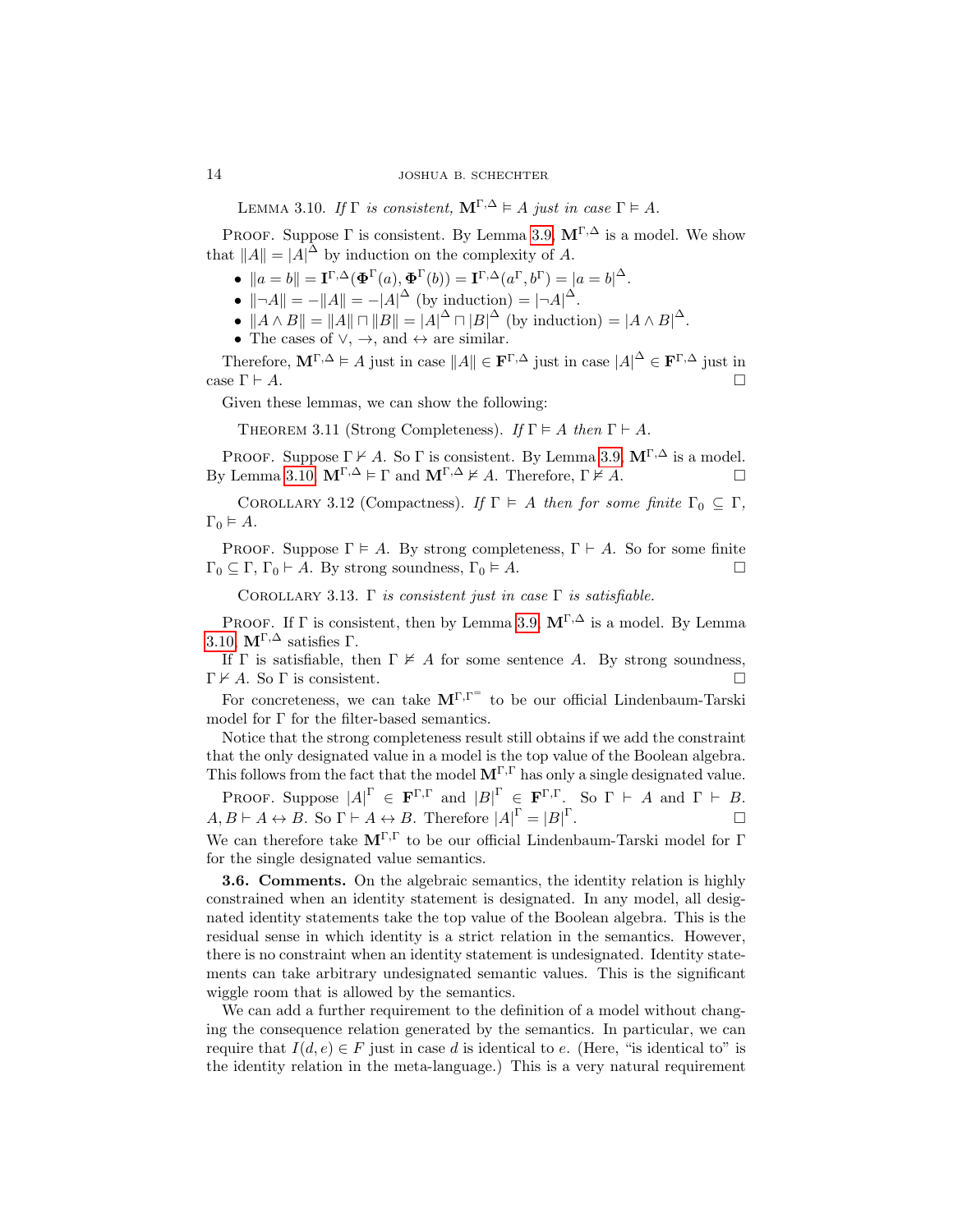Lemma 3.10. *If* $\Gamma$ *is consistent,* $\mathbf{M}^{\Gamma,\Delta} \vDash A$ *just in case* $\Gamma \vdash A$.

Proof. Suppose $\Gamma$ is consistent. By Lemma 3.9, $\mathbf{M}^{\Gamma,\Delta}$ is a model. We show that $\|A\| = |A|^{\Delta}$ by induction on the complexity of $A$.

- $\|a = b\| = \mathbf{I}^{\Gamma,\Delta}(\mathbf{\Phi}^{\Gamma}(a), \mathbf{\Phi}^{\Gamma}(b)) = \mathbf{I}^{\Gamma,\Delta}(a^{\Gamma}, b^{\Gamma}) = |a = b|^{\Delta}$.
- $\|\neg A\| = -\|A\| = -|A|^{\Delta}$ (by induction) $= |\neg A|^{\Delta}$.
- $\|A \wedge B\| = \|A\| \sqcap \|B\| = |A|^{\Delta} \sqcap |B|^{\Delta}$ (by induction) $= |A \wedge B|^{\Delta}$.
- The cases of $\vee$, $\rightarrow$, and $\leftrightarrow$ are similar.

Therefore, $\mathbf{M}^{\Gamma,\Delta} \vDash A$ just in case $\|A\| \in \mathbf{F}^{\Gamma,\Delta}$ just in case $|A|^{\Delta} \in \mathbf{F}^{\Gamma,\Delta}$ just in case $\Gamma \vdash A$. □

Given these lemmas, we can show the following:

Theorem 3.11 (Strong Completeness). *If* $\Gamma \vDash A$ *then* $\Gamma \vdash A$.

Proof. Suppose $\Gamma \nvdash A$. So $\Gamma$ is consistent. By Lemma 3.9, $\mathbf{M}^{\Gamma,\Delta}$ is a model. By Lemma 3.10, $\mathbf{M}^{\Gamma,\Delta} \vDash \Gamma$ and $\mathbf{M}^{\Gamma,\Delta} \nvDash A$. Therefore, $\Gamma \nvDash A$. □

Corollary 3.12 (Compactness). *If* $\Gamma \vDash A$ *then for some finite* $\Gamma_0 \subseteq \Gamma$, $\Gamma_0 \vDash A$.

Proof. Suppose $\Gamma \vDash A$. By strong completeness, $\Gamma \vdash A$. So for some finite $\Gamma_0 \subseteq \Gamma$, $\Gamma_0 \vdash A$. By strong soundness, $\Gamma_0 \vDash A$. □

Corollary 3.13. $\Gamma$ *is consistent just in case* $\Gamma$ *is satisfiable.*

Proof. If $\Gamma$ is consistent, then by Lemma 3.9, $\mathbf{M}^{\Gamma,\Delta}$ is a model. By Lemma 3.10, $\mathbf{M}^{\Gamma,\Delta}$ satisfies $\Gamma$.

If $\Gamma$ is satisfiable, then $\Gamma \nvDash A$ for some sentence $A$. By strong soundness, $\Gamma \nvdash A$. So $\Gamma$ is consistent. □

For concreteness, we can take $\mathbf{M}^{\Gamma,\Gamma^{=}}$ to be our official Lindenbaum-Tarski model for $\Gamma$ for the filter-based semantics.

Notice that the strong completeness result still obtains if we add the constraint that the only designated value in a model is the top value of the Boolean algebra. This follows from the fact that the model $\mathbf{M}^{\Gamma,\Gamma}$ has only a single designated value.

Proof. Suppose $|A|^{\Gamma} \in \mathbf{F}^{\Gamma,\Gamma}$ and $|B|^{\Gamma} \in \mathbf{F}^{\Gamma,\Gamma}$. So $\Gamma \vdash A$ and $\Gamma \vdash B$. $A, B \vdash A \leftrightarrow B$. So $\Gamma \vdash A \leftrightarrow B$. Therefore $|A|^{\Gamma} = |B|^{\Gamma}$. □

We can therefore take $\mathbf{M}^{\Gamma,\Gamma}$ to be our official Lindenbaum-Tarski model for $\Gamma$ for the single designated value semantics.

**3.6. Comments.** On the algebraic semantics, the identity relation is highly constrained when an identity statement is designated. In any model, all designated identity statements take the top value of the Boolean algebra. This is the residual sense in which identity is a strict relation in the semantics. However, there is no constraint when an identity statement is undesignated. Identity statements can take arbitrary undesignated semantic values. This is the significant wiggle room that is allowed by the semantics.

We can add a further requirement to the definition of a model without changing the consequence relation generated by the semantics. In particular, we can require that $I(d, e) \in F$ just in case $d$ is identical to $e$. (Here, "is identical to" is the identity relation in the meta-language.) This is a very natural requirement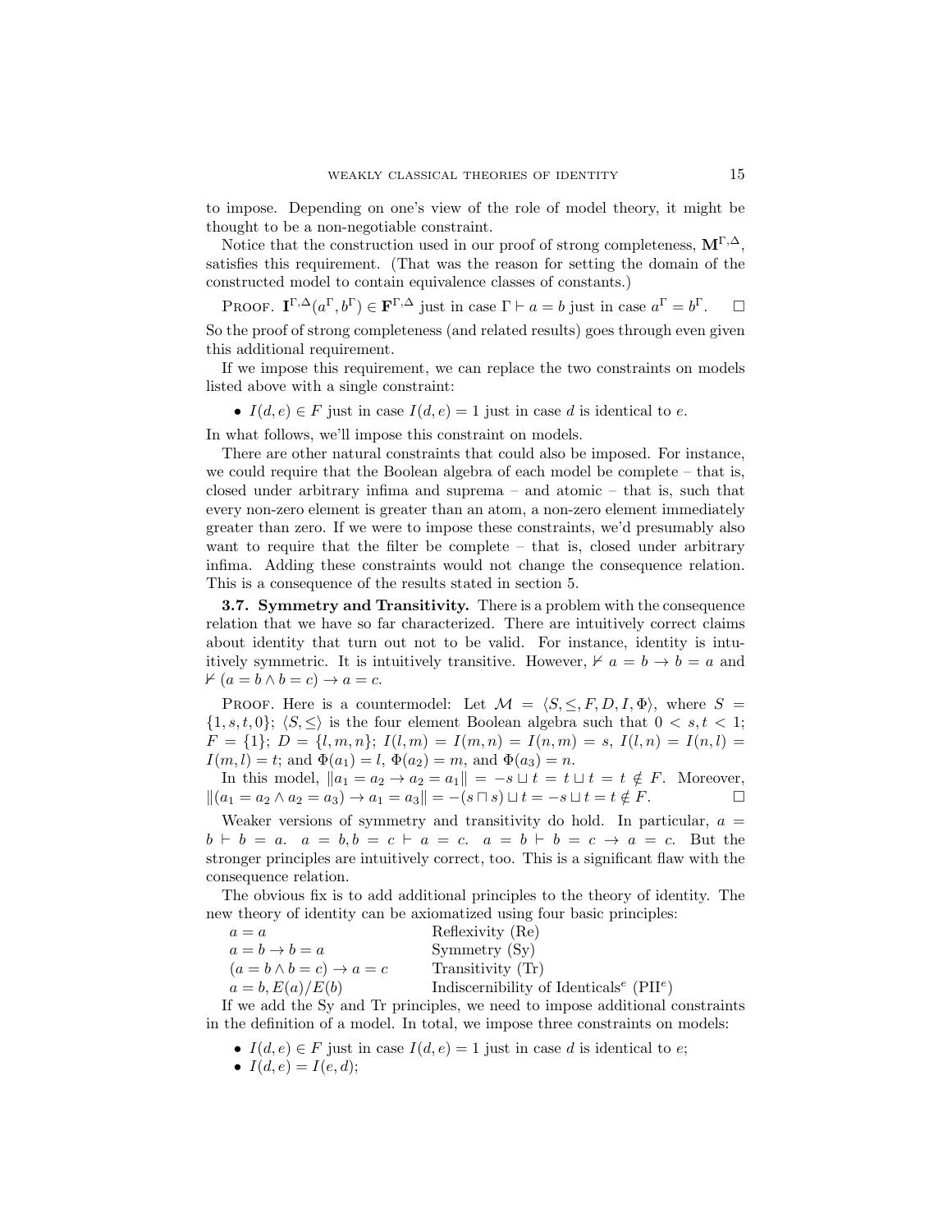to impose. Depending on one's view of the role of model theory, it might be thought to be a non-negotiable constraint.

Notice that the construction used in our proof of strong completeness, $\mathbf{M}^{\Gamma,\Delta}$, satisfies this requirement. (That was the reason for setting the domain of the constructed model to contain equivalence classes of constants.)

Proof. $\mathbf{I}^{\Gamma,\Delta}(a^\Gamma, b^\Gamma) \in \mathbf{F}^{\Gamma,\Delta}$ just in case $\Gamma \vdash a = b$ just in case $a^\Gamma = b^\Gamma$. □

So the proof of strong completeness (and related results) goes through even given this additional requirement.

If we impose this requirement, we can replace the two constraints on models listed above with a single constraint:

- $I(d,e) \in F$ just in case $I(d,e) = 1$ just in case $d$ is identical to $e$.

In what follows, we'll impose this constraint on models.

There are other natural constraints that could also be imposed. For instance, we could require that the Boolean algebra of each model be complete – that is, closed under arbitrary infima and suprema – and atomic – that is, such that every non-zero element is greater than an atom, a non-zero element immediately greater than zero. If we were to impose these constraints, we'd presumably also want to require that the filter be complete – that is, closed under arbitrary infima. Adding these constraints would not change the consequence relation. This is a consequence of the results stated in section 5.

**3.7. Symmetry and Transitivity.** There is a problem with the consequence relation that we have so far characterized. There are intuitively correct claims about identity that turn out not to be valid. For instance, identity is intuitively symmetric. It is intuitively transitive. However, $\nvdash a = b \to b = a$ and $\nvdash (a = b \land b = c) \to a = c$.

Proof. Here is a countermodel: Let $\mathcal{M} = \langle S, \leq, F, D, I, \Phi \rangle$, where $S = \{1, s, t, 0\}$; $\langle S, \leq \rangle$ is the four element Boolean algebra such that $0 < s, t < 1$; $F = \{1\}$; $D = \{l, m, n\}$; $I(l,m) = I(m,n) = s$, $I(l,n) = I(n,l) = I(m,l) = t$; and $\Phi(a_1) = l$, $\Phi(a_2) = m$, and $\Phi(a_3) = n$.

In this model, $\|a_1 = a_2 \to a_2 = a_1\| = -s \sqcup t = t \sqcup t = t \notin F$. Moreover, $\|(a_1 = a_2 \land a_2 = a_3) \to a_1 = a_3\| = -(s \sqcap s) \sqcup t = -s \sqcup t = t \notin F$. □

Weaker versions of symmetry and transitivity do hold. In particular, $a = b \vdash b = a$. $a = b, b = c \vdash a = c$. $a = b \vdash b = c \to a = c$. But the stronger principles are intuitively correct, too. This is a significant flaw with the consequence relation.

The obvious fix is to add additional principles to the theory of identity. The new theory of identity can be axiomatized using four basic principles:

| | |
|---|---|
| $a = a$ | Reflexivity (Re) |
| $a = b \to b = a$ | Symmetry (Sy) |
| $(a = b \land b = c) \to a = c$ | Transitivity (Tr) |
| $a = b, E(a)/E(b)$ | Indiscernibility of Identicals$^e$ (PII$^e$) |

If we add the Sy and Tr principles, we need to impose additional constraints in the definition of a model. In total, we impose three constraints on models:

- $I(d,e) \in F$ just in case $I(d,e) = 1$ just in case $d$ is identical to $e$;
- $I(d,e) = I(e,d)$;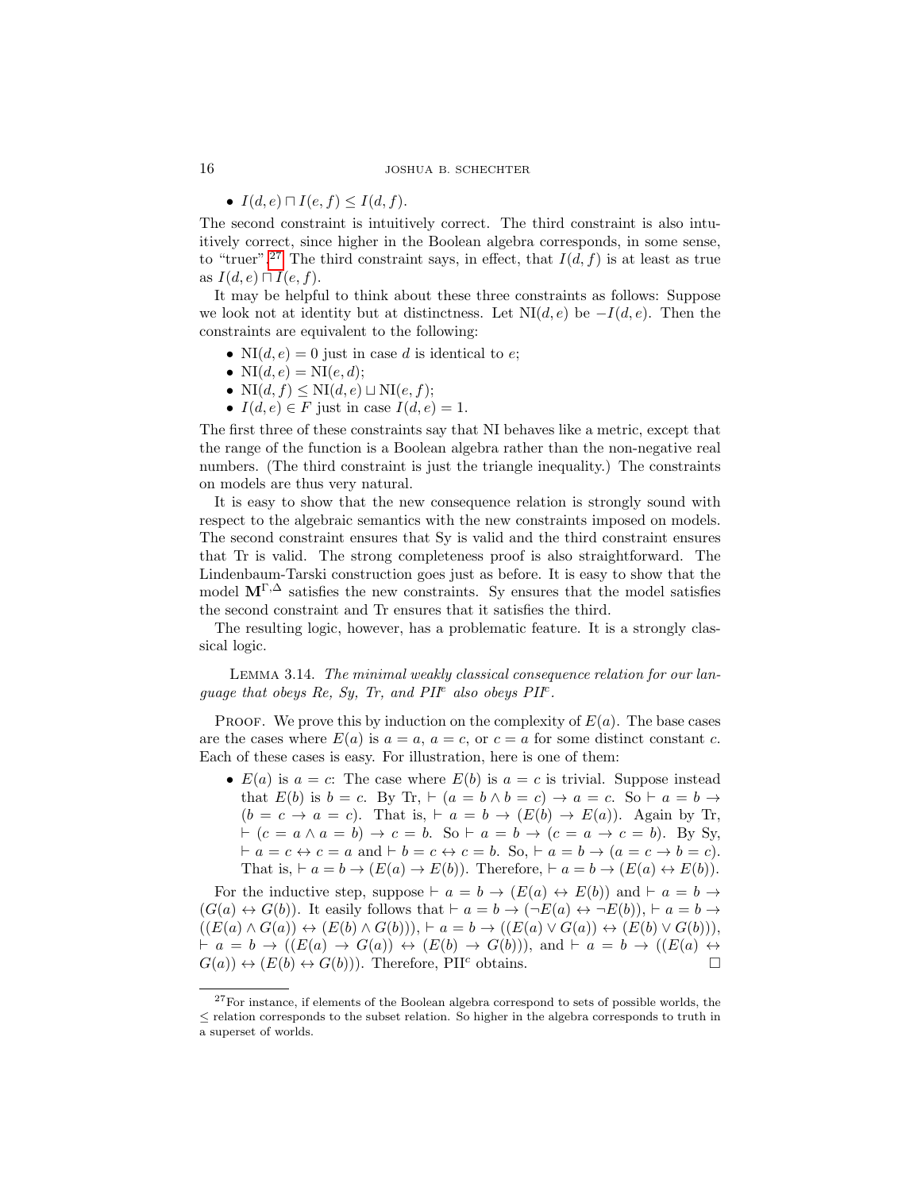- $I(d, e) \sqcap I(e, f) \leq I(d, f)$.

The second constraint is intuitively correct. The third constraint is also intuitively correct, since higher in the Boolean algebra corresponds, in some sense, to "truer".[27] The third constraint says, in effect, that $I(d, f)$ is at least as true as $I(d, e) \sqcap I(e, f)$.

It may be helpful to think about these three constraints as follows: Suppose we look not at identity but at distinctness. Let $\mathrm{NI}(d, e)$ be $-I(d, e)$. Then the constraints are equivalent to the following:

- $\mathrm{NI}(d, e) = 0$ just in case $d$ is identical to $e$;
- $\mathrm{NI}(d, e) = \mathrm{NI}(e, d)$;
- $\mathrm{NI}(d, f) \leq \mathrm{NI}(d, e) \sqcup \mathrm{NI}(e, f)$;
- $I(d, e) \in F$ just in case $I(d, e) = 1$.

The first three of these constraints say that NI behaves like a metric, except that the range of the function is a Boolean algebra rather than the non-negative real numbers. (The third constraint is just the triangle inequality.) The constraints on models are thus very natural.

It is easy to show that the new consequence relation is strongly sound with respect to the algebraic semantics with the new constraints imposed on models. The second constraint ensures that Sy is valid and the third constraint ensures that Tr is valid. The strong completeness proof is also straightforward. The Lindenbaum-Tarski construction goes just as before. It is easy to show that the model $\mathbf{M}^{\Gamma,\Delta}$ satisfies the new constraints. Sy ensures that the model satisfies the second constraint and Tr ensures that it satisfies the third.

The resulting logic, however, has a problematic feature. It is a strongly classical logic.

Lemma 3.14. *The minimal weakly classical consequence relation for our language that obeys Re, Sy, Tr, and PII$^e$ also obeys PII$^c$.*

Proof. We prove this by induction on the complexity of $E(a)$. The base cases are the cases where $E(a)$ is $a = a$, $a = c$, or $c = a$ for some distinct constant $c$. Each of these cases is easy. For illustration, here is one of them:

- $E(a)$ is $a = c$: The case where $E(b)$ is $a = c$ is trivial. Suppose instead that $E(b)$ is $b = c$. By Tr, $\vdash (a = b \wedge b = c) \rightarrow a = c$. So $\vdash a = b \rightarrow (b = c \rightarrow a = c)$. That is, $\vdash a = b \rightarrow (E(b) \rightarrow E(a))$. Again by Tr, $\vdash (c = a \wedge a = b) \rightarrow c = b$. So $\vdash a = b \rightarrow (c = a \rightarrow c = b)$. By Sy, $\vdash a = c \leftrightarrow c = a$ and $\vdash b = c \leftrightarrow c = b$. So, $\vdash a = b \rightarrow (a = c \rightarrow b = c)$. That is, $\vdash a = b \rightarrow (E(a) \rightarrow E(b))$. Therefore, $\vdash a = b \rightarrow (E(a) \leftrightarrow E(b))$.

For the inductive step, suppose $\vdash a = b \rightarrow (E(a) \leftrightarrow E(b))$ and $\vdash a = b \rightarrow (G(a) \leftrightarrow G(b))$. It easily follows that $\vdash a = b \rightarrow (\neg E(a) \leftrightarrow \neg E(b))$, $\vdash a = b \rightarrow ((E(a) \wedge G(a)) \leftrightarrow (E(b) \wedge G(b)))$, $\vdash a = b \rightarrow ((E(a) \vee G(a)) \leftrightarrow (E(b) \vee G(b)))$, $\vdash a = b \rightarrow ((E(a) \rightarrow G(a)) \leftrightarrow (E(b) \rightarrow G(b)))$, and $\vdash a = b \rightarrow ((E(a) \leftrightarrow G(a)) \leftrightarrow (E(b) \leftrightarrow G(b)))$. Therefore, PII$^c$ obtains. □

---

[27] For instance, if elements of the Boolean algebra correspond to sets of possible worlds, the $\leq$ relation corresponds to the subset relation. So higher in the algebra corresponds to truth in a superset of worlds.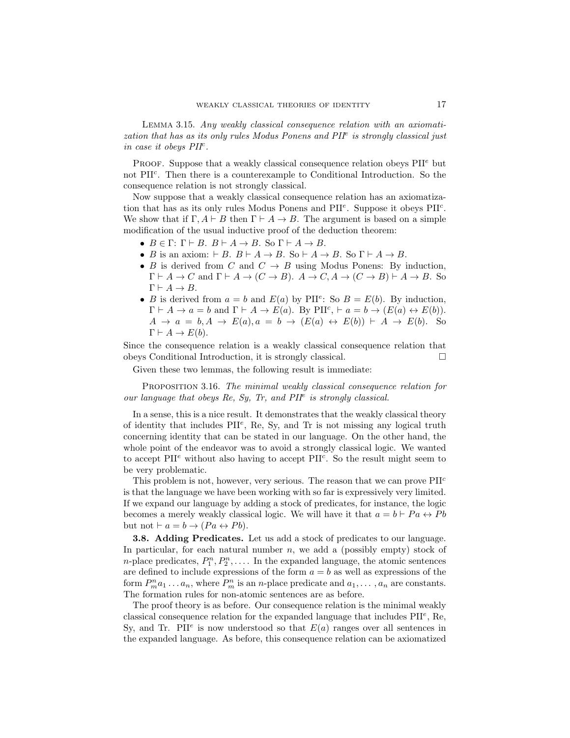Lemma 3.15. *Any weakly classical consequence relation with an axiomatization that has as its only rules Modus Ponens and PII$^e$ is strongly classical just in case it obeys PII$^c$.*

Proof. Suppose that a weakly classical consequence relation obeys PII$^e$ but not PII$^c$. Then there is a counterexample to Conditional Introduction. So the consequence relation is not strongly classical.

Now suppose that a weakly classical consequence relation has an axiomatization that has as its only rules Modus Ponens and PII$^e$. Suppose it obeys PII$^c$. We show that if $\Gamma, A \vdash B$ then $\Gamma \vdash A \rightarrow B$. The argument is based on a simple modification of the usual inductive proof of the deduction theorem:

- $B \in \Gamma$: $\Gamma \vdash B$. $B \vdash A \rightarrow B$. So $\Gamma \vdash A \rightarrow B$.
- $B$ is an axiom: $\vdash B$. $B \vdash A \rightarrow B$. So $\vdash A \rightarrow B$. So $\Gamma \vdash A \rightarrow B$.
- $B$ is derived from $C$ and $C \rightarrow B$ using Modus Ponens: By induction, $\Gamma \vdash A \rightarrow C$ and $\Gamma \vdash A \rightarrow (C \rightarrow B)$. $A \rightarrow C, A \rightarrow (C \rightarrow B) \vdash A \rightarrow B$. So $\Gamma \vdash A \rightarrow B$.
- $B$ is derived from $a = b$ and $E(a)$ by PII$^e$: So $B = E(b)$. By induction, $\Gamma \vdash A \rightarrow a = b$ and $\Gamma \vdash A \rightarrow E(a)$. By PII$^c$, $\vdash a = b \rightarrow (E(a) \leftrightarrow E(b))$. $A \rightarrow a = b, A \rightarrow E(a), a = b \rightarrow (E(a) \leftrightarrow E(b)) \vdash A \rightarrow E(b)$. So $\Gamma \vdash A \rightarrow E(b)$.

Since the consequence relation is a weakly classical consequence relation that obeys Conditional Introduction, it is strongly classical. □

Given these two lemmas, the following result is immediate:

Proposition 3.16. *The minimal weakly classical consequence relation for our language that obeys Re, Sy, Tr, and PII$^e$ is strongly classical.*

In a sense, this is a nice result. It demonstrates that the weakly classical theory of identity that includes PII$^e$, Re, Sy, and Tr is not missing any logical truth concerning identity that can be stated in our language. On the other hand, the whole point of the endeavor was to avoid a strongly classical logic. We wanted to accept PII$^e$ without also having to accept PII$^c$. So the result might seem to be very problematic.

This problem is not, however, very serious. The reason that we can prove PII$^c$ is that the language we have been working with so far is expressively very limited. If we expand our language by adding a stock of predicates, for instance, the logic becomes a merely weakly classical logic. We will have it that $a = b \vdash Pa \leftrightarrow Pb$ but not $\vdash a = b \rightarrow (Pa \leftrightarrow Pb)$.

**3.8. Adding Predicates.** Let us add a stock of predicates to our language. In particular, for each natural number $n$, we add a (possibly empty) stock of $n$-place predicates, $P^n_1, P^n_2, \ldots$. In the expanded language, the atomic sentences are defined to include expressions of the form $a = b$ as well as expressions of the form $P^n_m a_1 \ldots a_n$, where $P^n_m$ is an $n$-place predicate and $a_1, \ldots, a_n$ are constants. The formation rules for non-atomic sentences are as before.

The proof theory is as before. Our consequence relation is the minimal weakly classical consequence relation for the expanded language that includes PII$^e$, Re, Sy, and Tr. PII$^e$ is now understood so that $E(a)$ ranges over all sentences in the expanded language. As before, this consequence relation can be axiomatized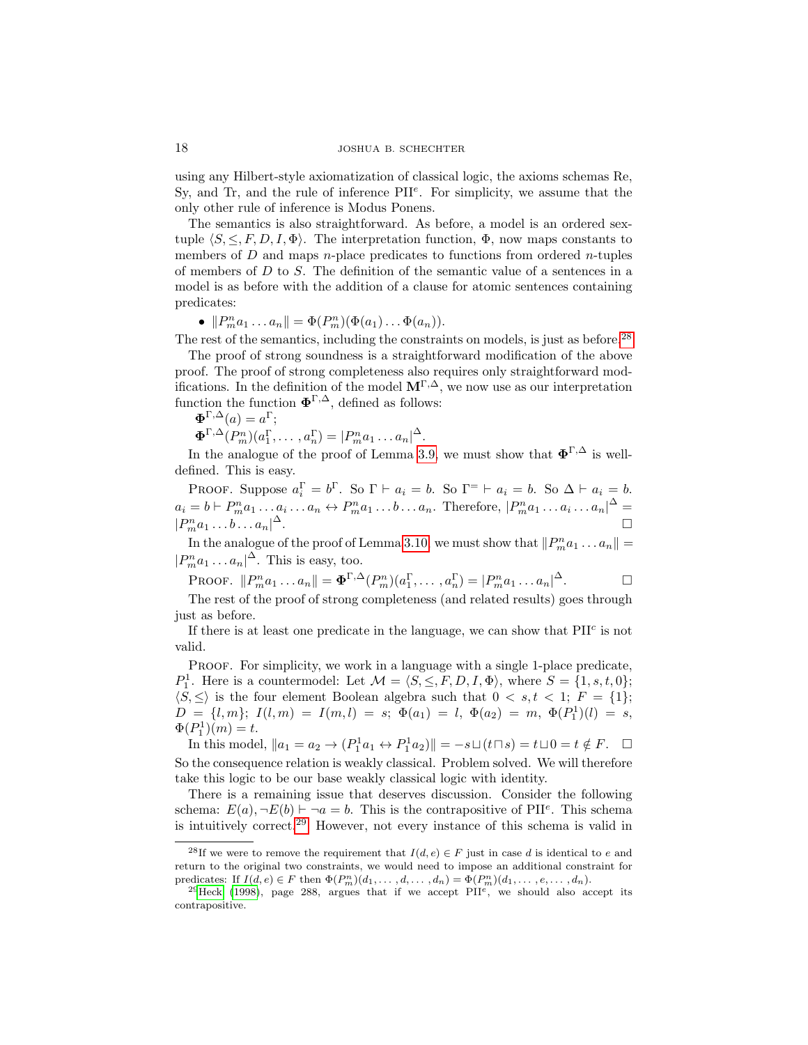using any Hilbert-style axiomatization of classical logic, the axioms schemas Re, Sy, and Tr, and the rule of inference PII$^e$. For simplicity, we assume that the only other rule of inference is Modus Ponens.

The semantics is also straightforward. As before, a model is an ordered sextuple $\langle S, \leq, F, D, I, \Phi\rangle$. The interpretation function, $\Phi$, now maps constants to members of $D$ and maps $n$-place predicates to functions from ordered $n$-tuples of members of $D$ to $S$. The definition of the semantic value of a sentences in a model is as before with the addition of a clause for atomic sentences containing predicates:

- $\|P^n_m a_1 \ldots a_n\| = \Phi(P^n_m)(\Phi(a_1) \ldots \Phi(a_n))$.

The rest of the semantics, including the constraints on models, is just as before.[28]

The proof of strong soundness is a straightforward modification of the above proof. The proof of strong completeness also requires only straightforward modifications. In the definition of the model $\mathbf{M}^{\Gamma,\Delta}$, we now use as our interpretation function the function $\mathbf{\Phi}^{\Gamma,\Delta}$, defined as follows:

$\mathbf{\Phi}^{\Gamma,\Delta}(a) = a^\Gamma$;

$\mathbf{\Phi}^{\Gamma,\Delta}(P^n_m)(a^\Gamma_1, \ldots, a^\Gamma_n) = |P^n_m a_1 \ldots a_n|^\Delta$.

In the analogue of the proof of Lemma 3.9, we must show that $\mathbf{\Phi}^{\Gamma,\Delta}$ is well-defined. This is easy.

Proof. Suppose $a^\Gamma_i = b^\Gamma$. So $\Gamma \vdash a_i = b$. So $\Gamma^= \vdash a_i = b$. So $\Delta \vdash a_i = b$. $a_i = b \vdash P^n_m a_1 \ldots a_i \ldots a_n \leftrightarrow P^n_m a_1 \ldots b \ldots a_n$. Therefore, $|P^n_m a_1 \ldots a_i \ldots a_n|^\Delta = |P^n_m a_1 \ldots b \ldots a_n|^\Delta$. □

In the analogue of the proof of Lemma 3.10, we must show that $\|P^n_m a_1 \ldots a_n\| = |P^n_m a_1 \ldots a_n|^\Delta$. This is easy, too.

Proof. $\|P^n_m a_1 \ldots a_n\| = \mathbf{\Phi}^{\Gamma,\Delta}(P^n_m)(a^\Gamma_1, \ldots, a^\Gamma_n) = |P^n_m a_1 \ldots a_n|^\Delta$. □

The rest of the proof of strong completeness (and related results) goes through just as before.

If there is at least one predicate in the language, we can show that PII$^c$ is not valid.

Proof. For simplicity, we work in a language with a single 1-place predicate, $P^1_1$. Here is a countermodel: Let $\mathcal{M} = \langle S, \leq, F, D, I, \Phi\rangle$, where $S = \{1, s, t, 0\}$; $\langle S, \leq\rangle$ is the four element Boolean algebra such that $0 < s, t < 1$; $F = \{1\}$; $D = \{l, m\}$; $I(l, m) = I(m, l) = s$; $\Phi(a_1) = l$, $\Phi(a_2) = m$, $\Phi(P^1_1)(l) = s$, $\Phi(P^1_1)(m) = t$.

In this model, $\|a_1 = a_2 \to (P^1_1 a_1 \leftrightarrow P^1_1 a_2)\| = -s \sqcup (t \sqcap s) = t \sqcup 0 = t \notin F$. □

So the consequence relation is weakly classical. Problem solved. We will therefore take this logic to be our base weakly classical logic with identity.

There is a remaining issue that deserves discussion. Consider the following schema: $E(a), \neg E(b) \vdash \neg a = b$. This is the contrapositive of PII$^e$. This schema is intuitively correct.[29] However, not every instance of this schema is valid in

---

[28] If we were to remove the requirement that $I(d, e) \in F$ just in case $d$ is identical to $e$ and return to the original two constraints, we would need to impose an additional constraint for predicates: If $I(d, e) \in F$ then $\Phi(P^n_m)(d_1, \ldots, d, \ldots, d_n) = \Phi(P^n_m)(d_1, \ldots, e, \ldots, d_n)$.

[29] Heck (1998), page 288, argues that if we accept PII$^e$, we should also accept its contrapositive.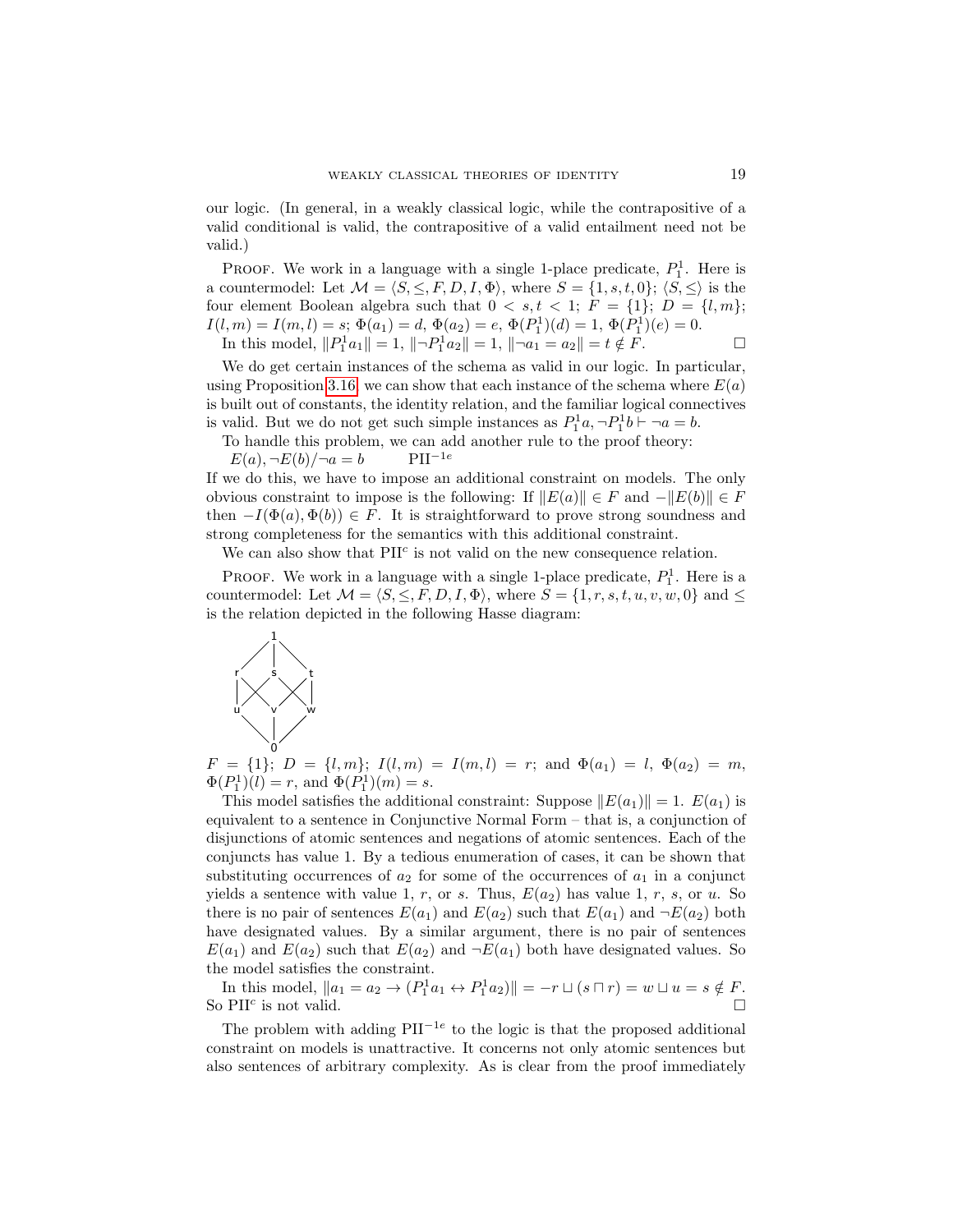our logic. (In general, in a weakly classical logic, while the contrapositive of a valid conditional is valid, the contrapositive of a valid entailment need not be valid.)

Proof. We work in a language with a single 1-place predicate, $P^1_1$. Here is a countermodel: Let $\mathcal{M} = \langle S, \leq, F, D, I, \Phi\rangle$, where $S = \{1, s, t, 0\}$; $\langle S, \leq\rangle$ is the four element Boolean algebra such that $0 < s, t < 1$; $F = \{1\}$; $D = \{l, m\}$; $I(l, m) = I(m, l) = s$; $\Phi(a_1) = d$, $\Phi(a_2) = e$, $\Phi(P^1_1)(d) = 1$, $\Phi(P^1_1)(e) = 0$.

In this model, $\|P^1_1 a_1\| = 1$, $\|\neg P^1_1 a_2\| = 1$, $\|\neg a_1 = a_2\| = t \notin F$. □

We do get certain instances of the schema as valid in our logic. In particular, using Proposition 3.16, we can show that each instance of the schema where $E(a)$ is built out of constants, the identity relation, and the familiar logical connectives is valid. But we do not get such simple instances as $P^1_1 a, \neg P^1_1 b \vdash \neg a = b$.

To handle this problem, we can add another rule to the proof theory:

$E(a), \neg E(b) / \neg a = b$ $\qquad$ $\text{PII}^{-1e}$

If we do this, we have to impose an additional constraint on models. The only obvious constraint to impose is the following: If $\|E(a)\| \in F$ and $-\|E(b)\| \in F$ then $-I(\Phi(a), \Phi(b)) \in F$. It is straightforward to prove strong soundness and strong completeness for the semantics with this additional constraint.

We can also show that $\text{PII}^c$ is not valid on the new consequence relation.

Proof. We work in a language with a single 1-place predicate, $P^1_1$. Here is a countermodel: Let $\mathcal{M} = \langle S, \leq, F, D, I, \Phi\rangle$, where $S = \{1, r, s, t, u, v, w, 0\}$ and $\leq$ is the relation depicted in the following Hasse diagram:

$F = \{1\}$; $D = \{l, m\}$; $I(l, m) = I(m, l) = r$; and $\Phi(a_1) = l$, $\Phi(a_2) = m$, $\Phi(P^1_1)(l) = r$, and $\Phi(P^1_1)(m) = s$.

This model satisfies the additional constraint: Suppose $\|E(a_1)\| = 1$. $E(a_1)$ is equivalent to a sentence in Conjunctive Normal Form – that is, a conjunction of disjunctions of atomic sentences and negations of atomic sentences. Each of the conjuncts has value 1. By a tedious enumeration of cases, it can be shown that substituting occurrences of $a_2$ for some of the occurrences of $a_1$ in a conjunct yields a sentence with value 1, $r$, or $s$. Thus, $E(a_2)$ has value 1, $r$, $s$, or $u$. So there is no pair of sentences $E(a_1)$ and $E(a_2)$ such that $E(a_1)$ and $\neg E(a_2)$ both have designated values. By a similar argument, there is no pair of sentences $E(a_1)$ and $E(a_2)$ such that $E(a_2)$ and $\neg E(a_1)$ both have designated values. So the model satisfies the constraint.

In this model, $\|a_1 = a_2 \rightarrow (P^1_1 a_1 \leftrightarrow P^1_1 a_2)\| = -r \sqcup (s \sqcap r) = w \sqcup u = s \notin F$. So $\text{PII}^c$ is not valid. □

The problem with adding $\text{PII}^{-1e}$ to the logic is that the proposed additional constraint on models is unattractive. It concerns not only atomic sentences but also sentences of arbitrary complexity. As is clear from the proof immediately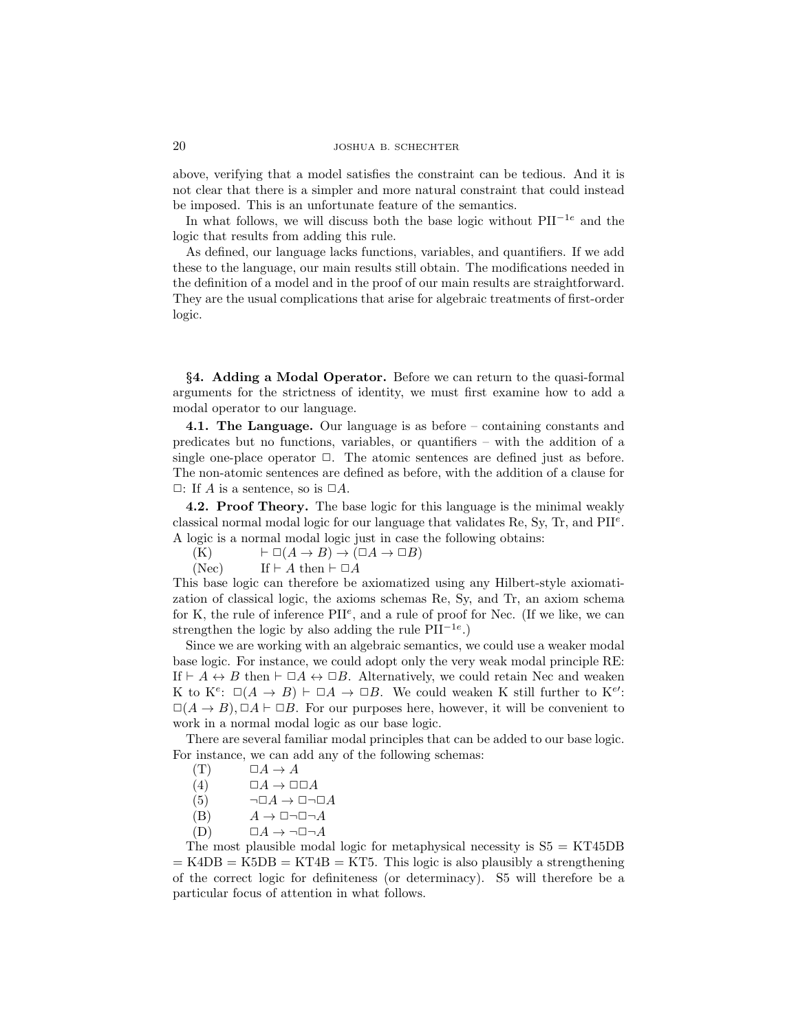above, verifying that a model satisfies the constraint can be tedious. And it is not clear that there is a simpler and more natural constraint that could instead be imposed. This is an unfortunate feature of the semantics.

In what follows, we will discuss both the base logic without $\text{PII}^{-1e}$ and the logic that results from adding this rule.

As defined, our language lacks functions, variables, and quantifiers. If we add these to the language, our main results still obtain. The modifications needed in the definition of a model and in the proof of our main results are straightforward. They are the usual complications that arise for algebraic treatments of first-order logic.

## §4. Adding a Modal Operator.

Before we can return to the quasi-formal arguments for the strictness of identity, we must first examine how to add a modal operator to our language.

**4.1. The Language.** Our language is as before – containing constants and predicates but no functions, variables, or quantifiers – with the addition of a single one-place operator $\Box$. The atomic sentences are defined just as before. The non-atomic sentences are defined as before, with the addition of a clause for $\Box$: If $A$ is a sentence, so is $\Box A$.

**4.2. Proof Theory.** The base logic for this language is the minimal weakly classical normal modal logic for our language that validates Re, Sy, Tr, and $\text{PII}^e$. A logic is a normal modal logic just in case the following obtains:

(K) $\quad \vdash \Box(A \to B) \to (\Box A \to \Box B)$

(Nec) $\quad$ If $\vdash A$ then $\vdash \Box A$

This base logic can therefore be axiomatized using any Hilbert-style axiomatization of classical logic, the axioms schemas Re, Sy, and Tr, an axiom schema for K, the rule of inference $\text{PII}^e$, and a rule of proof for Nec. (If we like, we can strengthen the logic by also adding the rule $\text{PII}^{-1e}$.)

Since we are working with an algebraic semantics, we could use a weaker modal base logic. For instance, we could adopt only the very weak modal principle RE: If $\vdash A \leftrightarrow B$ then $\vdash \Box A \leftrightarrow \Box B$. Alternatively, we could retain Nec and weaken K to $\text{K}^e$: $\Box(A \to B) \vdash \Box A \to \Box B$. We could weaken K still further to $\text{K}^{e\prime}$: $\Box(A \to B), \Box A \vdash \Box B$. For our purposes here, however, it will be convenient to work in a normal modal logic as our base logic.

There are several familiar modal principles that can be added to our base logic. For instance, we can add any of the following schemas:

(T) $\quad \Box A \to A$

(4) $\quad \Box A \to \Box\Box A$

(5) $\quad \neg\Box A \to \Box\neg\Box A$

(B) $\quad A \to \Box\neg\Box\neg A$

(D) $\quad \Box A \to \neg\Box\neg A$

The most plausible modal logic for metaphysical necessity is S5 = KT45DB = K4DB = K5DB = KT4B = KT5. This logic is also plausibly a strengthening of the correct logic for definiteness (or determinacy). S5 will therefore be a particular focus of attention in what follows.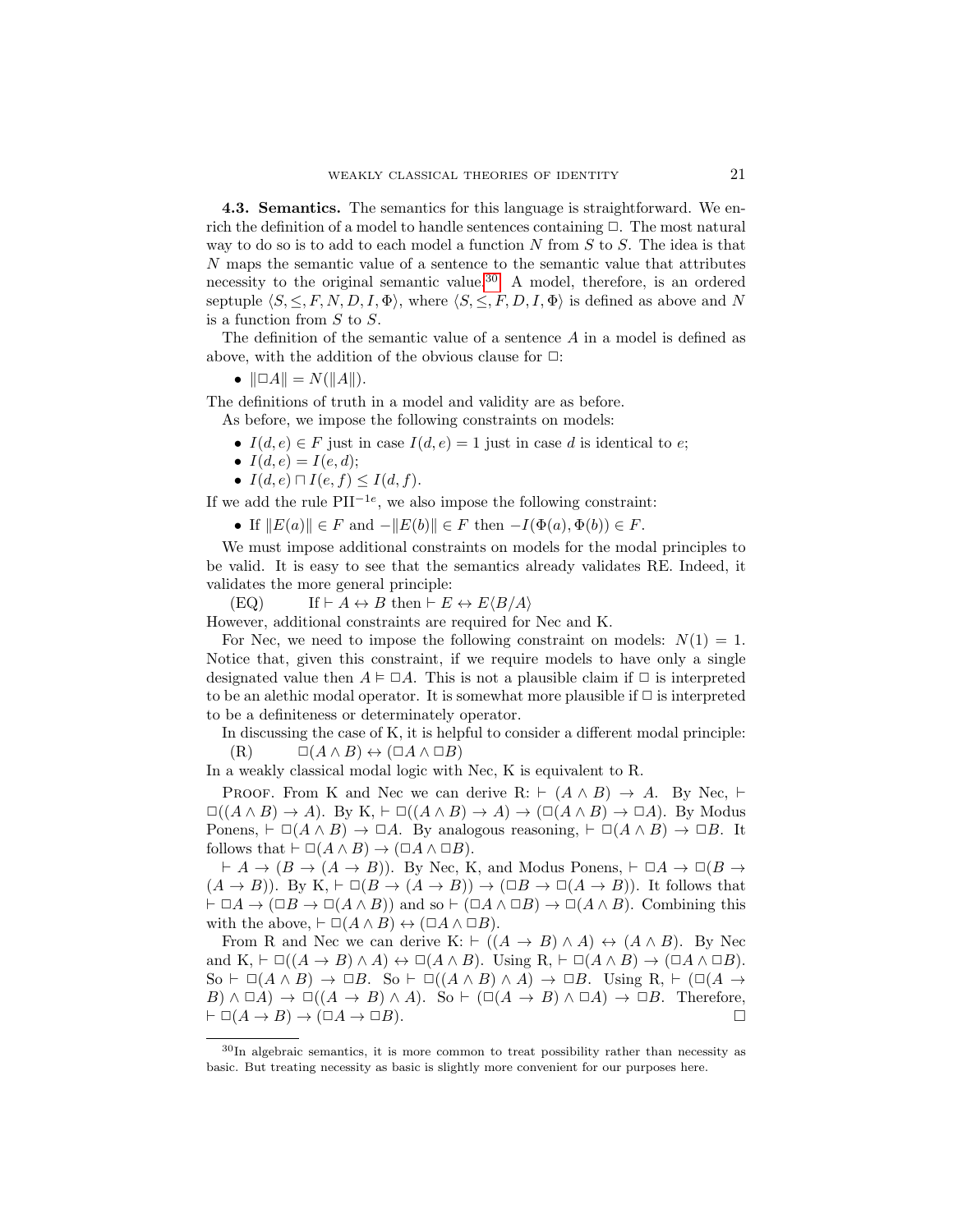**4.3. Semantics.** The semantics for this language is straightforward. We enrich the definition of a model to handle sentences containing $\Box$. The most natural way to do so is to add to each model a function $N$ from $S$ to $S$. The idea is that $N$ maps the semantic value of a sentence to the semantic value that attributes necessity to the original semantic value.[30] A model, therefore, is an ordered septuple $\langle S, \leq, F, N, D, I, \Phi \rangle$, where $\langle S, \leq, F, D, I, \Phi \rangle$ is defined as above and $N$ is a function from $S$ to $S$.

The definition of the semantic value of a sentence $A$ in a model is defined as above, with the addition of the obvious clause for $\Box$:

- $\|\Box A\| = N(\|A\|)$.

The definitions of truth in a model and validity are as before.

As before, we impose the following constraints on models:

- $I(d, e) \in F$ just in case $I(d, e) = 1$ just in case $d$ is identical to $e$;
- $I(d, e) = I(e, d)$;
- $I(d, e) \sqcap I(e, f) \leq I(d, f)$.

If we add the rule $\text{PII}^{-1e}$, we also impose the following constraint:

- If $\|E(a)\| \in F$ and $-\|E(b)\| \in F$ then $-I(\Phi(a), \Phi(b)) \in F$.

We must impose additional constraints on models for the modal principles to be valid. It is easy to see that the semantics already validates RE. Indeed, it validates the more general principle:

(EQ) If $\vdash A \leftrightarrow B$ then $\vdash E \leftrightarrow E\langle B/A \rangle$

However, additional constraints are required for Nec and K.

For Nec, we need to impose the following constraint on models: $N(1) = 1$. Notice that, given this constraint, if we require models to have only a single designated value then $A \vDash \Box A$. This is not a plausible claim if $\Box$ is interpreted to be an alethic modal operator. It is somewhat more plausible if $\Box$ is interpreted to be a definiteness or determinately operator.

In discussing the case of K, it is helpful to consider a different modal principle:

(R) $\Box(A \wedge B) \leftrightarrow (\Box A \wedge \Box B)$

In a weakly classical modal logic with Nec, K is equivalent to R.

Proof. From K and Nec we can derive R: $\vdash (A \wedge B) \rightarrow A$. By Nec, $\vdash \Box((A \wedge B) \rightarrow A)$. By K, $\vdash \Box((A \wedge B) \rightarrow A) \rightarrow (\Box(A \wedge B) \rightarrow \Box A)$. By Modus Ponens, $\vdash \Box(A \wedge B) \rightarrow \Box A$. By analogous reasoning, $\vdash \Box(A \wedge B) \rightarrow \Box B$. It follows that $\vdash \Box(A \wedge B) \rightarrow (\Box A \wedge \Box B)$.

$\vdash A \rightarrow (B \rightarrow (A \rightarrow B))$. By Nec, K, and Modus Ponens, $\vdash \Box A \rightarrow \Box(B \rightarrow (A \rightarrow B))$. By K, $\vdash \Box(B \rightarrow (A \rightarrow B)) \rightarrow (\Box B \rightarrow \Box(A \rightarrow B))$. It follows that $\vdash \Box A \rightarrow (\Box B \rightarrow \Box(A \wedge B))$ and so $\vdash (\Box A \wedge \Box B) \rightarrow \Box(A \wedge B)$. Combining this with the above, $\vdash \Box(A \wedge B) \leftrightarrow (\Box A \wedge \Box B)$.

From R and Nec we can derive K: $\vdash ((A \rightarrow B) \wedge A) \leftrightarrow (A \wedge B)$. By Nec and K, $\vdash \Box((A \rightarrow B) \wedge A) \leftrightarrow \Box(A \wedge B)$. Using R, $\vdash \Box(A \wedge B) \rightarrow (\Box A \wedge \Box B)$. So $\vdash \Box(A \wedge B) \rightarrow \Box B$. So $\vdash \Box((A \wedge B) \wedge A) \rightarrow \Box B$. Using R, $\vdash (\Box(A \rightarrow B) \wedge \Box A) \rightarrow \Box((A \rightarrow B) \wedge A)$. So $\vdash (\Box(A \rightarrow B) \wedge \Box A) \rightarrow \Box B$. Therefore, $\vdash \Box(A \rightarrow B) \rightarrow (\Box A \rightarrow \Box B)$. $\Box$

[30] In algebraic semantics, it is more common to treat possibility rather than necessity as basic. But treating necessity as basic is slightly more convenient for our purposes here.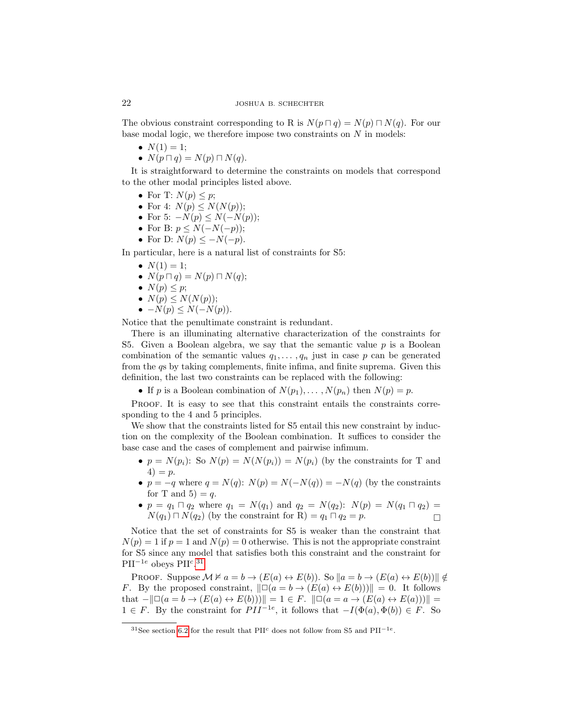The obvious constraint corresponding to R is $N(p \sqcap q) = N(p) \sqcap N(q)$. For our base modal logic, we therefore impose two constraints on $N$ in models:

- $N(1) = 1$;
- $N(p \sqcap q) = N(p) \sqcap N(q)$.

It is straightforward to determine the constraints on models that correspond to the other modal principles listed above.

- For T: $N(p) \leq p$;
- For 4: $N(p) \leq N(N(p))$;
- For 5: $-N(p) \leq N(-N(p))$;
- For B: $p \leq N(-N(-p))$;
- For D: $N(p) \leq -N(-p)$.

In particular, here is a natural list of constraints for S5:

- $N(1) = 1$;
- $N(p \sqcap q) = N(p) \sqcap N(q)$;
- $N(p) \leq p$;
- $N(p) \leq N(N(p))$;
- $-N(p) \leq N(-N(p))$.

Notice that the penultimate constraint is redundant.

There is an illuminating alternative characterization of the constraints for S5. Given a Boolean algebra, we say that the semantic value $p$ is a Boolean combination of the semantic values $q_1, \ldots, q_n$ just in case $p$ can be generated from the $q$s by taking complements, finite infima, and finite suprema. Given this definition, the last two constraints can be replaced with the following:

- If $p$ is a Boolean combination of $N(p_1), \ldots, N(p_n)$ then $N(p) = p$.

Proof. It is easy to see that this constraint entails the constraints corresponding to the 4 and 5 principles.

We show that the constraints listed for S5 entail this new constraint by induction on the complexity of the Boolean combination. It suffices to consider the base case and the cases of complement and pairwise infimum.

- $p = N(p_i)$: So $N(p) = N(N(p_i)) = N(p_i)$ (by the constraints for T and 4) $= p$.
- $p = -q$ where $q = N(q)$: $N(p) = N(-N(q)) = -N(q)$ (by the constraints for T and 5) $= q$.
- $p = q_1 \sqcap q_2$ where $q_1 = N(q_1)$ and $q_2 = N(q_2)$: $N(p) = N(q_1 \sqcap q_2) = N(q_1) \sqcap N(q_2)$ (by the constraint for R) $= q_1 \sqcap q_2 = p$. □

Notice that the set of constraints for S5 is weaker than the constraint that $N(p) = 1$ if $p = 1$ and $N(p) = 0$ otherwise. This is not the appropriate constraint for S5 since any model that satisfies both this constraint and the constraint for $\text{PII}^{-1e}$ obeys $\text{PII}^c$.[31]

Proof. Suppose $\mathcal{M} \nvDash a = b \to (E(a) \leftrightarrow E(b))$. So $\|a = b \to (E(a) \leftrightarrow E(b))\| \notin F$. By the proposed constraint, $\|\Box(a = b \to (E(a) \leftrightarrow E(b)))\| = 0$. It follows that $-\|\Box(a = b \to (E(a) \leftrightarrow E(b)))\| = 1 \in F$. $\|\Box(a = a \to (E(a) \leftrightarrow E(a)))\| = 1 \in F$. By the constraint for $PII^{-1e}$, it follows that $-I(\Phi(a), \Phi(b)) \in F$. So

[31] See section 6.2 for the result that $\text{PII}^c$ does not follow from S5 and $\text{PII}^{-1e}$.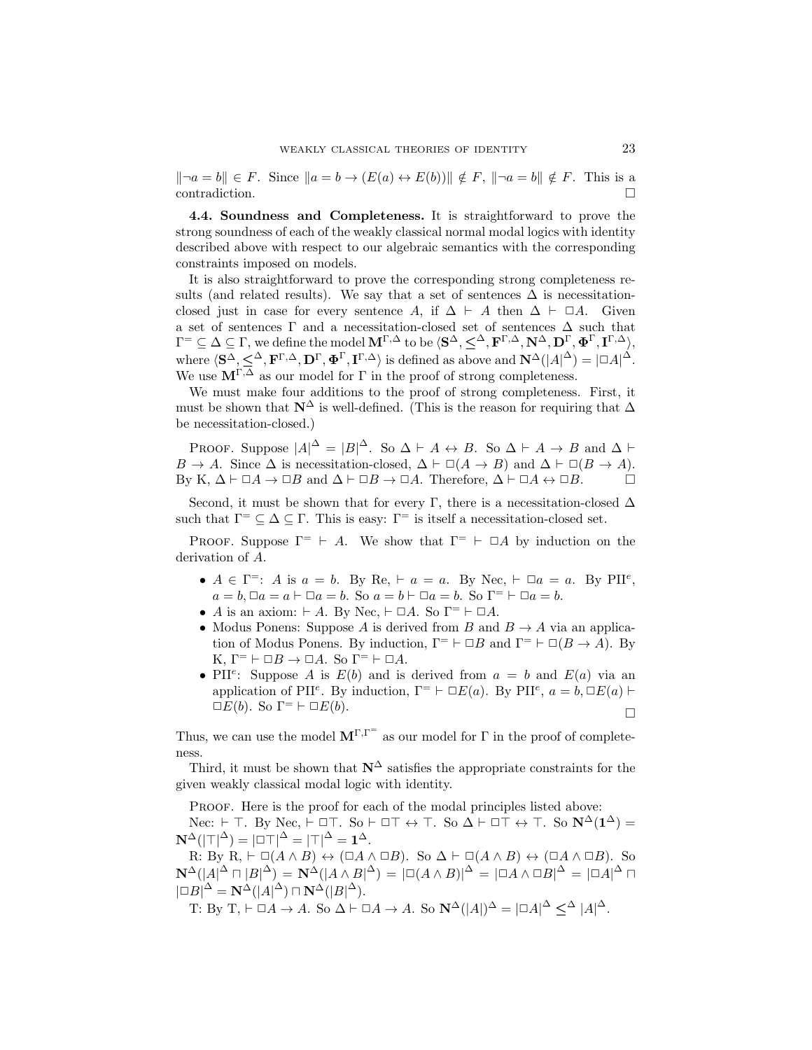$\|\neg a = b\| \in F$. Since $\|a = b \to (E(a) \leftrightarrow E(b))\| \notin F$, $\|\neg a = b\| \notin F$. This is a contradiction. □

**4.4. Soundness and Completeness.** It is straightforward to prove the strong soundness of each of the weakly classical normal modal logics with identity described above with respect to our algebraic semantics with the corresponding constraints imposed on models.

It is also straightforward to prove the corresponding strong completeness results (and related results). We say that a set of sentences $\Delta$ is necessitation-closed just in case for every sentence $A$, if $\Delta \vdash A$ then $\Delta \vdash \Box A$. Given a set of sentences $\Gamma$ and a necessitation-closed set of sentences $\Delta$ such that $\Gamma^{=} \subseteq \Delta \subseteq \Gamma$, we define the model $\mathbf{M}^{\Gamma,\Delta}$ to be $\langle \mathbf{S}^{\Delta}, \leq^{\Delta}, \mathbf{F}^{\Gamma,\Delta}, \mathbf{N}^{\Delta}, \mathbf{D}^{\Gamma}, \mathbf{\Phi}^{\Gamma}, \mathbf{I}^{\Gamma,\Delta} \rangle$, where $\langle \mathbf{S}^{\Delta}, \leq^{\Delta}, \mathbf{F}^{\Gamma,\Delta}, \mathbf{D}^{\Gamma}, \mathbf{\Phi}^{\Gamma}, \mathbf{I}^{\Gamma,\Delta} \rangle$ is defined as above and $\mathbf{N}^{\Delta}(|A|^{\Delta}) = |\Box A|^{\Delta}$. We use $\mathbf{M}^{\Gamma,\Delta}$ as our model for $\Gamma$ in the proof of strong completeness.

We must make four additions to the proof of strong completeness. First, it must be shown that $\mathbf{N}^{\Delta}$ is well-defined. (This is the reason for requiring that $\Delta$ be necessitation-closed.)

Proof. Suppose $|A|^{\Delta} = |B|^{\Delta}$. So $\Delta \vdash A \leftrightarrow B$. So $\Delta \vdash A \to B$ and $\Delta \vdash B \to A$. Since $\Delta$ is necessitation-closed, $\Delta \vdash \Box(A \to B)$ and $\Delta \vdash \Box(B \to A)$. By K, $\Delta \vdash \Box A \to \Box B$ and $\Delta \vdash \Box B \to \Box A$. Therefore, $\Delta \vdash \Box A \leftrightarrow \Box B$. □

Second, it must be shown that for every $\Gamma$, there is a necessitation-closed $\Delta$ such that $\Gamma^{=} \subseteq \Delta \subseteq \Gamma$. This is easy: $\Gamma^{=}$ is itself a necessitation-closed set.

Proof. Suppose $\Gamma^{=} \vdash A$. We show that $\Gamma^{=} \vdash \Box A$ by induction on the derivation of $A$.

- $A \in \Gamma^{=}$: $A$ is $a = b$. By Re, $\vdash a = a$. By Nec, $\vdash \Box a = a$. By PII$^{e}$, $a = b, \Box a = a \vdash \Box a = b$. So $a = b \vdash \Box a = b$. So $\Gamma^{=} \vdash \Box a = b$.
- $A$ is an axiom: $\vdash A$. By Nec, $\vdash \Box A$. So $\Gamma^{=} \vdash \Box A$.
- Modus Ponens: Suppose $A$ is derived from $B$ and $B \to A$ via an application of Modus Ponens. By induction, $\Gamma^{=} \vdash \Box B$ and $\Gamma^{=} \vdash \Box(B \to A)$. By K, $\Gamma^{=} \vdash \Box B \to \Box A$. So $\Gamma^{=} \vdash \Box A$.
- PII$^{e}$: Suppose $A$ is $E(b)$ and is derived from $a = b$ and $E(a)$ via an application of PII$^{e}$. By induction, $\Gamma^{=} \vdash \Box E(a)$. By PII$^{e}$, $a = b, \Box E(a) \vdash \Box E(b)$. So $\Gamma^{=} \vdash \Box E(b)$. □

Thus, we can use the model $\mathbf{M}^{\Gamma,\Gamma^{=}}$ as our model for $\Gamma$ in the proof of completeness.

Third, it must be shown that $\mathbf{N}^{\Delta}$ satisfies the appropriate constraints for the given weakly classical modal logic with identity.

Proof. Here is the proof for each of the modal principles listed above:

Nec: $\vdash \top$. By Nec, $\vdash \Box\top$. So $\vdash \Box\top \leftrightarrow \top$. So $\Delta \vdash \Box\top \leftrightarrow \top$. So $\mathbf{N}^{\Delta}(\mathbf{1}^{\Delta}) = \mathbf{N}^{\Delta}(|\top|^{\Delta}) = |\Box\top|^{\Delta} = |\top|^{\Delta} = \mathbf{1}^{\Delta}$.

R: By R, $\vdash \Box(A \wedge B) \leftrightarrow (\Box A \wedge \Box B)$. So $\Delta \vdash \Box(A \wedge B) \leftrightarrow (\Box A \wedge \Box B)$. So $\mathbf{N}^{\Delta}(|A|^{\Delta} \sqcap |B|^{\Delta}) = \mathbf{N}^{\Delta}(|A \wedge B|^{\Delta}) = |\Box(A \wedge B)|^{\Delta} = |\Box A \wedge \Box B|^{\Delta} = |\Box A|^{\Delta} \sqcap |\Box B|^{\Delta} = \mathbf{N}^{\Delta}(|A|^{\Delta}) \sqcap \mathbf{N}^{\Delta}(|B|^{\Delta})$.

T: By T, $\vdash \Box A \to A$. So $\Delta \vdash \Box A \to A$. So $\mathbf{N}^{\Delta}(|A|)^{\Delta} = |\Box A|^{\Delta} \leq^{\Delta} |A|^{\Delta}$.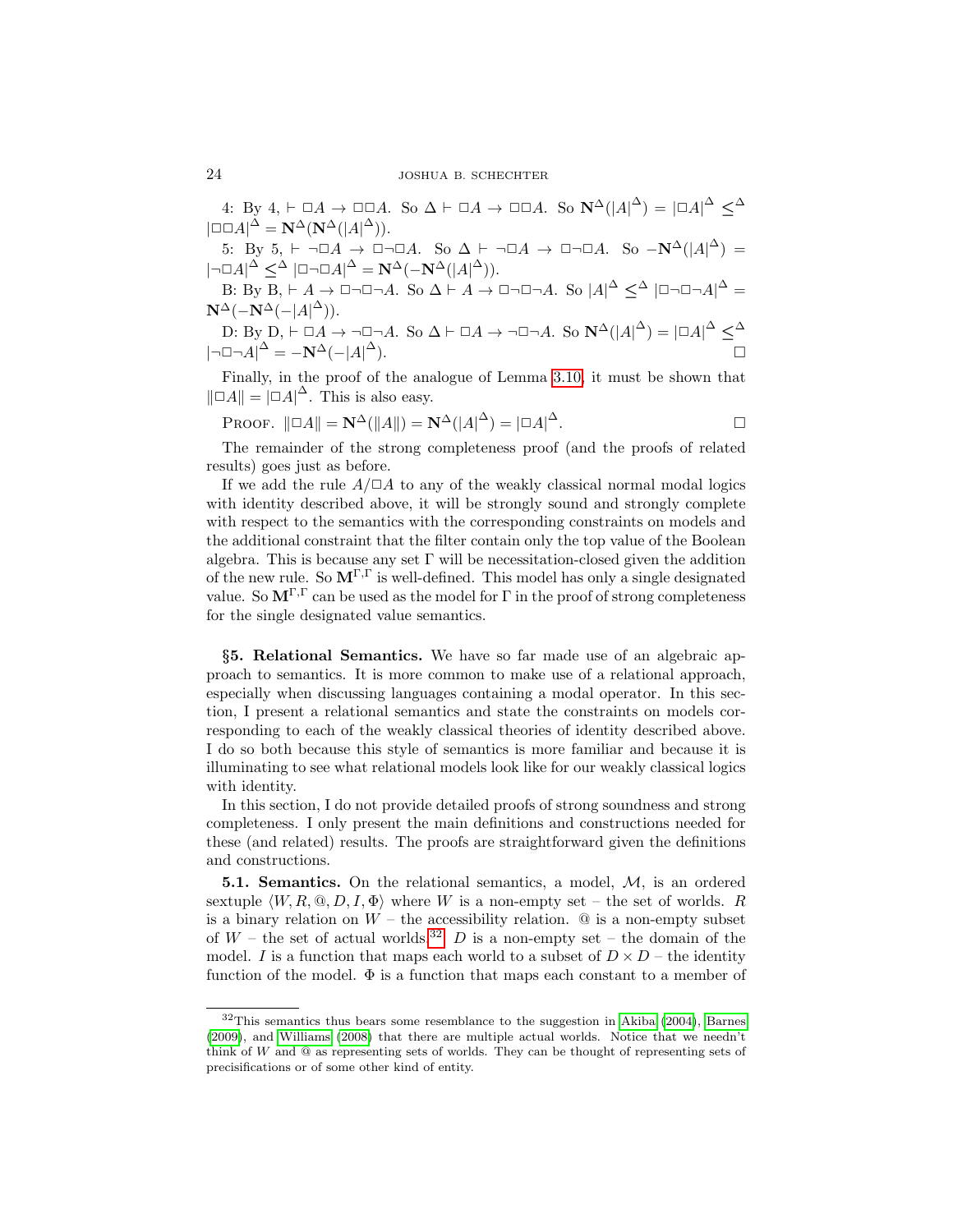4: By 4, $\vdash \Box A \rightarrow \Box\Box A$. So $\Delta \vdash \Box A \rightarrow \Box\Box A$. So $\mathbf{N}^\Delta(|A|^\Delta) = |\Box A|^\Delta \leq^\Delta |\Box\Box A|^\Delta = \mathbf{N}^\Delta(\mathbf{N}^\Delta(|A|^\Delta))$.

5: By 5, $\vdash \neg\Box A \rightarrow \Box\neg\Box A$. So $\Delta \vdash \neg\Box A \rightarrow \Box\neg\Box A$. So $-\mathbf{N}^\Delta(|A|^\Delta) = |\neg\Box A|^\Delta \leq^\Delta |\Box\neg\Box A|^\Delta = \mathbf{N}^\Delta(-\mathbf{N}^\Delta(|A|^\Delta))$.

B: By B, $\vdash A \rightarrow \Box\neg\Box\neg A$. So $\Delta \vdash A \rightarrow \Box\neg\Box\neg A$. So $|A|^\Delta \leq^\Delta |\Box\neg\Box\neg A|^\Delta = \mathbf{N}^\Delta(-\mathbf{N}^\Delta(-|A|^\Delta))$.

D: By D, $\vdash \Box A \rightarrow \neg\Box\neg A$. So $\Delta \vdash \Box A \rightarrow \neg\Box\neg A$. So $\mathbf{N}^\Delta(|A|^\Delta) = |\Box A|^\Delta \leq^\Delta |\neg\Box\neg A|^\Delta = -\mathbf{N}^\Delta(-|A|^\Delta)$. □

Finally, in the proof of the analogue of Lemma 3.10, it must be shown that $\|\Box A\| = |\Box A|^\Delta$. This is also easy.

Proof. $\|\Box A\| = \mathbf{N}^\Delta(\|A\|) = \mathbf{N}^\Delta(|A|^\Delta) = |\Box A|^\Delta$. □

The remainder of the strong completeness proof (and the proofs of related results) goes just as before.

If we add the rule $A/\Box A$ to any of the weakly classical normal modal logics with identity described above, it will be strongly sound and strongly complete with respect to the semantics with the corresponding constraints on models and the additional constraint that the filter contain only the top value of the Boolean algebra. This is because any set $\Gamma$ will be necessitation-closed given the addition of the new rule. So $\mathbf{M}^{\Gamma,\Gamma}$ is well-defined. This model has only a single designated value. So $\mathbf{M}^{\Gamma,\Gamma}$ can be used as the model for $\Gamma$ in the proof of strong completeness for the single designated value semantics.

## §5. Relational Semantics.

We have so far made use of an algebraic approach to semantics. It is more common to make use of a relational approach, especially when discussing languages containing a modal operator. In this section, I present a relational semantics and state the constraints on models corresponding to each of the weakly classical theories of identity described above. I do so both because this style of semantics is more familiar and because it is illuminating to see what relational models look like for our weakly classical logics with identity.

In this section, I do not provide detailed proofs of strong soundness and strong completeness. I only present the main definitions and constructions needed for these (and related) results. The proofs are straightforward given the definitions and constructions.

**5.1. Semantics.** On the relational semantics, a model, $\mathcal{M}$, is an ordered sextuple $\langle W, R, @, D, I, \Phi\rangle$ where $W$ is a non-empty set – the set of worlds. $R$ is a binary relation on $W$ – the accessibility relation. @ is a non-empty subset of $W$ – the set of actual worlds.[32] $D$ is a non-empty set – the domain of the model. $I$ is a function that maps each world to a subset of $D \times D$ – the identity function of the model. $\Phi$ is a function that maps each constant to a member of

[32] This semantics thus bears some resemblance to the suggestion in Akiba (2004), Barnes (2009), and Williams (2008) that there are multiple actual worlds. Notice that we needn't think of $W$ and @ as representing sets of worlds. They can be thought of representing sets of precisifications or of some other kind of entity.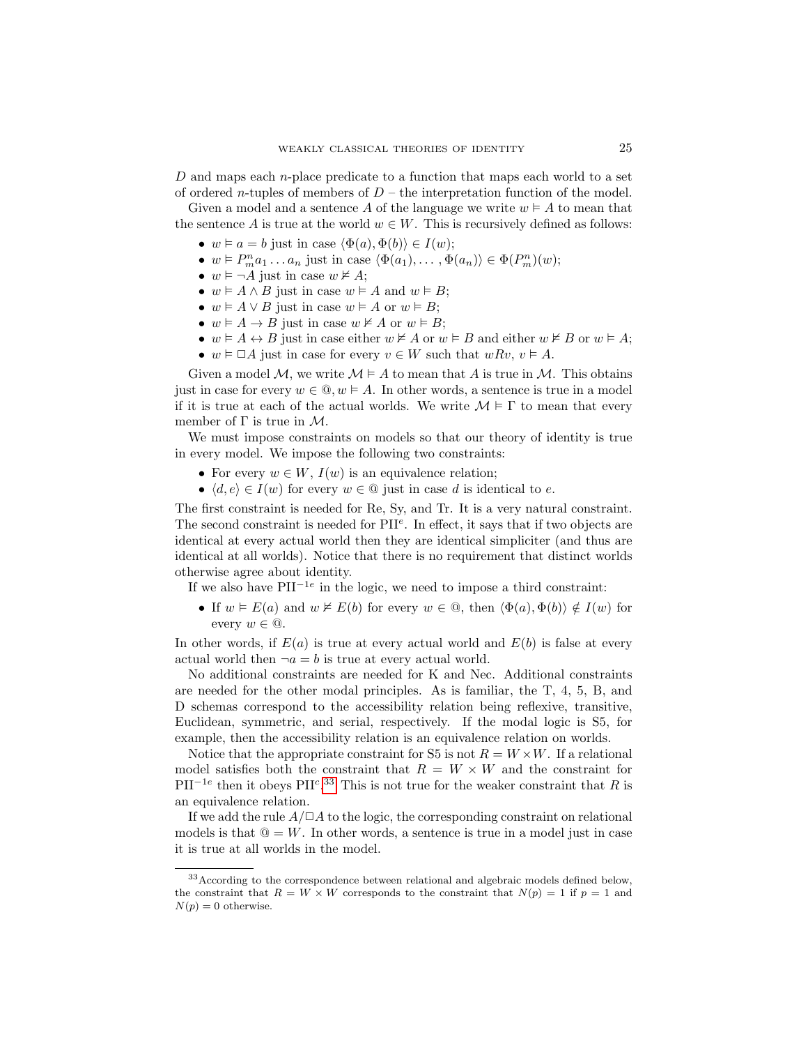$D$ and maps each $n$-place predicate to a function that maps each world to a set of ordered $n$-tuples of members of $D$ – the interpretation function of the model.

Given a model and a sentence $A$ of the language we write $w \vDash A$ to mean that the sentence $A$ is true at the world $w \in W$. This is recursively defined as follows:

- $w \vDash a = b$ just in case $\langle \Phi(a), \Phi(b) \rangle \in I(w)$;
- $w \vDash P^n_m a_1 \ldots a_n$ just in case $\langle \Phi(a_1), \ldots, \Phi(a_n) \rangle \in \Phi(P^n_m)(w)$;
- $w \vDash \neg A$ just in case $w \nvDash A$;
- $w \vDash A \wedge B$ just in case $w \vDash A$ and $w \vDash B$;
- $w \vDash A \vee B$ just in case $w \vDash A$ or $w \vDash B$;
- $w \vDash A \rightarrow B$ just in case $w \nvDash A$ or $w \vDash B$;
- $w \vDash A \leftrightarrow B$ just in case either $w \nvDash A$ or $w \vDash B$ and either $w \nvDash B$ or $w \vDash A$;
- $w \vDash \Box A$ just in case for every $v \in W$ such that $wRv$, $v \vDash A$.

Given a model $\mathcal{M}$, we write $\mathcal{M} \vDash A$ to mean that $A$ is true in $\mathcal{M}$. This obtains just in case for every $w \in @, w \vDash A$. In other words, a sentence is true in a model if it is true at each of the actual worlds. We write $\mathcal{M} \vDash \Gamma$ to mean that every member of $\Gamma$ is true in $\mathcal{M}$.

We must impose constraints on models so that our theory of identity is true in every model. We impose the following two constraints:

- For every $w \in W$, $I(w)$ is an equivalence relation;
- $\langle d, e \rangle \in I(w)$ for every $w \in @$ just in case $d$ is identical to $e$.

The first constraint is needed for Re, Sy, and Tr. It is a very natural constraint. The second constraint is needed for PII$^e$. In effect, it says that if two objects are identical at every actual world then they are identical simpliciter (and thus are identical at all worlds). Notice that there is no requirement that distinct worlds otherwise agree about identity.

If we also have PII$^{-1e}$ in the logic, we need to impose a third constraint:

- If $w \vDash E(a)$ and $w \nvDash E(b)$ for every $w \in @$, then $\langle \Phi(a), \Phi(b) \rangle \notin I(w)$ for every $w \in @$.

In other words, if $E(a)$ is true at every actual world and $E(b)$ is false at every actual world then $\neg a = b$ is true at every actual world.

No additional constraints are needed for K and Nec. Additional constraints are needed for the other modal principles. As is familiar, the T, 4, 5, B, and D schemas correspond to the accessibility relation being reflexive, transitive, Euclidean, symmetric, and serial, respectively. If the modal logic is S5, for example, then the accessibility relation is an equivalence relation on worlds.

Notice that the appropriate constraint for S5 is not $R = W \times W$. If a relational model satisfies both the constraint that $R = W \times W$ and the constraint for PII$^{-1e}$ then it obeys PII$^c$.[33] This is not true for the weaker constraint that $R$ is an equivalence relation.

If we add the rule $A/\Box A$ to the logic, the corresponding constraint on relational models is that $@ = W$. In other words, a sentence is true in a model just in case it is true at all worlds in the model.

[33] According to the correspondence between relational and algebraic models defined below, the constraint that $R = W \times W$ corresponds to the constraint that $N(p) = 1$ if $p = 1$ and $N(p) = 0$ otherwise.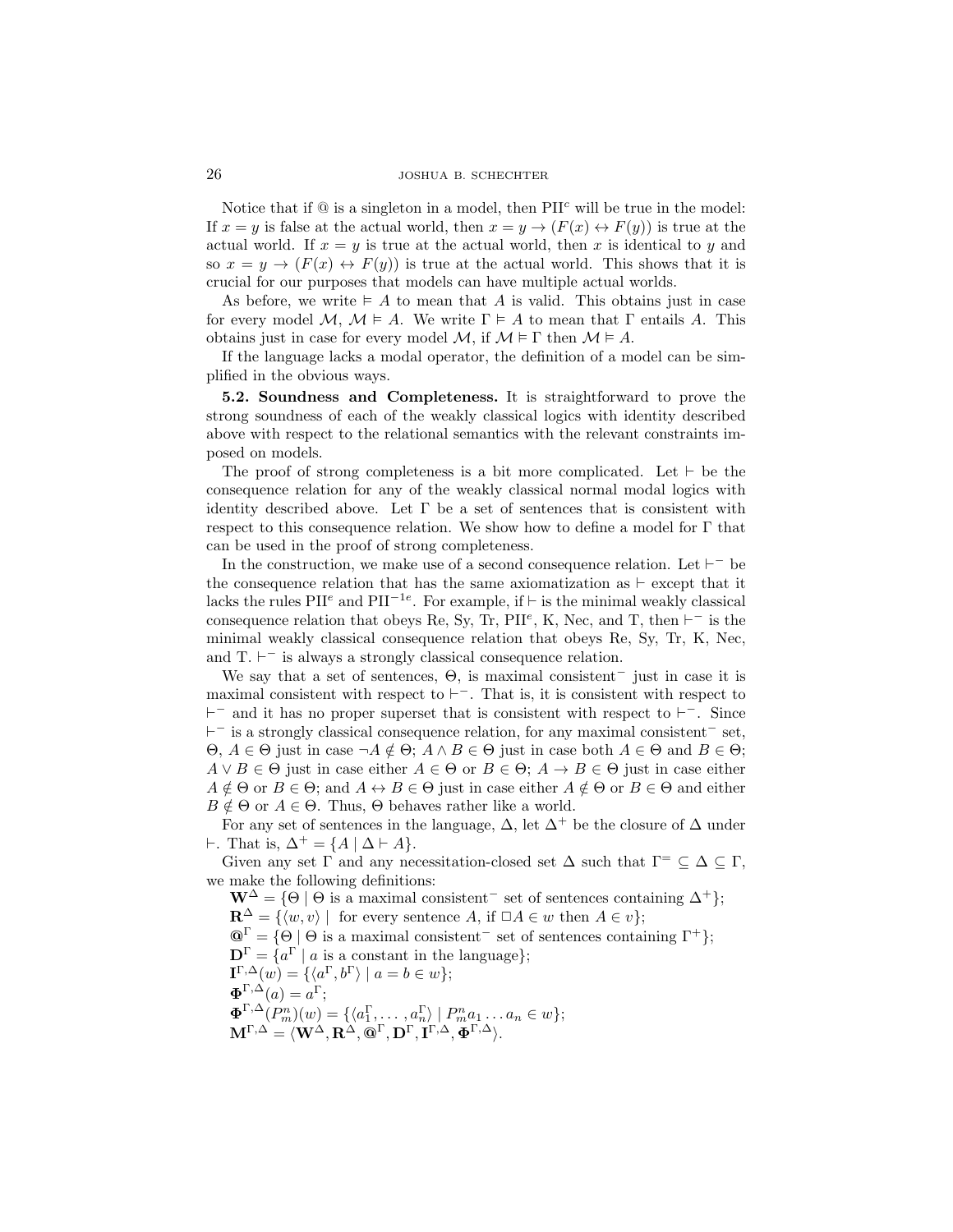Notice that if @ is a singleton in a model, then $\text{PII}^c$ will be true in the model: If $x = y$ is false at the actual world, then $x = y \rightarrow (F(x) \leftrightarrow F(y))$ is true at the actual world. If $x = y$ is true at the actual world, then $x$ is identical to $y$ and so $x = y \rightarrow (F(x) \leftrightarrow F(y))$ is true at the actual world. This shows that it is crucial for our purposes that models can have multiple actual worlds.

As before, we write $\vDash A$ to mean that $A$ is valid. This obtains just in case for every model $\mathcal{M}$, $\mathcal{M} \vDash A$. We write $\Gamma \vDash A$ to mean that $\Gamma$ entails $A$. This obtains just in case for every model $\mathcal{M}$, if $\mathcal{M} \vDash \Gamma$ then $\mathcal{M} \vDash A$.

If the language lacks a modal operator, the definition of a model can be simplified in the obvious ways.

**5.2. Soundness and Completeness.** It is straightforward to prove the strong soundness of each of the weakly classical logics with identity described above with respect to the relational semantics with the relevant constraints imposed on models.

The proof of strong completeness is a bit more complicated. Let $\vdash$ be the consequence relation for any of the weakly classical normal modal logics with identity described above. Let $\Gamma$ be a set of sentences that is consistent with respect to this consequence relation. We show how to define a model for $\Gamma$ that can be used in the proof of strong completeness.

In the construction, we make use of a second consequence relation. Let $\vdash^-$ be the consequence relation that has the same axiomatization as $\vdash$ except that it lacks the rules $\text{PII}^e$ and $\text{PII}^{-1e}$. For example, if $\vdash$ is the minimal weakly classical consequence relation that obeys Re, Sy, Tr, $\text{PII}^e$, K, Nec, and T, then $\vdash^-$ is the minimal weakly classical consequence relation that obeys Re, Sy, Tr, K, Nec, and T. $\vdash^-$ is always a strongly classical consequence relation.

We say that a set of sentences, $\Theta$, is maximal consistent$^-$ just in case it is maximal consistent with respect to $\vdash^-$. That is, it is consistent with respect to $\vdash^-$ and it has no proper superset that is consistent with respect to $\vdash^-$. Since $\vdash^-$ is a strongly classical consequence relation, for any maximal consistent$^-$ set, $\Theta$, $A \in \Theta$ just in case $\neg A \notin \Theta$; $A \wedge B \in \Theta$ just in case both $A \in \Theta$ and $B \in \Theta$; $A \vee B \in \Theta$ just in case either $A \in \Theta$ or $B \in \Theta$; $A \rightarrow B \in \Theta$ just in case either $A \notin \Theta$ or $B \in \Theta$; and $A \leftrightarrow B \in \Theta$ just in case either $A \notin \Theta$ or $B \in \Theta$ and either $B \notin \Theta$ or $A \in \Theta$. Thus, $\Theta$ behaves rather like a world.

For any set of sentences in the language, $\Delta$, let $\Delta^+$ be the closure of $\Delta$ under $\vdash$. That is, $\Delta^+ = \{A \mid \Delta \vdash A\}$.

Given any set $\Gamma$ and any necessitation-closed set $\Delta$ such that $\Gamma^= \subseteq \Delta \subseteq \Gamma$, we make the following definitions:

$\mathbf{W}^\Delta = \{\Theta \mid \Theta \text{ is a maximal consistent}^- \text{ set of sentences containing } \Delta^+\}$;
$\mathbf{R}^\Delta = \{\langle w, v\rangle \mid \text{ for every sentence } A, \text{ if } \Box A \in w \text{ then } A \in v\}$;
$\mathbf{@}^\Gamma = \{\Theta \mid \Theta \text{ is a maximal consistent}^- \text{ set of sentences containing } \Gamma^+\}$;
$\mathbf{D}^\Gamma = \{a^\Gamma \mid a \text{ is a constant in the language}\}$;
$\mathbf{I}^{\Gamma,\Delta}(w) = \{\langle a^\Gamma, b^\Gamma\rangle \mid a = b \in w\}$;
$\mathbf{\Phi}^{\Gamma,\Delta}(a) = a^\Gamma$;
$\mathbf{\Phi}^{\Gamma,\Delta}(P^n_m)(w) = \{\langle a^\Gamma_1, \ldots, a^\Gamma_n\rangle \mid P^n_m a_1 \ldots a_n \in w\}$;
$\mathbf{M}^{\Gamma,\Delta} = \langle \mathbf{W}^\Delta, \mathbf{R}^\Delta, \mathbf{@}^\Gamma, \mathbf{D}^\Gamma, \mathbf{I}^{\Gamma,\Delta}, \mathbf{\Phi}^{\Gamma,\Delta}\rangle$.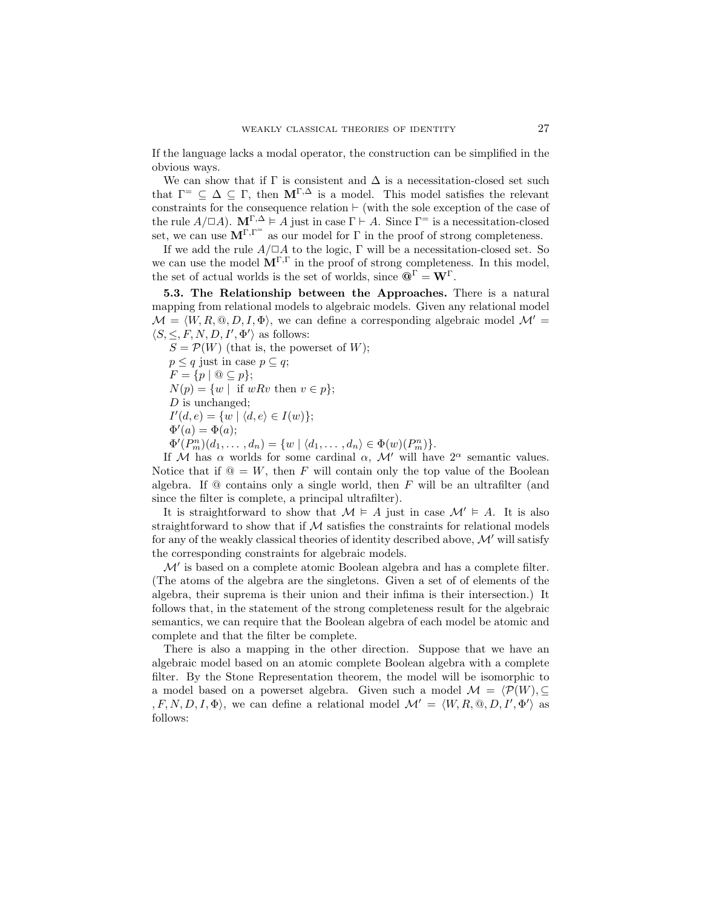If the language lacks a modal operator, the construction can be simplified in the obvious ways.

We can show that if $\Gamma$ is consistent and $\Delta$ is a necessitation-closed set such that $\Gamma^= \subseteq \Delta \subseteq \Gamma$, then $\mathbf{M}^{\Gamma,\Delta}$ is a model. This model satisfies the relevant constraints for the consequence relation $\vdash$ (with the sole exception of the case of the rule $A/\Box A$). $\mathbf{M}^{\Gamma,\Delta} \vDash A$ just in case $\Gamma \vdash A$. Since $\Gamma^=$ is a necessitation-closed set, we can use $\mathbf{M}^{\Gamma,\Gamma^=}$ as our model for $\Gamma$ in the proof of strong completeness.

If we add the rule $A/\Box A$ to the logic, $\Gamma$ will be a necessitation-closed set. So we can use the model $\mathbf{M}^{\Gamma,\Gamma}$ in the proof of strong completeness. In this model, the set of actual worlds is the set of worlds, since $\mathbf{@}^\Gamma = \mathbf{W}^\Gamma$.

**5.3. The Relationship between the Approaches.** There is a natural mapping from relational models to algebraic models. Given any relational model $\mathcal{M} = \langle W, R, @, D, I, \Phi \rangle$, we can define a corresponding algebraic model $\mathcal{M}' = \langle S, \leq, F, N, D, I', \Phi' \rangle$ as follows:

$S = \mathcal{P}(W)$ (that is, the powerset of $W$);
$p \leq q$ just in case $p \subseteq q$;
$F = \{p \mid @ \subseteq p\}$;
$N(p) = \{w \mid \text{ if } wRv \text{ then } v \in p\}$;
$D$ is unchanged;
$I'(d, e) = \{w \mid \langle d, e \rangle \in I(w)\}$;
$\Phi'(a) = \Phi(a)$;
$\Phi'(P^n_m)(d_1, \ldots, d_n) = \{w \mid \langle d_1, \ldots, d_n \rangle \in \Phi(w)(P^n_m)\}$.

If $\mathcal{M}$ has $\alpha$ worlds for some cardinal $\alpha$, $\mathcal{M}'$ will have $2^\alpha$ semantic values. Notice that if $@ = W$, then $F$ will contain only the top value of the Boolean algebra. If $@$ contains only a single world, then $F$ will be an ultrafilter (and since the filter is complete, a principal ultrafilter).

It is straightforward to show that $\mathcal{M} \vDash A$ just in case $\mathcal{M}' \vDash A$. It is also straightforward to show that if $\mathcal{M}$ satisfies the constraints for relational models for any of the weakly classical theories of identity described above, $\mathcal{M}'$ will satisfy the corresponding constraints for algebraic models.

$\mathcal{M}'$ is based on a complete atomic Boolean algebra and has a complete filter. (The atoms of the algebra are the singletons. Given a set of of elements of the algebra, their suprema is their union and their infima is their intersection.) It follows that, in the statement of the strong completeness result for the algebraic semantics, we can require that the Boolean algebra of each model be atomic and complete and that the filter be complete.

There is also a mapping in the other direction. Suppose that we have an algebraic model based on an atomic complete Boolean algebra with a complete filter. By the Stone Representation theorem, the model will be isomorphic to a model based on a powerset algebra. Given such a model $\mathcal{M} = \langle \mathcal{P}(W), \subseteq, F, N, D, I, \Phi \rangle$, we can define a relational model $\mathcal{M}' = \langle W, R, @, D, I', \Phi' \rangle$ as follows: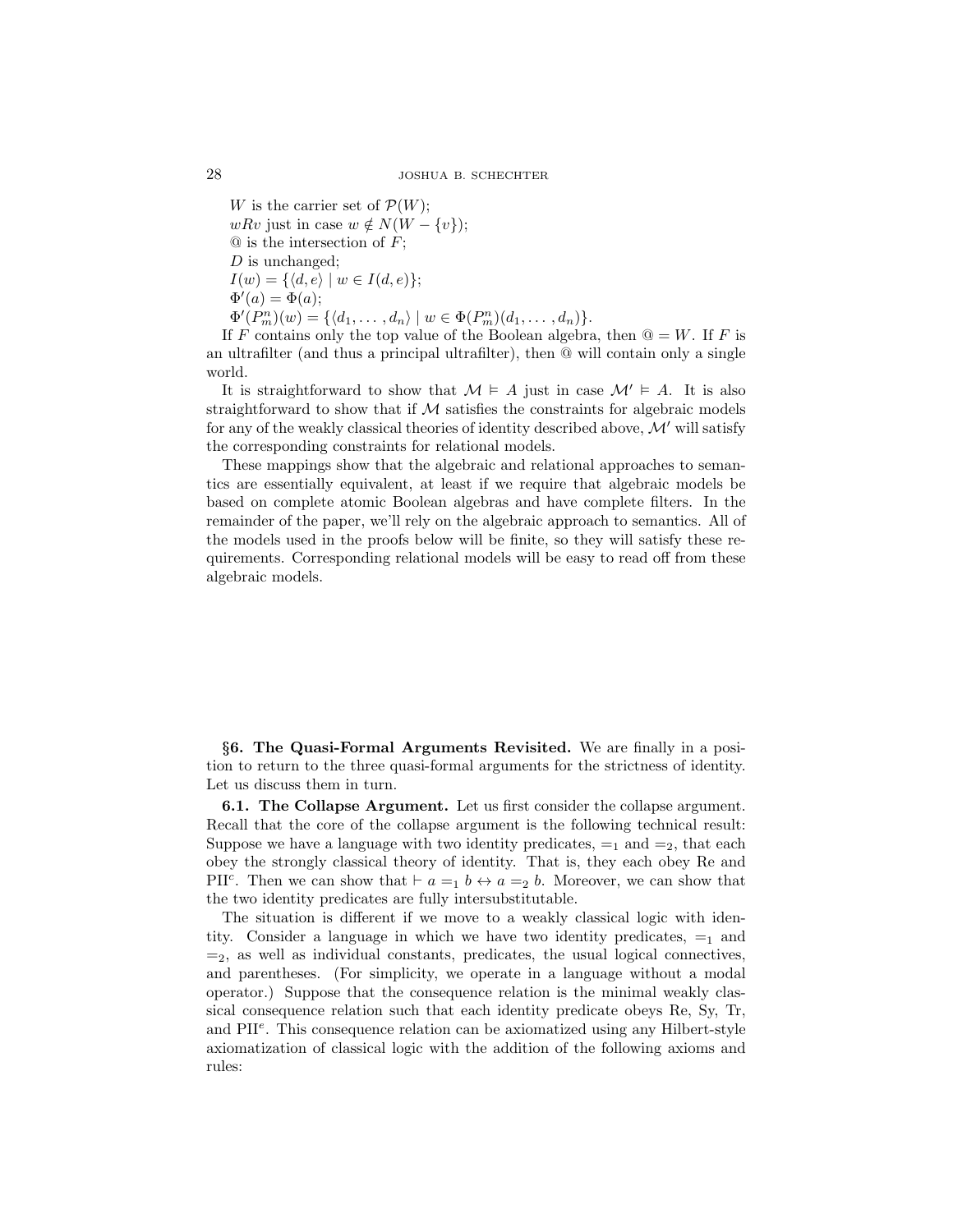$W$ is the carrier set of $\mathcal{P}(W)$;
$wRv$ just in case $w \notin N(W - \{v\})$;
@ is the intersection of $F$;
$D$ is unchanged;
$I(w) = \{\langle d, e\rangle \mid w \in I(d, e)\}$;
$\Phi'(a) = \Phi(a)$;
$\Phi'(P^n_m)(w) = \{\langle d_1, \dots, d_n\rangle \mid w \in \Phi(P^n_m)(d_1, \dots, d_n)\}$.

If $F$ contains only the top value of the Boolean algebra, then $@ = W$. If $F$ is an ultrafilter (and thus a principal ultrafilter), then @ will contain only a single world.

It is straightforward to show that $\mathcal{M} \vDash A$ just in case $\mathcal{M}' \vDash A$. It is also straightforward to show that if $\mathcal{M}$ satisfies the constraints for algebraic models for any of the weakly classical theories of identity described above, $\mathcal{M}'$ will satisfy the corresponding constraints for relational models.

These mappings show that the algebraic and relational approaches to semantics are essentially equivalent, at least if we require that algebraic models be based on complete atomic Boolean algebras and have complete filters. In the remainder of the paper, we'll rely on the algebraic approach to semantics. All of the models used in the proofs below will be finite, so they will satisfy these requirements. Corresponding relational models will be easy to read off from these algebraic models.

## §6. The Quasi-Formal Arguments Revisited.

We are finally in a position to return to the three quasi-formal arguments for the strictness of identity. Let us discuss them in turn.

### 6.1. The Collapse Argument.

Let us first consider the collapse argument. Recall that the core of the collapse argument is the following technical result: Suppose we have a language with two identity predicates, $=_1$ and $=_2$, that each obey the strongly classical theory of identity. That is, they each obey Re and PII$^c$. Then we can show that $\vdash a =_1 b \leftrightarrow a =_2 b$. Moreover, we can show that the two identity predicates are fully intersubstitutable.

The situation is different if we move to a weakly classical logic with identity. Consider a language in which we have two identity predicates, $=_1$ and $=_2$, as well as individual constants, predicates, the usual logical connectives, and parentheses. (For simplicity, we operate in a language without a modal operator.) Suppose that the consequence relation is the minimal weakly classical consequence relation such that each identity predicate obeys Re, Sy, Tr, and PII$^e$. This consequence relation can be axiomatized using any Hilbert-style axiomatization of classical logic with the addition of the following axioms and rules: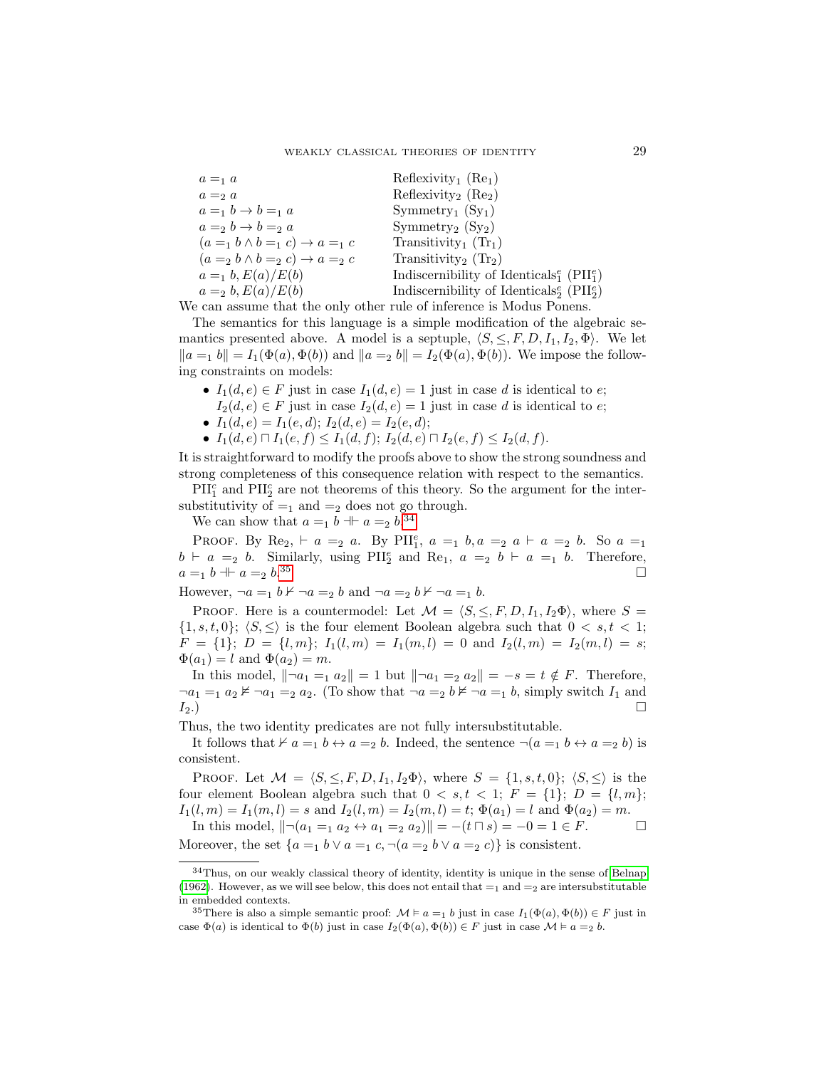| | |
|---|---|
| $a =_1 a$ | Reflexivity$_1$ (Re$_1$) |
| $a =_2 a$ | Reflexivity$_2$ (Re$_2$) |
| $a =_1 b \to b =_1 a$ | Symmetry$_1$ (Sy$_1$) |
| $a =_2 b \to b =_2 a$ | Symmetry$_2$ (Sy$_2$) |
| $(a =_1 b \wedge b =_1 c) \to a =_1 c$ | Transitivity$_1$ (Tr$_1$) |
| $(a =_2 b \wedge b =_2 c) \to a =_2 c$ | Transitivity$_2$ (Tr$_2$) |
| $a =_1 b, E(a)/E(b)$ | Indiscernibility of Identicals$^e_1$ (PII$^e_1$) |
| $a =_2 b, E(a)/E(b)$ | Indiscernibility of Identicals$^e_2$ (PII$^e_2$) |

We can assume that the only other rule of inference is Modus Ponens.

The semantics for this language is a simple modification of the algebraic semantics presented above. A model is a septuple, $\langle S, \leq, F, D, I_1, I_2, \Phi\rangle$. We let $\|a =_1 b\| = I_1(\Phi(a), \Phi(b))$ and $\|a =_2 b\| = I_2(\Phi(a), \Phi(b))$. We impose the following constraints on models:

- $I_1(d, e) \in F$ just in case $I_1(d, e) = 1$ just in case $d$ is identical to $e$; $I_2(d, e) \in F$ just in case $I_2(d, e) = 1$ just in case $d$ is identical to $e$;
- $I_1(d, e) = I_1(e, d)$; $I_2(d, e) = I_2(e, d)$;
- $I_1(d, e) \sqcap I_1(e, f) \leq I_1(d, f)$; $I_2(d, e) \sqcap I_2(e, f) \leq I_2(d, f)$.

It is straightforward to modify the proofs above to show the strong soundness and strong completeness of this consequence relation with respect to the semantics.

PII$^c_1$ and PII$^c_2$ are not theorems of this theory. So the argument for the intersubstitutivity of $=_1$ and $=_2$ does not go through.

We can show that $a =_1 b \dashv\vdash a =_2 b$.[34]

Proof. By Re$_2$, $\vdash a =_2 a$. By PII$^e_1$, $a =_1 b, a =_2 a \vdash a =_2 b$. So $a =_1 b \vdash a =_2 b$. Similarly, using PII$^e_2$ and Re$_1$, $a =_2 b \vdash a =_1 b$. Therefore, $a =_1 b \dashv\vdash a =_2 b$.[35] □

However, $\neg a =_1 b \nvdash \neg a =_2 b$ and $\neg a =_2 b \nvdash \neg a =_1 b$.

Proof. Here is a countermodel: Let $\mathcal{M} = \langle S, \leq, F, D, I_1, I_2 \Phi\rangle$, where $S = \{1, s, t, 0\}$; $\langle S, \leq\rangle$ is the four element Boolean algebra such that $0 < s, t < 1$; $F = \{1\}$; $D = \{l, m\}$; $I_1(l, m) = I_1(m, l) = 0$ and $I_2(l, m) = I_2(m, l) = s$; $\Phi(a_1) = l$ and $\Phi(a_2) = m$.

In this model, $\|\neg a_1 =_1 a_2\| = 1$ but $\|\neg a_1 =_2 a_2\| = -s = t \notin F$. Therefore, $\neg a_1 =_1 a_2 \nvDash \neg a_1 =_2 a_2$. (To show that $\neg a =_2 b \nvDash \neg a =_1 b$, simply switch $I_1$ and $I_2$.) □

Thus, the two identity predicates are not fully intersubstitutable.

It follows that $\nvdash a =_1 b \leftrightarrow a =_2 b$. Indeed, the sentence $\neg(a =_1 b \leftrightarrow a =_2 b)$ is consistent.

Proof. Let $\mathcal{M} = \langle S, \leq, F, D, I_1, I_2 \Phi\rangle$, where $S = \{1, s, t, 0\}$; $\langle S, \leq\rangle$ is the four element Boolean algebra such that $0 < s, t < 1$; $F = \{1\}$; $D = \{l, m\}$; $I_1(l, m) = I_1(m, l) = s$ and $I_2(l, m) = I_2(m, l) = t$; $\Phi(a_1) = l$ and $\Phi(a_2) = m$.

In this model, $\|\neg(a_1 =_1 a_2 \leftrightarrow a_1 =_2 a_2)\| = -(t \sqcap s) = -0 = 1 \in F$. □

Moreover, the set $\{a =_1 b \vee a =_1 c, \neg(a =_2 b \vee a =_2 c)\}$ is consistent.

---

[34] Thus, on our weakly classical theory of identity, identity is unique in the sense of Belnap (1962). However, as we will see below, this does not entail that $=_1$ and $=_2$ are intersubstitutable in embedded contexts.

[35] There is also a simple semantic proof: $\mathcal{M} \vDash a =_1 b$ just in case $I_1(\Phi(a), \Phi(b)) \in F$ just in case $\Phi(a)$ is identical to $\Phi(b)$ just in case $I_2(\Phi(a), \Phi(b)) \in F$ just in case $\mathcal{M} \vDash a =_2 b$.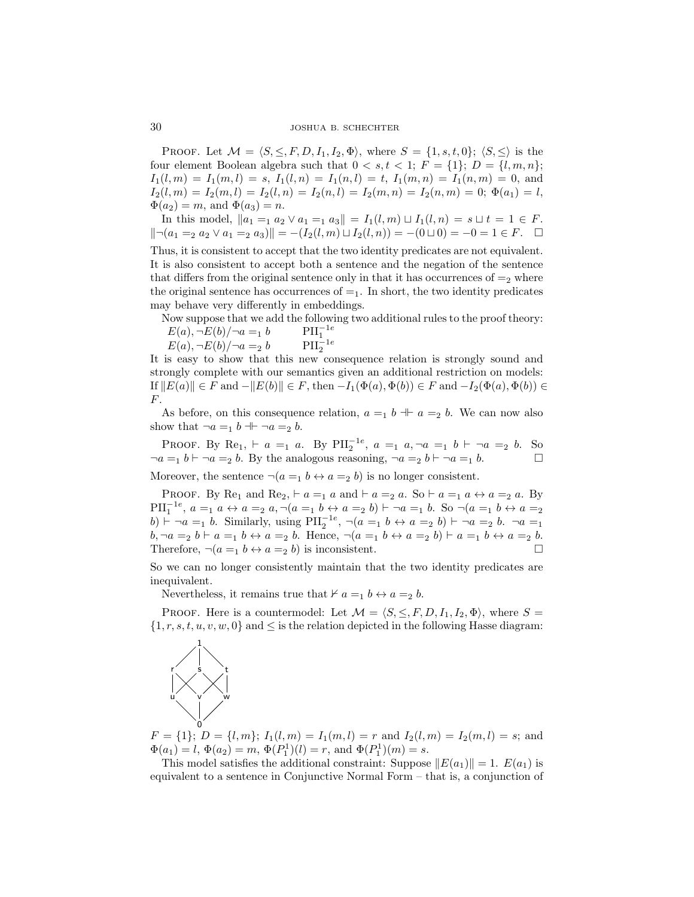PROOF. Let $\mathcal{M} = \langle S, \leq, F, D, I_1, I_2, \Phi\rangle$, where $S = \{1, s, t, 0\}$; $\langle S, \leq\rangle$ is the four element Boolean algebra such that $0 < s, t < 1$; $F = \{1\}$; $D = \{l, m, n\}$; $I_1(l, m) = I_1(m, l) = s$, $I_1(l, n) = I_1(n, l) = t$, $I_1(m, n) = I_1(n, m) = 0$, and $I_2(l, m) = I_2(m, l) = I_2(l, n) = I_2(n, l) = I_2(m, n) = I_2(n, m) = 0$; $\Phi(a_1) = l$, $\Phi(a_2) = m$, and $\Phi(a_3) = n$.

In this model, $\|a_1 =_1 a_2 \vee a_1 =_1 a_3\| = I_1(l, m) \sqcup I_1(l, n) = s \sqcup t = 1 \in F$. $\|\neg(a_1 =_2 a_2 \vee a_1 =_2 a_3)\| = -(I_2(l, m) \sqcup I_2(l, n)) = -(0 \sqcup 0) = -0 = 1 \in F$. □

Thus, it is consistent to accept that the two identity predicates are not equivalent. It is also consistent to accept both a sentence and the negation of the sentence that differs from the original sentence only in that it has occurrences of $=_2$ where the original sentence has occurrences of $=_1$. In short, the two identity predicates may behave very differently in embeddings.

Now suppose that we add the following two additional rules to the proof theory:

$E(a), \neg E(b)/\neg a =_1 b$ $\qquad$ $\text{PII}_1^{-1e}$

$E(a), \neg E(b)/\neg a =_2 b$ $\qquad$ $\text{PII}_2^{-1e}$

It is easy to show that this new consequence relation is strongly sound and strongly complete with our semantics given an additional restriction on models: If $\|E(a)\| \in F$ and $-\|E(b)\| \in F$, then $-I_1(\Phi(a), \Phi(b)) \in F$ and $-I_2(\Phi(a), \Phi(b)) \in F$.

As before, on this consequence relation, $a =_1 b \dashv\vdash a =_2 b$. We can now also show that $\neg a =_1 b \dashv\vdash \neg a =_2 b$.

PROOF. By $\text{Re}_1$, $\vdash a =_1 a$. By $\text{PII}_2^{-1e}$, $a =_1 a, \neg a =_1 b \vdash \neg a =_2 b$. So $\neg a =_1 b \vdash \neg a =_2 b$. By the analogous reasoning, $\neg a =_2 b \vdash \neg a =_1 b$. □

Moreover, the sentence $\neg(a =_1 b \leftrightarrow a =_2 b)$ is no longer consistent.

PROOF. By $\text{Re}_1$ and $\text{Re}_2$, $\vdash a =_1 a$ and $\vdash a =_2 a$. So $\vdash a =_1 a \leftrightarrow a =_2 a$. By $\text{PII}_1^{-1e}$, $a =_1 a \leftrightarrow a =_2 a, \neg(a =_1 b \leftrightarrow a =_2 b) \vdash \neg a =_1 b$. So $\neg(a =_1 b \leftrightarrow a =_2 b) \vdash \neg a =_1 b$. Similarly, using $\text{PII}_2^{-1e}$, $\neg(a =_1 b \leftrightarrow a =_2 b) \vdash \neg a =_2 b$. $\neg a =_1 b, \neg a =_2 b \vdash a =_1 b \leftrightarrow a =_2 b$. Hence, $\neg(a =_1 b \leftrightarrow a =_2 b) \vdash a =_1 b \leftrightarrow a =_2 b$. Therefore, $\neg(a =_1 b \leftrightarrow a =_2 b)$ is inconsistent. □

So we can no longer consistently maintain that the two identity predicates are inequivalent.

Nevertheless, it remains true that $\nvdash a =_1 b \leftrightarrow a =_2 b$.

PROOF. Here is a countermodel: Let $\mathcal{M} = \langle S, \leq, F, D, I_1, I_2, \Phi\rangle$, where $S = \{1, r, s, t, u, v, w, 0\}$ and $\leq$ is the relation depicted in the following Hasse diagram:

```
        1
      / | \
     r  s  t
     | X X |
     u  v  w
      \ | /
        0
```

$F = \{1\}$; $D = \{l, m\}$; $I_1(l, m) = I_1(m, l) = r$ and $I_2(l, m) = I_2(m, l) = s$; and $\Phi(a_1) = l$, $\Phi(a_2) = m$, $\Phi(P_1^1)(l) = r$, and $\Phi(P_1^1)(m) = s$.

This model satisfies the additional constraint: Suppose $\|E(a_1)\| = 1$. $E(a_1)$ is equivalent to a sentence in Conjunctive Normal Form – that is, a conjunction of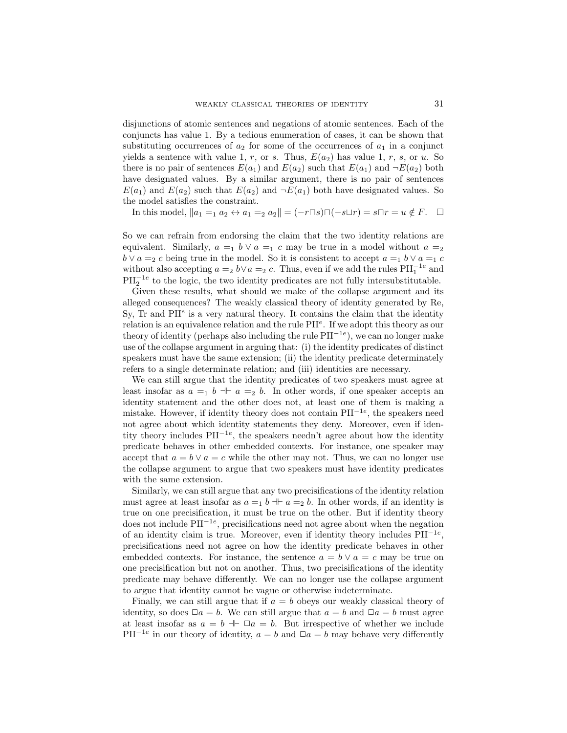disjunctions of atomic sentences and negations of atomic sentences. Each of the conjuncts has value 1. By a tedious enumeration of cases, it can be shown that substituting occurrences of $a_2$ for some of the occurrences of $a_1$ in a conjunct yields a sentence with value 1, $r$, or $s$. Thus, $E(a_2)$ has value 1, $r$, $s$, or $u$. So there is no pair of sentences $E(a_1)$ and $E(a_2)$ such that $E(a_1)$ and $\neg E(a_2)$ both have designated values. By a similar argument, there is no pair of sentences $E(a_1)$ and $E(a_2)$ such that $E(a_2)$ and $\neg E(a_1)$ both have designated values. So the model satisfies the constraint.

In this model, $\|a_1 =_1 a_2 \leftrightarrow a_1 =_2 a_2\| = (-r \sqcap s) \sqcap (-s \sqcup r) = s \sqcap r = u \notin F$. $\square$

So we can refrain from endorsing the claim that the two identity relations are equivalent. Similarly, $a =_1 b \vee a =_1 c$ may be true in a model without $a =_2 b \vee a =_2 c$ being true in the model. So it is consistent to accept $a =_1 b \vee a =_1 c$ without also accepting $a =_2 b \vee a =_2 c$. Thus, even if we add the rules $\text{PII}_1^{-1e}$ and $\text{PII}_2^{-1e}$ to the logic, the two identity predicates are not fully intersubstitutable.

Given these results, what should we make of the collapse argument and its alleged consequences? The weakly classical theory of identity generated by Re, Sy, Tr and $\text{PII}^e$ is a very natural theory. It contains the claim that the identity relation is an equivalence relation and the rule $\text{PII}^e$. If we adopt this theory as our theory of identity (perhaps also including the rule $\text{PII}^{-1e}$), we can no longer make use of the collapse argument in arguing that: (i) the identity predicates of distinct speakers must have the same extension; (ii) the identity predicate determinately refers to a single determinate relation; and (iii) identities are necessary.

We can still argue that the identity predicates of two speakers must agree at least insofar as $a =_1 b \dashv\vdash a =_2 b$. In other words, if one speaker accepts an identity statement and the other does not, at least one of them is making a mistake. However, if identity theory does not contain $\text{PII}^{-1e}$, the speakers need not agree about which identity statements they deny. Moreover, even if identity theory includes $\text{PII}^{-1e}$, the speakers needn't agree about how the identity predicate behaves in other embedded contexts. For instance, one speaker may accept that $a = b \vee a = c$ while the other may not. Thus, we can no longer use the collapse argument to argue that two speakers must have identity predicates with the same extension.

Similarly, we can still argue that any two precisifications of the identity relation must agree at least insofar as $a =_1 b \dashv\vdash a =_2 b$. In other words, if an identity is true on one precisification, it must be true on the other. But if identity theory does not include $\text{PII}^{-1e}$, precisifications need not agree about when the negation of an identity claim is true. Moreover, even if identity theory includes $\text{PII}^{-1e}$, precisifications need not agree on how the identity predicate behaves in other embedded contexts. For instance, the sentence $a = b \vee a = c$ may be true on one precisification but not on another. Thus, two precisifications of the identity predicate may behave differently. We can no longer use the collapse argument to argue that identity cannot be vague or otherwise indeterminate.

Finally, we can still argue that if $a = b$ obeys our weakly classical theory of identity, so does $\Box a = b$. We can still argue that $a = b$ and $\Box a = b$ must agree at least insofar as $a = b \dashv\vdash \Box a = b$. But irrespective of whether we include $\text{PII}^{-1e}$ in our theory of identity, $a = b$ and $\Box a = b$ may behave very differently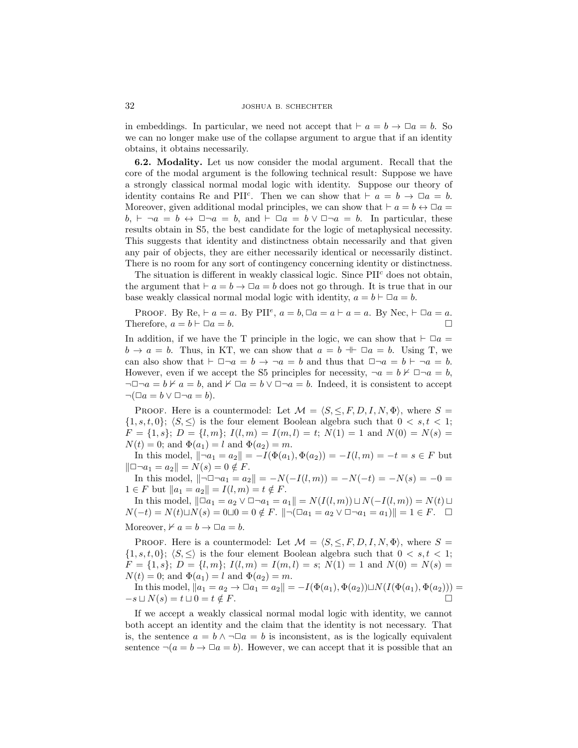in embeddings. In particular, we need not accept that $\vdash a = b \rightarrow \Box a = b$. So we can no longer make use of the collapse argument to argue that if an identity obtains, it obtains necessarily.

**6.2. Modality.** Let us now consider the modal argument. Recall that the core of the modal argument is the following technical result: Suppose we have a strongly classical normal modal logic with identity. Suppose our theory of identity contains Re and PII$^c$. Then we can show that $\vdash a = b \rightarrow \Box a = b$. Moreover, given additional modal principles, we can show that $\vdash a = b \leftrightarrow \Box a = b$, $\vdash \neg a = b \leftrightarrow \Box\neg a = b$, and $\vdash \Box a = b \vee \Box\neg a = b$. In particular, these results obtain in S5, the best candidate for the logic of metaphysical necessity. This suggests that identity and distinctness obtain necessarily and that given any pair of objects, they are either necessarily identical or necessarily distinct. There is no room for any sort of contingency concerning identity or distinctness.

The situation is different in weakly classical logic. Since PII$^c$ does not obtain, the argument that $\vdash a = b \rightarrow \Box a = b$ does not go through. It is true that in our base weakly classical normal modal logic with identity, $a = b \vdash \Box a = b$.

Proof. By Re, $\vdash a = a$. By PII$^e$, $a = b, \Box a = a \vdash a = a$. By Nec, $\vdash \Box a = a$. Therefore, $a = b \vdash \Box a = b$. □

In addition, if we have the T principle in the logic, we can show that $\vdash \Box a = b \rightarrow a = b$. Thus, in KT, we can show that $a = b \dashv\vdash \Box a = b$. Using T, we can also show that $\vdash \Box\neg a = b \rightarrow \neg a = b$ and thus that $\Box\neg a = b \vdash \neg a = b$. However, even if we accept the S5 principles for necessity, $\neg a = b \nvdash \Box\neg a = b$, $\neg\Box\neg a = b \nvdash a = b$, and $\nvdash \Box a = b \vee \Box\neg a = b$. Indeed, it is consistent to accept $\neg(\Box a = b \vee \Box\neg a = b)$.

Proof. Here is a countermodel: Let $\mathcal{M} = \langle S, \leq, F, D, I, N, \Phi\rangle$, where $S = \{1, s, t, 0\}$; $\langle S, \leq\rangle$ is the four element Boolean algebra such that $0 < s, t < 1$; $F = \{1, s\}$; $D = \{l, m\}$; $I(l, m) = I(m, l) = t$; $N(1) = 1$ and $N(0) = N(s) = N(t) = 0$; and $\Phi(a_1) = l$ and $\Phi(a_2) = m$.

In this model, $\|\neg a_1 = a_2\| = -I(\Phi(a_1), \Phi(a_2)) = -I(l, m) = -t = s \in F$ but $\|\Box\neg a_1 = a_2\| = N(s) = 0 \notin F$.

In this model, $\|\neg\Box\neg a_1 = a_2\| = -N(-I(l, m)) = -N(-t) = -N(s) = -0 = 1 \in F$ but $\|a_1 = a_2\| = I(l, m) = t \notin F$.

In this model, $\|\Box a_1 = a_2 \vee \Box\neg a_1 = a_1\| = N(I(l, m)) \sqcup N(-I(l, m)) = N(t) \sqcup N(-t) = N(t) \sqcup N(s) = 0 \sqcup 0 = 0 \notin F$. $\|\neg(\Box a_1 = a_2 \vee \Box\neg a_1 = a_1)\| = 1 \in F$. □

Moreover, $\nvdash a = b \rightarrow \Box a = b$.

Proof. Here is a countermodel: Let $\mathcal{M} = \langle S, \leq, F, D, I, N, \Phi\rangle$, where $S = \{1, s, t, 0\}$; $\langle S, \leq\rangle$ is the four element Boolean algebra such that $0 < s, t < 1$; $F = \{1, s\}$; $D = \{l, m\}$; $I(l, m) = I(m, l) = s$; $N(1) = 1$ and $N(0) = N(s) = N(t) = 0$; and $\Phi(a_1) = l$ and $\Phi(a_2) = m$.

In this model, $\|a_1 = a_2 \rightarrow \Box a_1 = a_2\| = -I(\Phi(a_1), \Phi(a_2)) \sqcup N(I(\Phi(a_1), \Phi(a_2))) = -s \sqcup N(s) = t \sqcup 0 = t \notin F$. □

If we accept a weakly classical normal modal logic with identity, we cannot both accept an identity and the claim that the identity is not necessary. That is, the sentence $a = b \wedge \neg\Box a = b$ is inconsistent, as is the logically equivalent sentence $\neg(a = b \rightarrow \Box a = b)$. However, we can accept that it is possible that an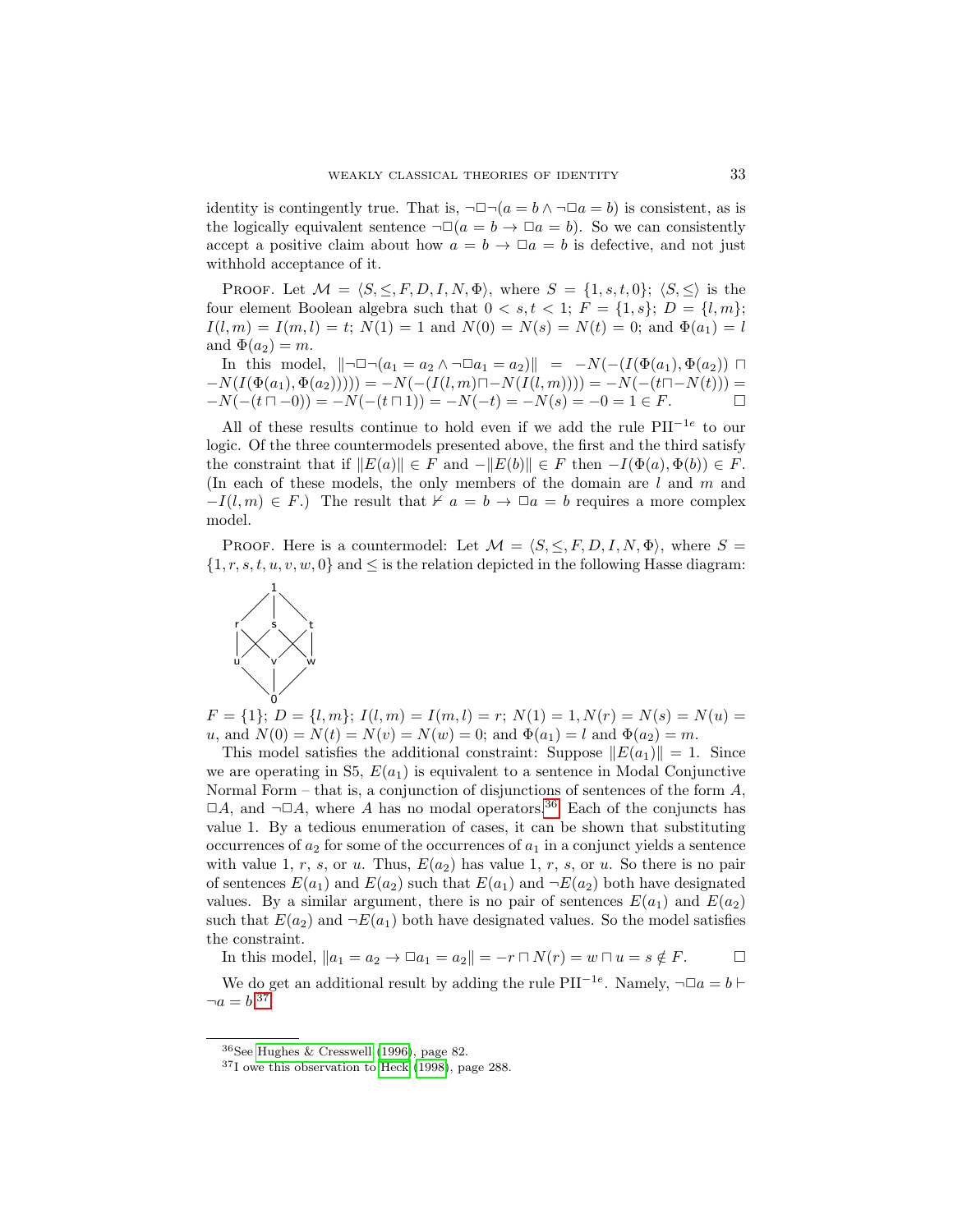identity is contingently true. That is, $\neg\Box\neg(a = b \wedge \neg\Box a = b)$ is consistent, as is the logically equivalent sentence $\neg\Box(a = b \to \Box a = b)$. So we can consistently accept a positive claim about how $a = b \to \Box a = b$ is defective, and not just withhold acceptance of it.

Proof. Let $\mathcal{M} = \langle S, \leq, F, D, I, N, \Phi\rangle$, where $S = \{1, s, t, 0\}$; $\langle S, \leq\rangle$ is the four element Boolean algebra such that $0 < s, t < 1$; $F = \{1, s\}$; $D = \{l, m\}$; $I(l, m) = I(m, l) = t$; $N(1) = 1$ and $N(0) = N(s) = N(t) = 0$; and $\Phi(a_1) = l$ and $\Phi(a_2) = m$.

In this model, $\|\neg\Box\neg(a_1 = a_2 \wedge \neg\Box a_1 = a_2)\| = -N(-(I(\Phi(a_1), \Phi(a_2)) \sqcap -N(I(\Phi(a_1), \Phi(a_2))))) = -N(-(I(l, m) \sqcap -N(I(l, m)))) = -N(-(t \sqcap -N(t))) = -N(-(t \sqcap -0)) = -N(-(t \sqcap 1)) = -N(-t) = -N(s) = -0 = 1 \in F$. □

All of these results continue to hold even if we add the rule PII$^{-1e}$ to our logic. Of the three countermodels presented above, the first and the third satisfy the constraint that if $\|E(a)\| \in F$ and $-\|E(b)\| \in F$ then $-I(\Phi(a), \Phi(b)) \in F$. (In each of these models, the only members of the domain are $l$ and $m$ and $-I(l, m) \in F$.) The result that $\nvdash a = b \to \Box a = b$ requires a more complex model.

Proof. Here is a countermodel: Let $\mathcal{M} = \langle S, \leq, F, D, I, N, \Phi\rangle$, where $S = \{1, r, s, t, u, v, w, 0\}$ and $\leq$ is the relation depicted in the following Hasse diagram:

$F = \{1\}$; $D = \{l, m\}$; $I(l, m) = I(m, l) = r$; $N(1) = 1, N(r) = N(s) = N(u) = u$, and $N(0) = N(t) = N(v) = N(w) = 0$; and $\Phi(a_1) = l$ and $\Phi(a_2) = m$.

This model satisfies the additional constraint: Suppose $\|E(a_1)\| = 1$. Since we are operating in S5, $E(a_1)$ is equivalent to a sentence in Modal Conjunctive Normal Form – that is, a conjunction of disjunctions of sentences of the form $A$, $\Box A$, and $\neg\Box A$, where $A$ has no modal operators.[36] Each of the conjuncts has value 1. By a tedious enumeration of cases, it can be shown that substituting occurrences of $a_2$ for some of the occurrences of $a_1$ in a conjunct yields a sentence with value 1, $r$, $s$, or $u$. Thus, $E(a_2)$ has value 1, $r$, $s$, or $u$. So there is no pair of sentences $E(a_1)$ and $E(a_2)$ such that $E(a_1)$ and $\neg E(a_2)$ both have designated values. By a similar argument, there is no pair of sentences $E(a_1)$ and $E(a_2)$ such that $E(a_2)$ and $\neg E(a_1)$ both have designated values. So the model satisfies the constraint.

In this model, $\|a_1 = a_2 \to \Box a_1 = a_2\| = -r \sqcap N(r) = w \sqcap u = s \notin F$. □

We do get an additional result by adding the rule PII$^{-1e}$. Namely, $\neg\Box a = b \vdash \neg a = b$.[37]

[36] See Hughes & Cresswell (1996), page 82.

[37] I owe this observation to Heck (1998), page 288.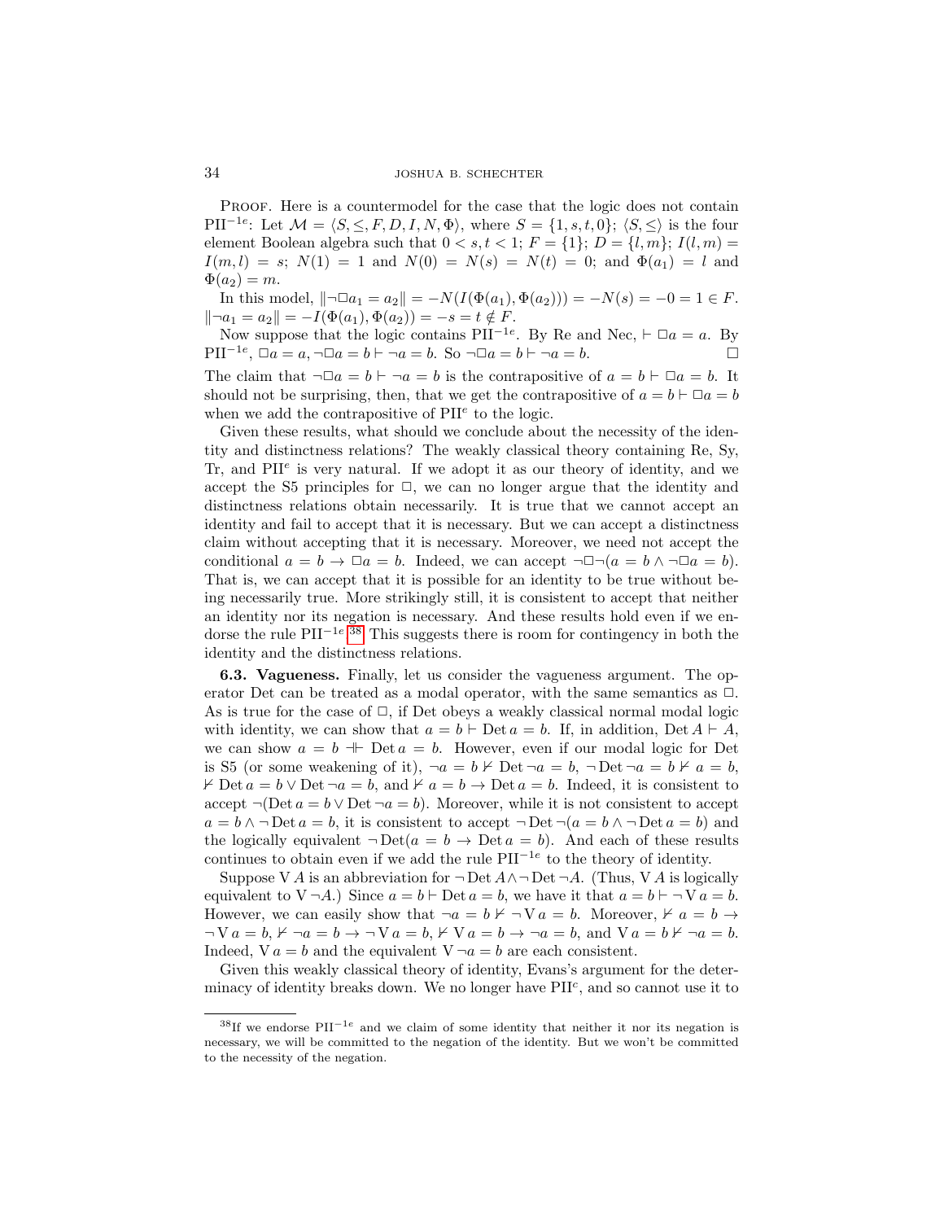Proof. Here is a countermodel for the case that the logic does not contain $\text{PII}^{-1e}$: Let $\mathcal{M} = \langle S, \leq, F, D, I, N, \Phi \rangle$, where $S = \{1, s, t, 0\}$; $\langle S, \leq \rangle$ is the four element Boolean algebra such that $0 < s, t < 1$; $F = \{1\}$; $D = \{l, m\}$; $I(l, m) = I(m, l) = s$; $N(1) = 1$ and $N(0) = N(s) = N(t) = 0$; and $\Phi(a_1) = l$ and $\Phi(a_2) = m$.

In this model, $\|\neg\Box a_1 = a_2\| = -N(I(\Phi(a_1), \Phi(a_2))) = -N(s) = -0 = 1 \in F$. $\|\neg a_1 = a_2\| = -I(\Phi(a_1), \Phi(a_2)) = -s = t \notin F$.

Now suppose that the logic contains $\text{PII}^{-1e}$. By Re and Nec, $\vdash \Box a = a$. By $\text{PII}^{-1e}$, $\Box a = a, \neg\Box a = b \vdash \neg a = b$. So $\neg\Box a = b \vdash \neg a = b$. $\Box$

The claim that $\neg\Box a = b \vdash \neg a = b$ is the contrapositive of $a = b \vdash \Box a = b$. It should not be surprising, then, that we get the contrapositive of $a = b \vdash \Box a = b$ when we add the contrapositive of $\text{PII}^e$ to the logic.

Given these results, what should we conclude about the necessity of the identity and distinctness relations? The weakly classical theory containing Re, Sy, Tr, and $\text{PII}^e$ is very natural. If we adopt it as our theory of identity, and we accept the S5 principles for $\Box$, we can no longer argue that the identity and distinctness relations obtain necessarily. It is true that we cannot accept an identity and fail to accept that it is necessary. But we can accept a distinctness claim without accepting that it is necessary. Moreover, we need not accept the conditional $a = b \rightarrow \Box a = b$. Indeed, we can accept $\neg\Box\neg(a = b \wedge \neg\Box a = b)$. That is, we can accept that it is possible for an identity to be true without being necessarily true. More strikingly still, it is consistent to accept that neither an identity nor its negation is necessary. And these results hold even if we endorse the rule $\text{PII}^{-1e}$.[38] This suggests there is room for contingency in both the identity and the distinctness relations.

**6.3. Vagueness.** Finally, let us consider the vagueness argument. The operator Det can be treated as a modal operator, with the same semantics as $\Box$. As is true for the case of $\Box$, if Det obeys a weakly classical normal modal logic with identity, we can show that $a = b \vdash \text{Det}\, a = b$. If, in addition, $\text{Det}\, A \vdash A$, we can show $a = b \dashv\vdash \text{Det}\, a = b$. However, even if our modal logic for Det is S5 (or some weakening of it), $\neg a = b \nvdash \text{Det}\,\neg a = b$, $\neg\,\text{Det}\,\neg a = b \nvdash a = b$, $\nvdash \text{Det}\, a = b \vee \text{Det}\,\neg a = b$, and $\nvdash a = b \rightarrow \text{Det}\, a = b$. Indeed, it is consistent to accept $\neg(\text{Det}\, a = b \vee \text{Det}\,\neg a = b)$. Moreover, while it is not consistent to accept $a = b \wedge \neg\,\text{Det}\, a = b$, it is consistent to accept $\neg\,\text{Det}\,\neg(a = b \wedge \neg\,\text{Det}\, a = b)$ and the logically equivalent $\neg\,\text{Det}(a = b \rightarrow \text{Det}\, a = b)$. And each of these results continues to obtain even if we add the rule $\text{PII}^{-1e}$ to the theory of identity.

Suppose $\text{V}\, A$ is an abbreviation for $\neg\,\text{Det}\, A \wedge \neg\,\text{Det}\,\neg A$. (Thus, $\text{V}\, A$ is logically equivalent to $\text{V}\,\neg A$.) Since $a = b \vdash \text{Det}\, a = b$, we have it that $a = b \vdash \neg\,\text{V}\, a = b$. However, we can easily show that $\neg a = b \nvdash \neg\,\text{V}\, a = b$. Moreover, $\nvdash a = b \rightarrow \neg\,\text{V}\, a = b$, $\nvdash \neg a = b \rightarrow \neg\,\text{V}\, a = b$, $\nvdash \text{V}\, a = b \rightarrow \neg a = b$, and $\text{V}\, a = b \nvdash \neg a = b$. Indeed, $\text{V}\, a = b$ and the equivalent $\text{V}\,\neg a = b$ are each consistent.

Given this weakly classical theory of identity, Evans's argument for the determinacy of identity breaks down. We no longer have $\text{PII}^c$, and so cannot use it to

[38] If we endorse $\text{PII}^{-1e}$ and we claim of some identity that neither it nor its negation is necessary, we will be committed to the negation of the identity. But we won't be committed to the necessity of the negation.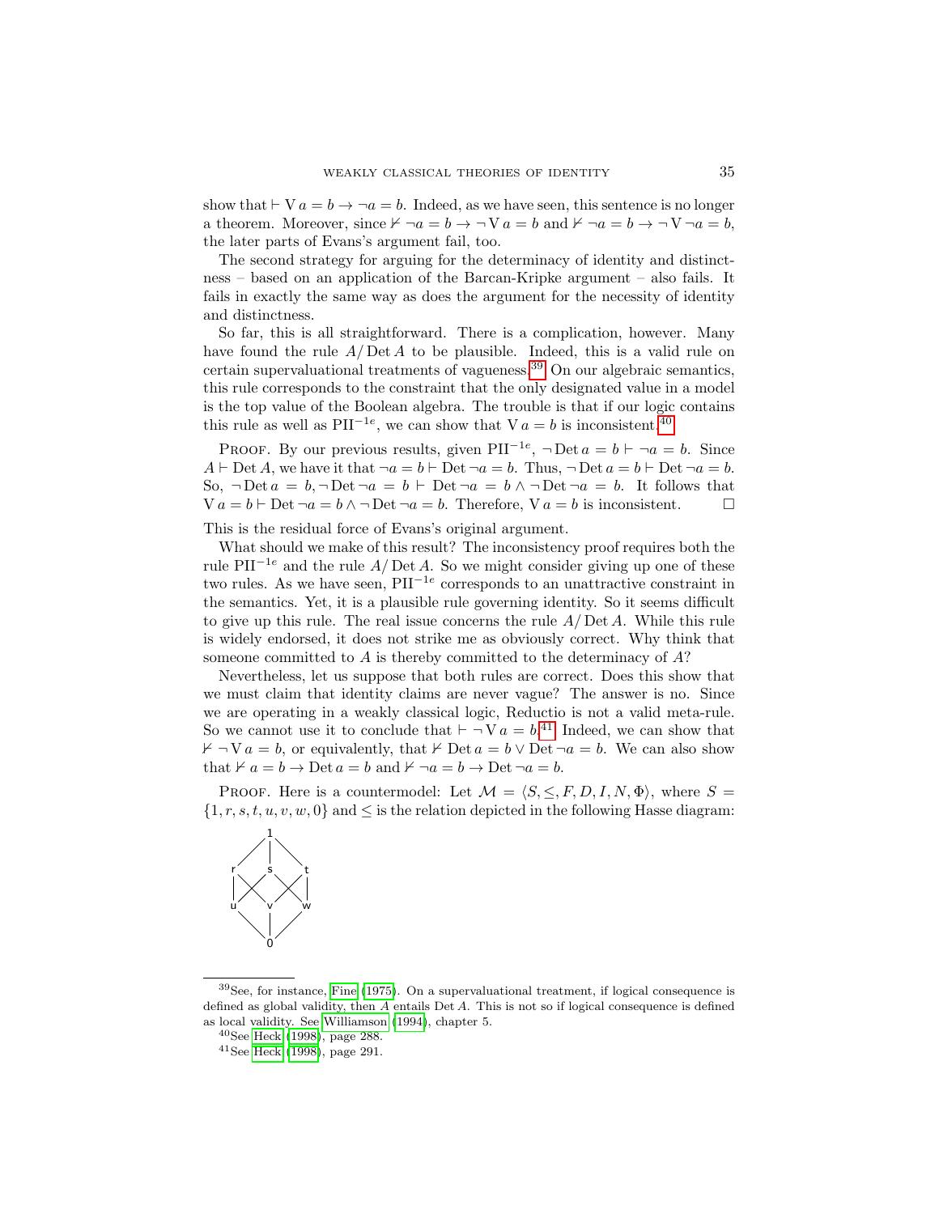show that $\vdash \mathrm{V}\, a = b \to \neg a = b$. Indeed, as we have seen, this sentence is no longer a theorem. Moreover, since $\nvdash \neg a = b \to \neg \mathrm{V}\, a = b$ and $\nvdash \neg a = b \to \neg \mathrm{V} \neg a = b$, the later parts of Evans's argument fail, too.

The second strategy for arguing for the determinacy of identity and distinctness – based on an application of the Barcan-Kripke argument – also fails. It fails in exactly the same way as does the argument for the necessity of identity and distinctness.

So far, this is all straightforward. There is a complication, however. Many have found the rule $A/\operatorname{Det} A$ to be plausible. Indeed, this is a valid rule on certain supervaluational treatments of vagueness.[39] On our algebraic semantics, this rule corresponds to the constraint that the only designated value in a model is the top value of the Boolean algebra. The trouble is that if our logic contains this rule as well as $\mathrm{PII}^{-1e}$, we can show that $\mathrm{V}\, a = b$ is inconsistent.[40]

Proof. By our previous results, given $\mathrm{PII}^{-1e}$, $\neg \operatorname{Det} a = b \vdash \neg a = b$. Since $A \vdash \operatorname{Det} A$, we have it that $\neg a = b \vdash \operatorname{Det} \neg a = b$. Thus, $\neg \operatorname{Det} a = b \vdash \operatorname{Det} \neg a = b$. So, $\neg \operatorname{Det} a = b, \neg \operatorname{Det} \neg a = b \vdash \operatorname{Det} \neg a = b \wedge \neg \operatorname{Det} \neg a = b$. It follows that $\mathrm{V}\, a = b \vdash \operatorname{Det} \neg a = b \wedge \neg \operatorname{Det} \neg a = b$. Therefore, $\mathrm{V}\, a = b$ is inconsistent. □

This is the residual force of Evans's original argument.

What should we make of this result? The inconsistency proof requires both the rule $\mathrm{PII}^{-1e}$ and the rule $A/\operatorname{Det} A$. So we might consider giving up one of these two rules. As we have seen, $\mathrm{PII}^{-1e}$ corresponds to an unattractive constraint in the semantics. Yet, it is a plausible rule governing identity. So it seems difficult to give up this rule. The real issue concerns the rule $A/\operatorname{Det} A$. While this rule is widely endorsed, it does not strike me as obviously correct. Why think that someone committed to $A$ is thereby committed to the determinacy of $A$?

Nevertheless, let us suppose that both rules are correct. Does this show that we must claim that identity claims are never vague? The answer is no. Since we are operating in a weakly classical logic, Reductio is not a valid meta-rule. So we cannot use it to conclude that $\vdash \neg \mathrm{V}\, a = b$.[41] Indeed, we can show that $\nvdash \neg \mathrm{V}\, a = b$, or equivalently, that $\nvdash \operatorname{Det} a = b \vee \operatorname{Det} \neg a = b$. We can also show that $\nvdash a = b \to \operatorname{Det} a = b$ and $\nvdash \neg a = b \to \operatorname{Det} \neg a = b$.

Proof. Here is a countermodel: Let $\mathcal{M} = \langle S, \leq, F, D, I, N, \Phi \rangle$, where $S = \{1, r, s, t, u, v, w, 0\}$ and $\leq$ is the relation depicted in the following Hasse diagram:

[39] See, for instance, Fine (1975). On a supervaluational treatment, if logical consequence is defined as global validity, then $A$ entails $\operatorname{Det} A$. This is not so if logical consequence is defined as local validity. See Williamson (1994), chapter 5.

[40] See Heck (1998), page 288.

[41] See Heck (1998), page 291.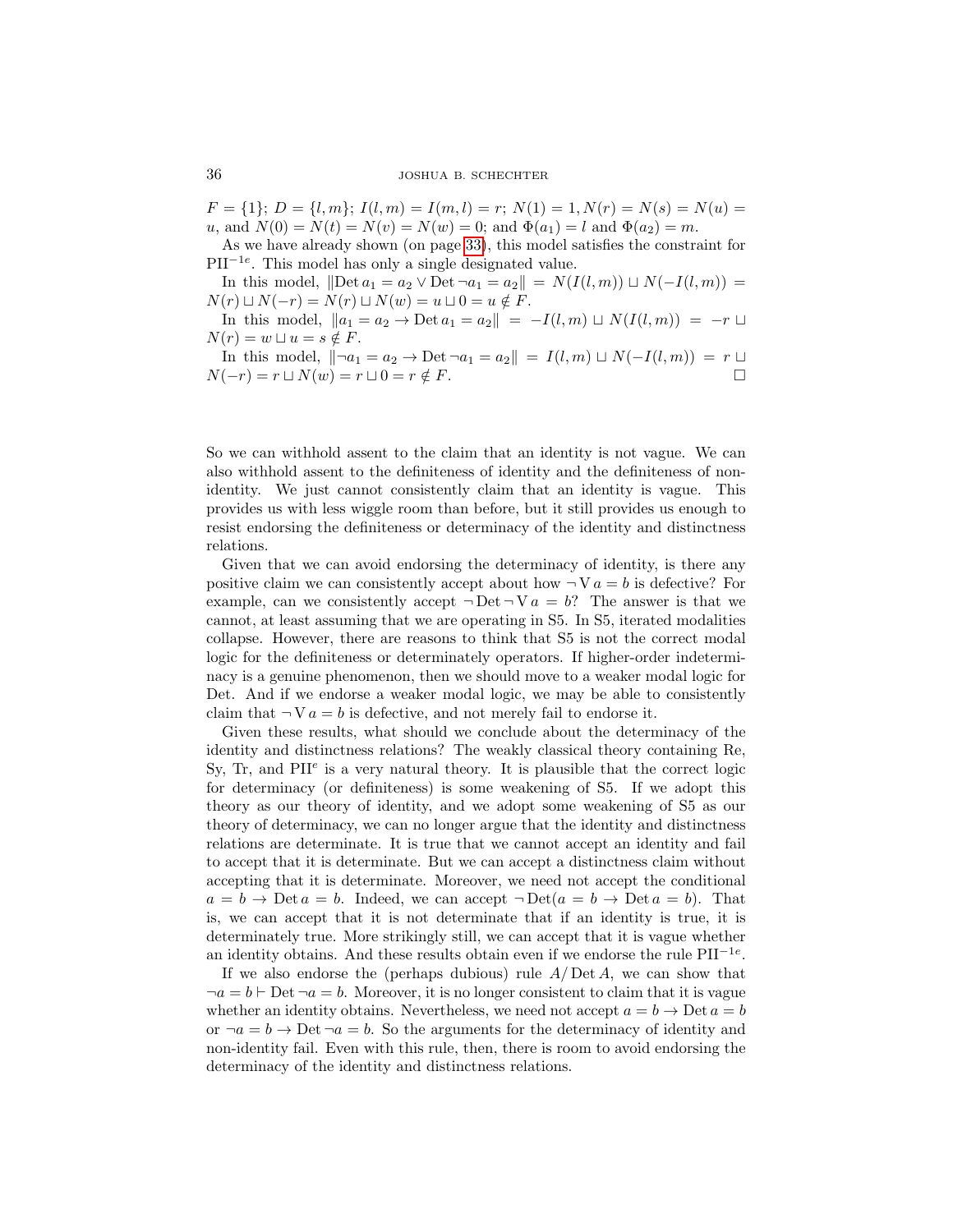$F = \{1\}$; $D = \{l, m\}$; $I(l, m) = I(m, l) = r$; $N(1) = 1, N(r) = N(s) = N(u) = u$, and $N(0) = N(t) = N(v) = N(w) = 0$; and $\Phi(a_1) = l$ and $\Phi(a_2) = m$.

As we have already shown (on page 33), this model satisfies the constraint for $\text{PII}^{-1e}$. This model has only a single designated value.

In this model, $\|\text{Det}\, a_1 = a_2 \vee \text{Det}\, \neg a_1 = a_2\| = N(I(l, m)) \sqcup N(-I(l, m)) = N(r) \sqcup N(-r) = N(r) \sqcup N(w) = u \sqcup 0 = u \notin F$.

In this model, $\|a_1 = a_2 \rightarrow \text{Det}\, a_1 = a_2\| = -I(l, m) \sqcup N(I(l, m)) = -r \sqcup N(r) = w \sqcup u = s \notin F$.

In this model, $\|\neg a_1 = a_2 \rightarrow \text{Det}\, \neg a_1 = a_2\| = I(l, m) \sqcup N(-I(l, m)) = r \sqcup N(-r) = r \sqcup N(w) = r \sqcup 0 = r \notin F$. □

So we can withhold assent to the claim that an identity is not vague. We can also withhold assent to the definiteness of identity and the definiteness of non-identity. We just cannot consistently claim that an identity is vague. This provides us with less wiggle room than before, but it still provides us enough to resist endorsing the definiteness or determinacy of the identity and distinctness relations.

Given that we can avoid endorsing the determinacy of identity, is there any positive claim we can consistently accept about how $\neg \text{V}\, a = b$ is defective? For example, can we consistently accept $\neg \text{Det}\, \neg \text{V}\, a = b$? The answer is that we cannot, at least assuming that we are operating in S5. In S5, iterated modalities collapse. However, there are reasons to think that S5 is not the correct modal logic for the definiteness or determinately operators. If higher-order indeterminacy is a genuine phenomenon, then we should move to a weaker modal logic for Det. And if we endorse a weaker modal logic, we may be able to consistently claim that $\neg \text{V}\, a = b$ is defective, and not merely fail to endorse it.

Given these results, what should we conclude about the determinacy of the identity and distinctness relations? The weakly classical theory containing Re, Sy, Tr, and $\text{PII}^{e}$ is a very natural theory. It is plausible that the correct logic for determinacy (or definiteness) is some weakening of S5. If we adopt this theory as our theory of identity, and we adopt some weakening of S5 as our theory of determinacy, we can no longer argue that the identity and distinctness relations are determinate. It is true that we cannot accept an identity and fail to accept that it is determinate. But we can accept a distinctness claim without accepting that it is determinate. Moreover, we need not accept the conditional $a = b \rightarrow \text{Det}\, a = b$. Indeed, we can accept $\neg \text{Det}(a = b \rightarrow \text{Det}\, a = b)$. That is, we can accept that it is not determinate that if an identity is true, it is determinately true. More strikingly still, we can accept that it is vague whether an identity obtains. And these results obtain even if we endorse the rule $\text{PII}^{-1e}$.

If we also endorse the (perhaps dubious) rule $A/\text{Det}\, A$, we can show that $\neg a = b \vdash \text{Det}\, \neg a = b$. Moreover, it is no longer consistent to claim that it is vague whether an identity obtains. Nevertheless, we need not accept $a = b \rightarrow \text{Det}\, a = b$ or $\neg a = b \rightarrow \text{Det}\, \neg a = b$. So the arguments for the determinacy of identity and non-identity fail. Even with this rule, then, there is room to avoid endorsing the determinacy of the identity and distinctness relations.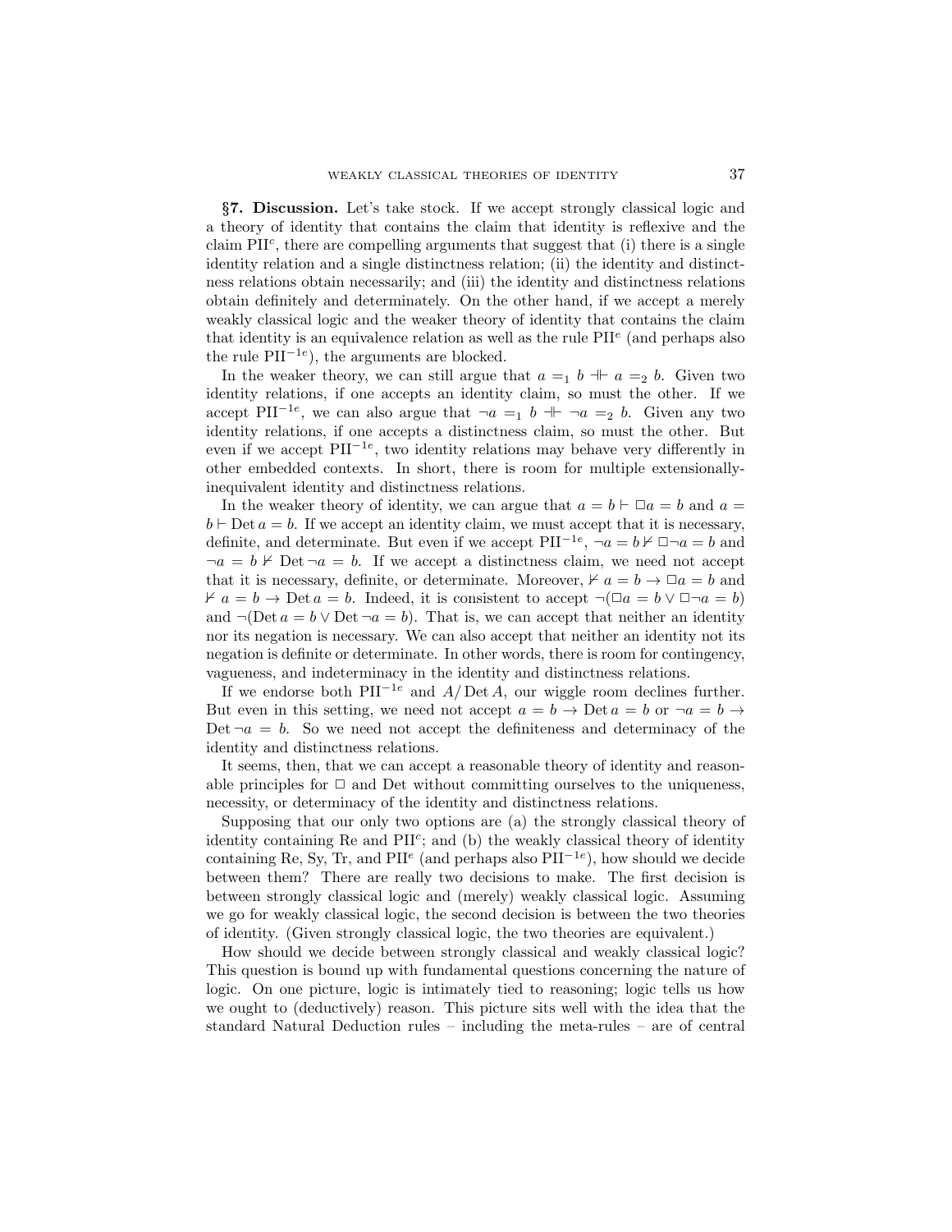**§7. Discussion.** Let's take stock. If we accept strongly classical logic and a theory of identity that contains the claim that identity is reflexive and the claim $\mathrm{PII}^c$, there are compelling arguments that suggest that (i) there is a single identity relation and a single distinctness relation; (ii) the identity and distinctness relations obtain necessarily; and (iii) the identity and distinctness relations obtain definitely and determinately. On the other hand, if we accept a merely weakly classical logic and the weaker theory of identity that contains the claim that identity is an equivalence relation as well as the rule $\mathrm{PII}^e$ (and perhaps also the rule $\mathrm{PII}^{-1e}$), the arguments are blocked.

In the weaker theory, we can still argue that $a =_1 b \dashv\vdash a =_2 b$. Given two identity relations, if one accepts an identity claim, so must the other. If we accept $\mathrm{PII}^{-1e}$, we can also argue that $\neg a =_1 b \dashv\vdash \neg a =_2 b$. Given any two identity relations, if one accepts a distinctness claim, so must the other. But even if we accept $\mathrm{PII}^{-1e}$, two identity relations may behave very differently in other embedded contexts. In short, there is room for multiple extensionally-inequivalent identity and distinctness relations.

In the weaker theory of identity, we can argue that $a = b \vdash \Box a = b$ and $a = b \vdash \mathrm{Det}\, a = b$. If we accept an identity claim, we must accept that it is necessary, definite, and determinate. But even if we accept $\mathrm{PII}^{-1e}$, $\neg a = b \nvdash \Box\neg a = b$ and $\neg a = b \nvdash \mathrm{Det}\,\neg a = b$. If we accept a distinctness claim, we need not accept that it is necessary, definite, or determinate. Moreover, $\nvdash a = b \to \Box a = b$ and $\nvdash a = b \to \mathrm{Det}\, a = b$. Indeed, it is consistent to accept $\neg(\Box a = b \vee \Box\neg a = b)$ and $\neg(\mathrm{Det}\, a = b \vee \mathrm{Det}\,\neg a = b)$. That is, we can accept that neither an identity nor its negation is necessary. We can also accept that neither an identity not its negation is definite or determinate. In other words, there is room for contingency, vagueness, and indeterminacy in the identity and distinctness relations.

If we endorse both $\mathrm{PII}^{-1e}$ and $A/\mathrm{Det}\, A$, our wiggle room declines further. But even in this setting, we need not accept $a = b \to \mathrm{Det}\, a = b$ or $\neg a = b \to \mathrm{Det}\,\neg a = b$. So we need not accept the definiteness and determinacy of the identity and distinctness relations.

It seems, then, that we can accept a reasonable theory of identity and reasonable principles for $\Box$ and Det without committing ourselves to the uniqueness, necessity, or determinacy of the identity and distinctness relations.

Supposing that our only two options are (a) the strongly classical theory of identity containing Re and $\mathrm{PII}^c$; and (b) the weakly classical theory of identity containing Re, Sy, Tr, and $\mathrm{PII}^e$ (and perhaps also $\mathrm{PII}^{-1e}$), how should we decide between them? There are really two decisions to make. The first decision is between strongly classical logic and (merely) weakly classical logic. Assuming we go for weakly classical logic, the second decision is between the two theories of identity. (Given strongly classical logic, the two theories are equivalent.)

How should we decide between strongly classical and weakly classical logic? This question is bound up with fundamental questions concerning the nature of logic. On one picture, logic is intimately tied to reasoning; logic tells us how we ought to (deductively) reason. This picture sits well with the idea that the standard Natural Deduction rules – including the meta-rules – are of central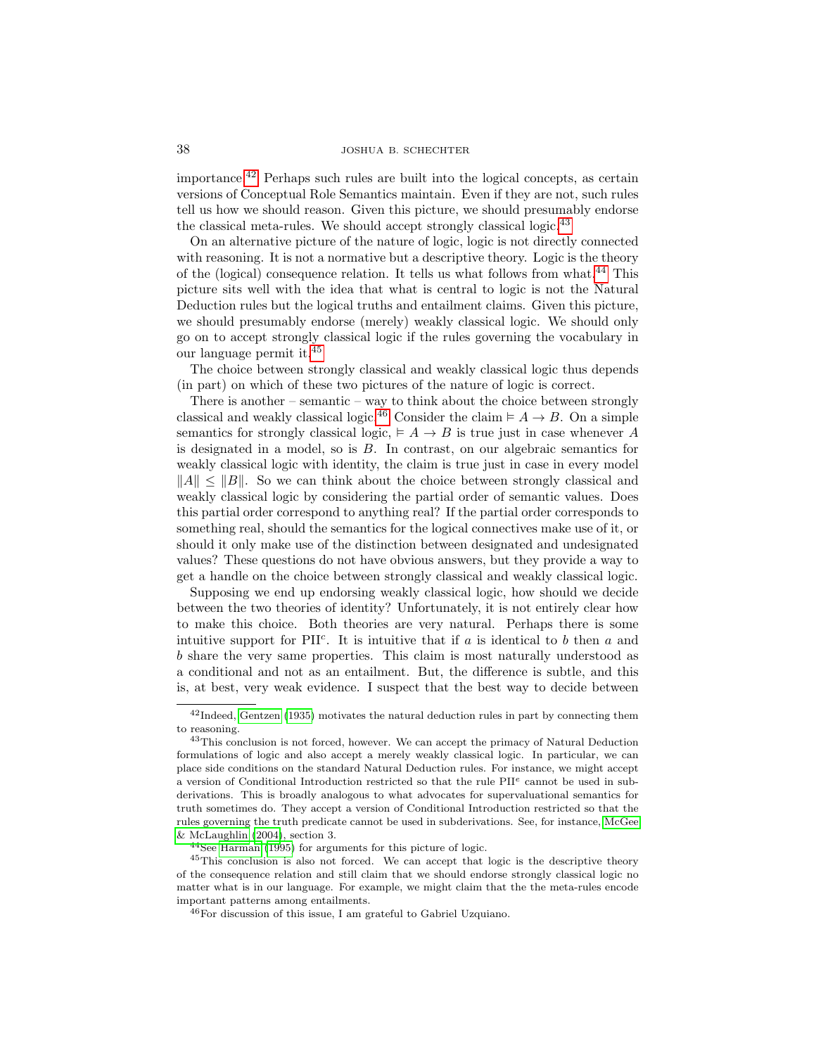importance.[42] Perhaps such rules are built into the logical concepts, as certain versions of Conceptual Role Semantics maintain. Even if they are not, such rules tell us how we should reason. Given this picture, we should presumably endorse the classical meta-rules. We should accept strongly classical logic.[43]

On an alternative picture of the nature of logic, logic is not directly connected with reasoning. It is not a normative but a descriptive theory. Logic is the theory of the (logical) consequence relation. It tells us what follows from what.[44] This picture sits well with the idea that what is central to logic is not the Natural Deduction rules but the logical truths and entailment claims. Given this picture, we should presumably endorse (merely) weakly classical logic. We should only go on to accept strongly classical logic if the rules governing the vocabulary in our language permit it.[45]

The choice between strongly classical and weakly classical logic thus depends (in part) on which of these two pictures of the nature of logic is correct.

There is another – semantic – way to think about the choice between strongly classical and weakly classical logic.[46] Consider the claim $\vDash A \rightarrow B$. On a simple semantics for strongly classical logic, $\vDash A \rightarrow B$ is true just in case whenever $A$ is designated in a model, so is $B$. In contrast, on our algebraic semantics for weakly classical logic with identity, the claim is true just in case in every model $\|A\| \leq \|B\|$. So we can think about the choice between strongly classical and weakly classical logic by considering the partial order of semantic values. Does this partial order correspond to anything real? If the partial order corresponds to something real, should the semantics for the logical connectives make use of it, or should it only make use of the distinction between designated and undesignated values? These questions do not have obvious answers, but they provide a way to get a handle on the choice between strongly classical and weakly classical logic.

Supposing we end up endorsing weakly classical logic, how should we decide between the two theories of identity? Unfortunately, it is not entirely clear how to make this choice. Both theories are very natural. Perhaps there is some intuitive support for PII$^c$. It is intuitive that if $a$ is identical to $b$ then $a$ and $b$ share the very same properties. This claim is most naturally understood as a conditional and not as an entailment. But, the difference is subtle, and this is, at best, very weak evidence. I suspect that the best way to decide between

---

[42] Indeed, Gentzen (1935) motivates the natural deduction rules in part by connecting them to reasoning.

[43] This conclusion is not forced, however. We can accept the primacy of Natural Deduction formulations of logic and also accept a merely weakly classical logic. In particular, we can place side conditions on the standard Natural Deduction rules. For instance, we might accept a version of Conditional Introduction restricted so that the rule PII$^e$ cannot be used in subderivations. This is broadly analogous to what advocates for supervaluational semantics for truth sometimes do. They accept a version of Conditional Introduction restricted so that the rules governing the truth predicate cannot be used in subderivations. See, for instance, McGee & McLaughlin (2004), section 3.

[44] See Harman (1995) for arguments for this picture of logic.

[45] This conclusion is also not forced. We can accept that logic is the descriptive theory of the consequence relation and still claim that we should endorse strongly classical logic no matter what is in our language. For example, we might claim that the the meta-rules encode important patterns among entailments.

[46] For discussion of this issue, I am grateful to Gabriel Uzquiano.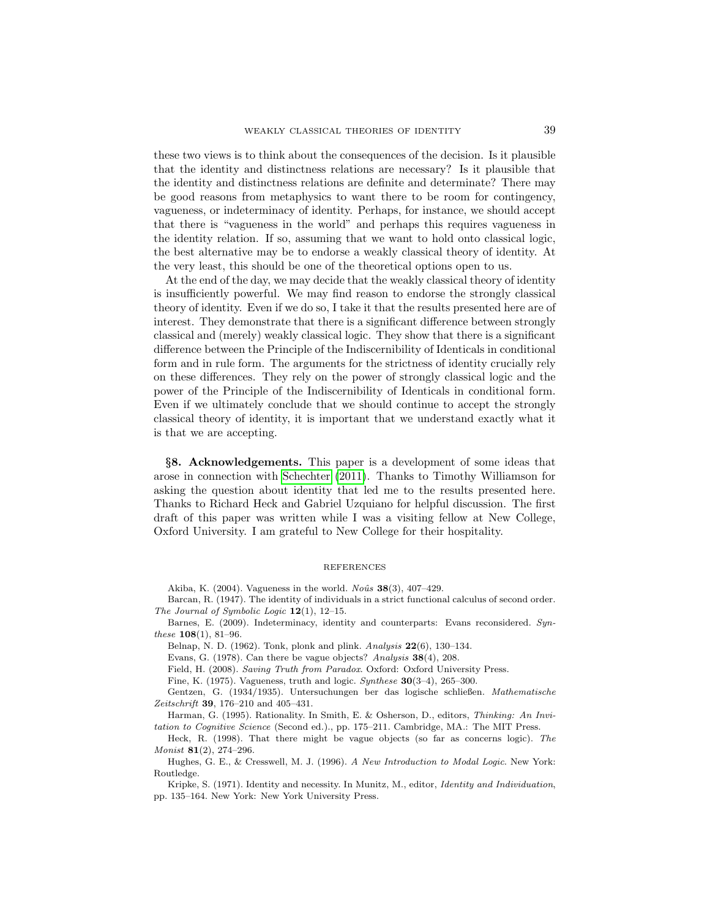these two views is to think about the consequences of the decision. Is it plausible that the identity and distinctness relations are necessary? Is it plausible that the identity and distinctness relations are definite and determinate? There may be good reasons from metaphysics to want there to be room for contingency, vagueness, or indeterminacy of identity. Perhaps, for instance, we should accept that there is "vagueness in the world" and perhaps this requires vagueness in the identity relation. If so, assuming that we want to hold onto classical logic, the best alternative may be to endorse a weakly classical theory of identity. At the very least, this should be one of the theoretical options open to us.

At the end of the day, we may decide that the weakly classical theory of identity is insufficiently powerful. We may find reason to endorse the strongly classical theory of identity. Even if we do so, I take it that the results presented here are of interest. They demonstrate that there is a significant difference between strongly classical and (merely) weakly classical logic. They show that there is a significant difference between the Principle of the Indiscernibility of Identicals in conditional form and in rule form. The arguments for the strictness of identity crucially rely on these differences. They rely on the power of strongly classical logic and the power of the Principle of the Indiscernibility of Identicals in conditional form. Even if we ultimately conclude that we should continue to accept the strongly classical theory of identity, it is important that we understand exactly what it is that we are accepting.

**§8. Acknowledgements.** This paper is a development of some ideas that arose in connection with Schechter (2011). Thanks to Timothy Williamson for asking the question about identity that led me to the results presented here. Thanks to Richard Heck and Gabriel Uzquiano for helpful discussion. The first draft of this paper was written while I was a visiting fellow at New College, Oxford University. I am grateful to New College for their hospitality.

## REFERENCES

Akiba, K. (2004). Vagueness in the world. *Noûs* **38**(3), 407–429.

Barcan, R. (1947). The identity of individuals in a strict functional calculus of second order. *The Journal of Symbolic Logic* **12**(1), 12–15.

Barnes, E. (2009). Indeterminacy, identity and counterparts: Evans reconsidered. *Synthese* **108**(1), 81–96.

Belnap, N. D. (1962). Tonk, plonk and plink. *Analysis* **22**(6), 130–134.

Evans, G. (1978). Can there be vague objects? *Analysis* **38**(4), 208.

Field, H. (2008). *Saving Truth from Paradox*. Oxford: Oxford University Press.

Fine, K. (1975). Vagueness, truth and logic. *Synthese* **30**(3–4), 265–300.

Gentzen, G. (1934/1935). Untersuchungen ber das logische schließen. *Mathematische Zeitschrift* **39**, 176–210 and 405–431.

Harman, G. (1995). Rationality. In Smith, E. & Osherson, D., editors, *Thinking: An Invitation to Cognitive Science* (Second ed.)., pp. 175–211. Cambridge, MA.: The MIT Press.

Heck, R. (1998). That there might be vague objects (so far as concerns logic). *The Monist* **81**(2), 274–296.

Hughes, G. E., & Cresswell, M. J. (1996). *A New Introduction to Modal Logic*. New York: Routledge.

Kripke, S. (1971). Identity and necessity. In Munitz, M., editor, *Identity and Individuation*, pp. 135–164. New York: New York University Press.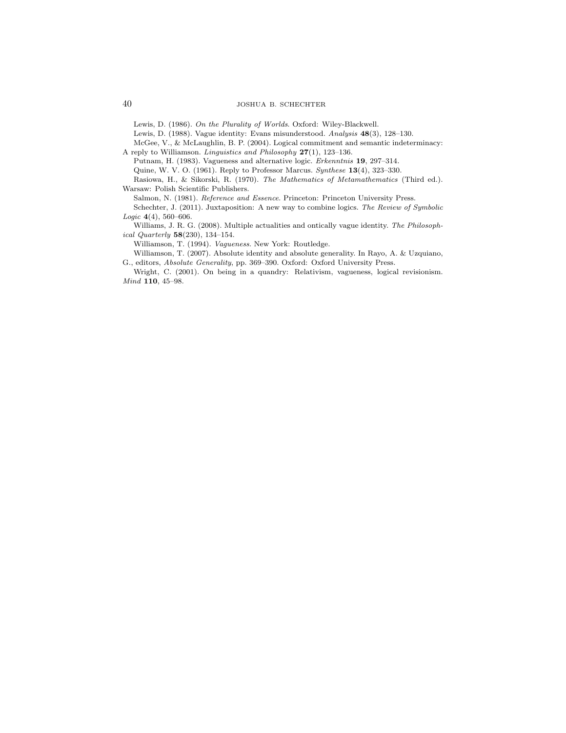Lewis, D. (1986). *On the Plurality of Worlds*. Oxford: Wiley-Blackwell.

Lewis, D. (1988). Vague identity: Evans misunderstood. *Analysis* **48**(3), 128–130.

McGee, V., & McLaughlin, B. P. (2004). Logical commitment and semantic indeterminacy: A reply to Williamson. *Linguistics and Philosophy* **27**(1), 123–136.

Putnam, H. (1983). Vagueness and alternative logic. *Erkenntnis* **19**, 297–314.

Quine, W. V. O. (1961). Reply to Professor Marcus. *Synthese* **13**(4), 323–330.

Rasiowa, H., & Sikorski, R. (1970). *The Mathematics of Metamathematics* (Third ed.). Warsaw: Polish Scientific Publishers.

Salmon, N. (1981). *Reference and Essence*. Princeton: Princeton University Press.

Schechter, J. (2011). Juxtaposition: A new way to combine logics. *The Review of Symbolic Logic* **4**(4), 560–606.

Williams, J. R. G. (2008). Multiple actualities and ontically vague identity. *The Philosophical Quarterly* **58**(230), 134–154.

Williamson, T. (1994). *Vagueness*. New York: Routledge.

Williamson, T. (2007). Absolute identity and absolute generality. In Rayo, A. & Uzquiano, G., editors, *Absolute Generality*, pp. 369–390. Oxford: Oxford University Press.

Wright, C. (2001). On being in a quandry: Relativism, vagueness, logical revisionism. *Mind* **110**, 45–98.